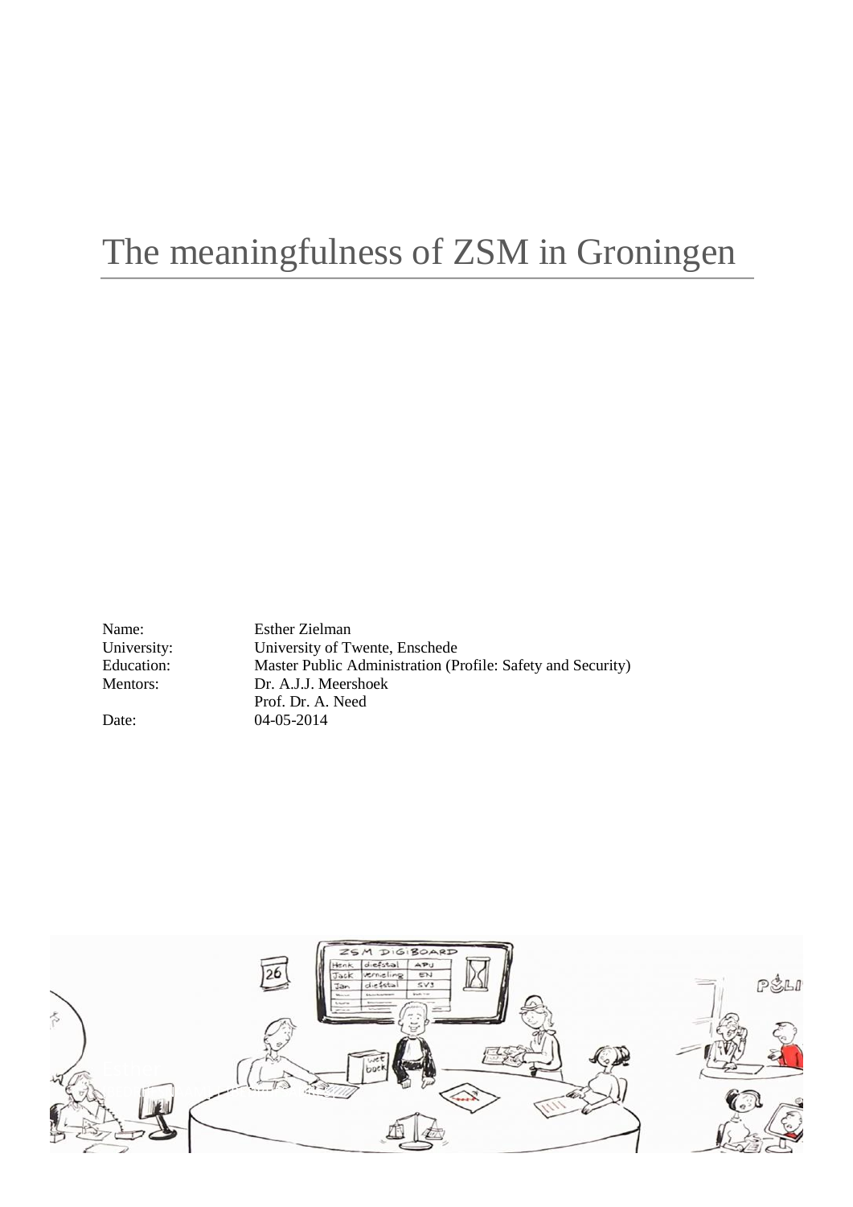# The meaningfulness of ZSM in Groningen

| | |
|---|---|
| Name: | Esther Zielman |
| University: | University of Twente, Enschede |
| Education: | Master Public Administration (Profile: Safety and Security) |
| Mentors: | Dr. A.J.J. Meershoek |
| | Prof. Dr. A. Need |
| Date: | 04-05-2014 |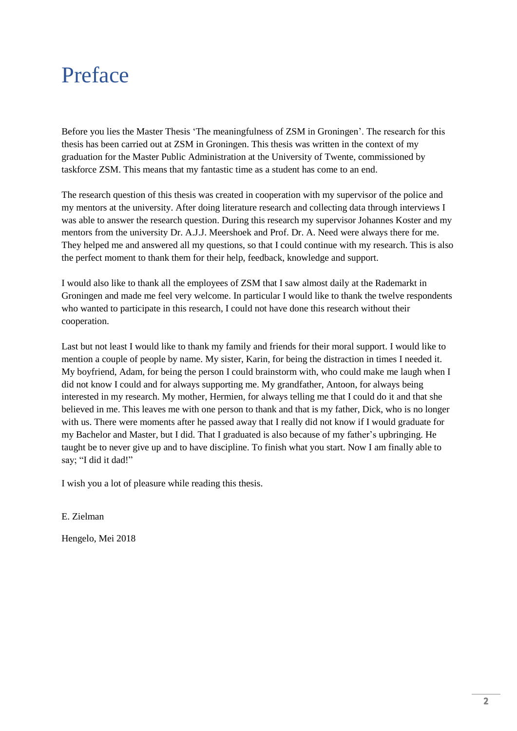# Preface

Before you lies the Master Thesis 'The meaningfulness of ZSM in Groningen'. The research for this thesis has been carried out at ZSM in Groningen. This thesis was written in the context of my graduation for the Master Public Administration at the University of Twente, commissioned by taskforce ZSM. This means that my fantastic time as a student has come to an end.

The research question of this thesis was created in cooperation with my supervisor of the police and my mentors at the university. After doing literature research and collecting data through interviews I was able to answer the research question. During this research my supervisor Johannes Koster and my mentors from the university Dr. A.J.J. Meershoek and Prof. Dr. A. Need were always there for me. They helped me and answered all my questions, so that I could continue with my research. This is also the perfect moment to thank them for their help, feedback, knowledge and support.

I would also like to thank all the employees of ZSM that I saw almost daily at the Rademarkt in Groningen and made me feel very welcome. In particular I would like to thank the twelve respondents who wanted to participate in this research, I could not have done this research without their cooperation.

Last but not least I would like to thank my family and friends for their moral support. I would like to mention a couple of people by name. My sister, Karin, for being the distraction in times I needed it. My boyfriend, Adam, for being the person I could brainstorm with, who could make me laugh when I did not know I could and for always supporting me. My grandfather, Antoon, for always being interested in my research. My mother, Hermien, for always telling me that I could do it and that she believed in me. This leaves me with one person to thank and that is my father, Dick, who is no longer with us. There were moments after he passed away that I really did not know if I would graduate for my Bachelor and Master, but I did. That I graduated is also because of my father's upbringing. He taught be to never give up and to have discipline. To finish what you start. Now I am finally able to say; "I did it dad!"

I wish you a lot of pleasure while reading this thesis.

E. Zielman

Hengelo, Mei 2018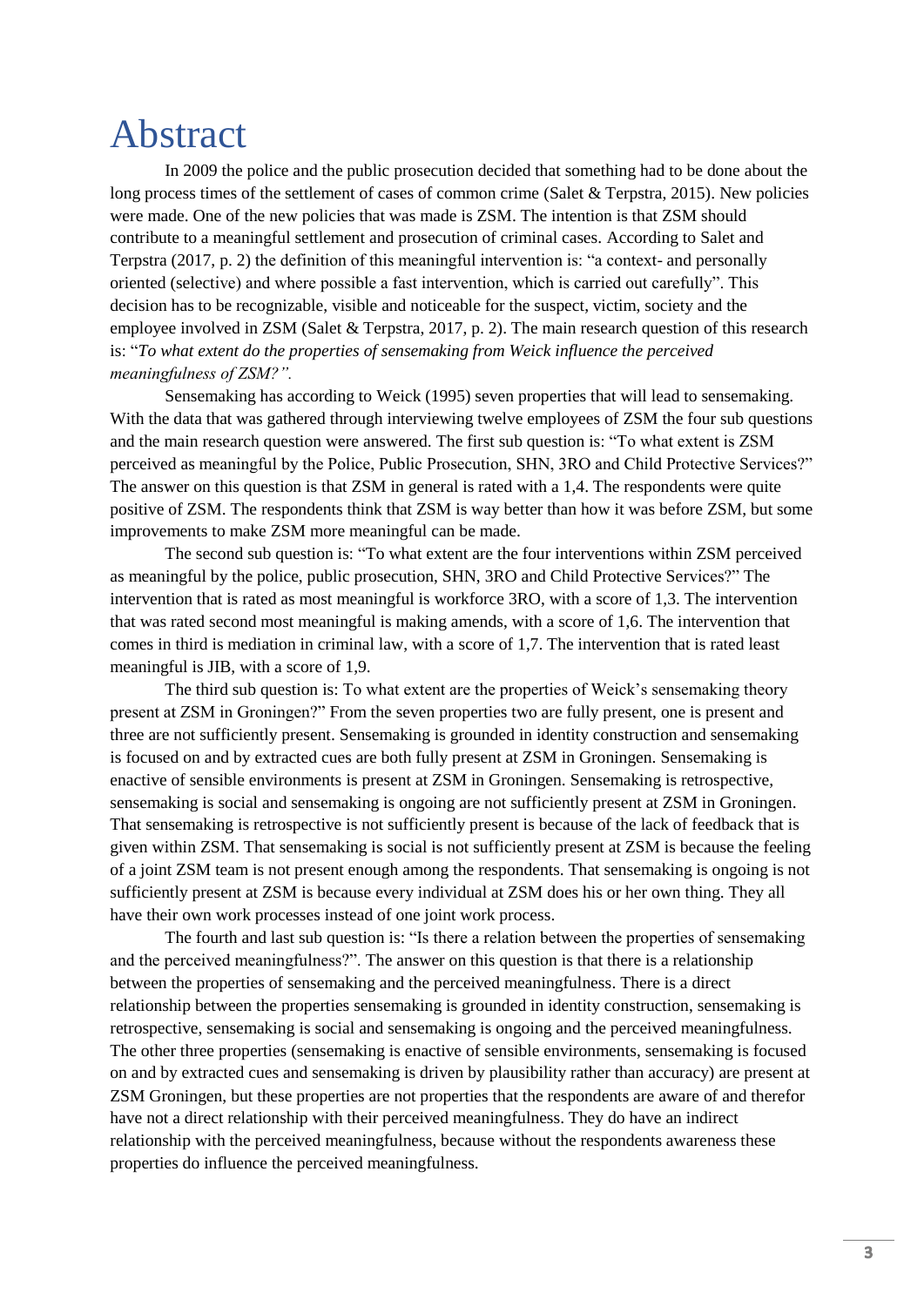# Abstract

In 2009 the police and the public prosecution decided that something had to be done about the long process times of the settlement of cases of common crime (Salet & Terpstra, 2015). New policies were made. One of the new policies that was made is ZSM. The intention is that ZSM should contribute to a meaningful settlement and prosecution of criminal cases. According to Salet and Terpstra (2017, p. 2) the definition of this meaningful intervention is: "a context- and personally oriented (selective) and where possible a fast intervention, which is carried out carefully". This decision has to be recognizable, visible and noticeable for the suspect, victim, society and the employee involved in ZSM (Salet & Terpstra, 2017, p. 2). The main research question of this research is: "*To what extent do the properties of sensemaking from Weick influence the perceived meaningfulness of ZSM?".*

Sensemaking has according to Weick (1995) seven properties that will lead to sensemaking. With the data that was gathered through interviewing twelve employees of ZSM the four sub questions and the main research question were answered. The first sub question is: "To what extent is ZSM perceived as meaningful by the Police, Public Prosecution, SHN, 3RO and Child Protective Services?" The answer on this question is that ZSM in general is rated with a 1,4. The respondents were quite positive of ZSM. The respondents think that ZSM is way better than how it was before ZSM, but some improvements to make ZSM more meaningful can be made.

The second sub question is: "To what extent are the four interventions within ZSM perceived as meaningful by the police, public prosecution, SHN, 3RO and Child Protective Services?" The intervention that is rated as most meaningful is workforce 3RO, with a score of 1,3. The intervention that was rated second most meaningful is making amends, with a score of 1,6. The intervention that comes in third is mediation in criminal law, with a score of 1,7. The intervention that is rated least meaningful is JIB, with a score of 1,9.

The third sub question is: To what extent are the properties of Weick's sensemaking theory present at ZSM in Groningen?" From the seven properties two are fully present, one is present and three are not sufficiently present. Sensemaking is grounded in identity construction and sensemaking is focused on and by extracted cues are both fully present at ZSM in Groningen. Sensemaking is enactive of sensible environments is present at ZSM in Groningen. Sensemaking is retrospective, sensemaking is social and sensemaking is ongoing are not sufficiently present at ZSM in Groningen. That sensemaking is retrospective is not sufficiently present is because of the lack of feedback that is given within ZSM. That sensemaking is social is not sufficiently present at ZSM is because the feeling of a joint ZSM team is not present enough among the respondents. That sensemaking is ongoing is not sufficiently present at ZSM is because every individual at ZSM does his or her own thing. They all have their own work processes instead of one joint work process.

The fourth and last sub question is: "Is there a relation between the properties of sensemaking and the perceived meaningfulness?". The answer on this question is that there is a relationship between the properties of sensemaking and the perceived meaningfulness. There is a direct relationship between the properties sensemaking is grounded in identity construction, sensemaking is retrospective, sensemaking is social and sensemaking is ongoing and the perceived meaningfulness. The other three properties (sensemaking is enactive of sensible environments, sensemaking is focused on and by extracted cues and sensemaking is driven by plausibility rather than accuracy) are present at ZSM Groningen, but these properties are not properties that the respondents are aware of and therefor have not a direct relationship with their perceived meaningfulness. They do have an indirect relationship with the perceived meaningfulness, because without the respondents awareness these properties do influence the perceived meaningfulness.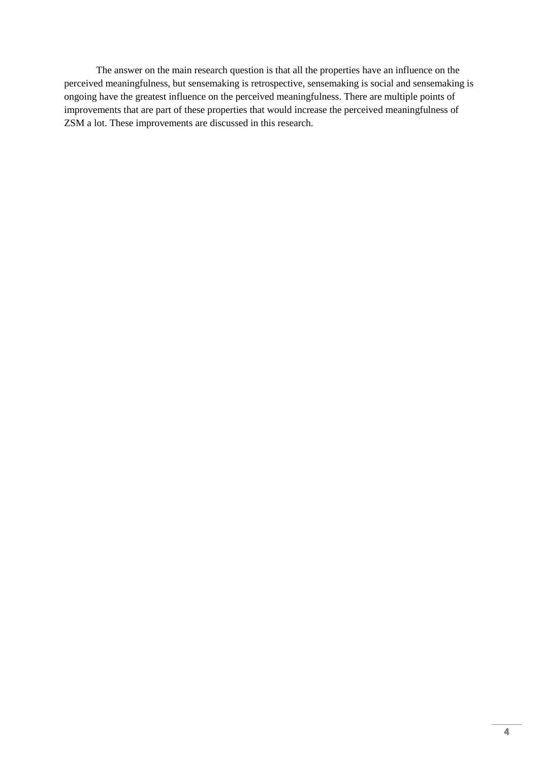The answer on the main research question is that all the properties have an influence on the perceived meaningfulness, but sensemaking is retrospective, sensemaking is social and sensemaking is ongoing have the greatest influence on the perceived meaningfulness. There are multiple points of improvements that are part of these properties that would increase the perceived meaningfulness of ZSM a lot. These improvements are discussed in this research.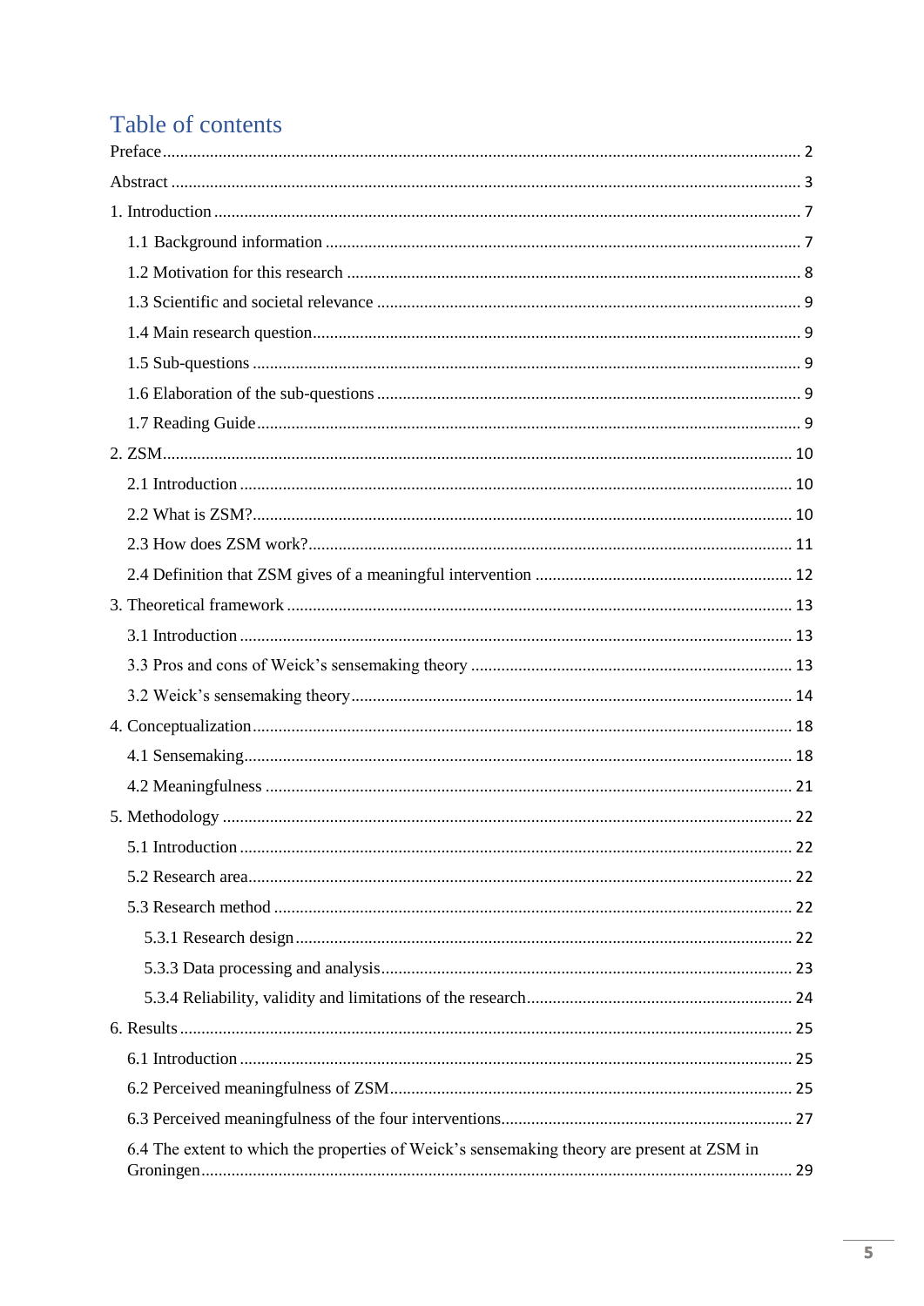# Table of contents

Preface .................................................................................................................................... 2

Abstract .................................................................................................................................... 3

1. Introduction ........................................................................................................................ 7

    1.1 Background information .............................................................................................. 7

    1.2 Motivation for this research ......................................................................................... 8

    1.3 Scientific and societal relevance .................................................................................. 9

    1.4 Main research question ................................................................................................. 9

    1.5 Sub-questions ............................................................................................................... 9

    1.6 Elaboration of the sub-questions .................................................................................. 9

    1.7 Reading Guide .............................................................................................................. 9

2. ZSM ................................................................................................................................... 10

    2.1 Introduction ................................................................................................................ 10

    2.2 What is ZSM? ............................................................................................................. 10

    2.3 How does ZSM work? ................................................................................................. 11

    2.4 Definition that ZSM gives of a meaningful intervention ............................................ 12

3. Theoretical framework ...................................................................................................... 13

    3.1 Introduction ................................................................................................................ 13

    3.3 Pros and cons of Weick's sensemaking theory ........................................................... 13

    3.2 Weick's sensemaking theory ....................................................................................... 14

4. Conceptualization ............................................................................................................. 18

    4.1 Sensemaking ............................................................................................................... 18

    4.2 Meaningfulness .......................................................................................................... 21

5. Methodology ..................................................................................................................... 22

    5.1 Introduction ................................................................................................................ 22

    5.2 Research area .............................................................................................................. 22

    5.3 Research method ........................................................................................................ 22

        5.3.1 Research design ................................................................................................... 22

        5.3.3 Data processing and analysis ................................................................................ 23

        5.3.4 Reliability, validity and limitations of the research ............................................. 24

6. Results .............................................................................................................................. 25

    6.1 Introduction ................................................................................................................ 25

    6.2 Perceived meaningfulness of ZSM ............................................................................. 25

    6.3 Perceived meaningfulness of the four interventions .................................................... 27

    6.4 The extent to which the properties of Weick's sensemaking theory are present at ZSM in Groningen ......................................................................................................................... 29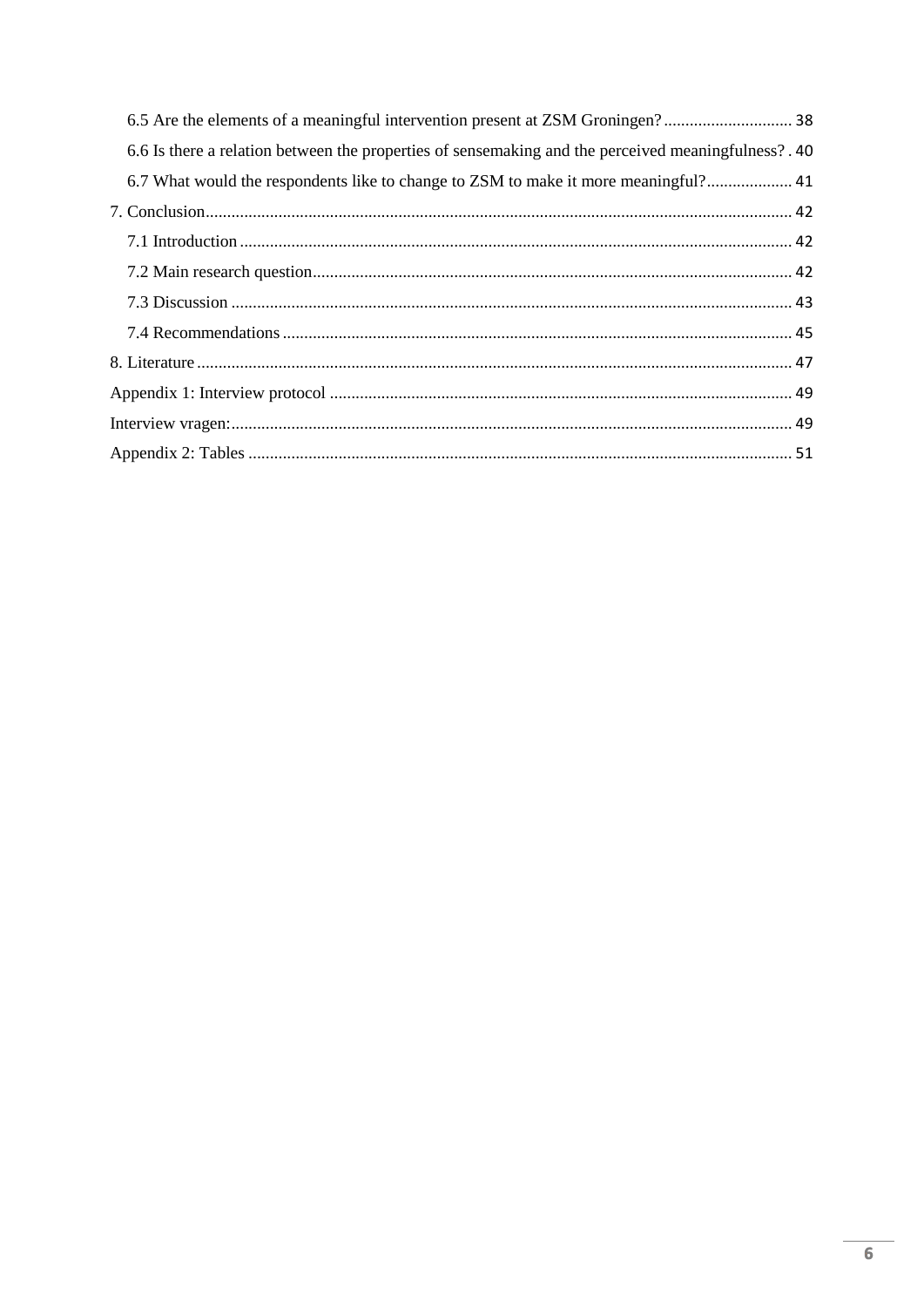6.5 Are the elements of a meaningful intervention present at ZSM Groningen? .............................. 38

6.6 Is there a relation between the properties of sensemaking and the perceived meaningfulness? . 40

6.7 What would the respondents like to change to ZSM to make it more meaningful?.................... 41

7. Conclusion......................................................................................................................................... 42

7.1 Introduction ................................................................................................................................ 42

7.2 Main research question............................................................................................................... 42

7.3 Discussion .................................................................................................................................. 43

7.4 Recommendations ...................................................................................................................... 45

8. Literature .......................................................................................................................................... 47

Appendix 1: Interview protocol ........................................................................................................... 49

Interview vragen:.................................................................................................................................. 49

Appendix 2: Tables ............................................................................................................................. 51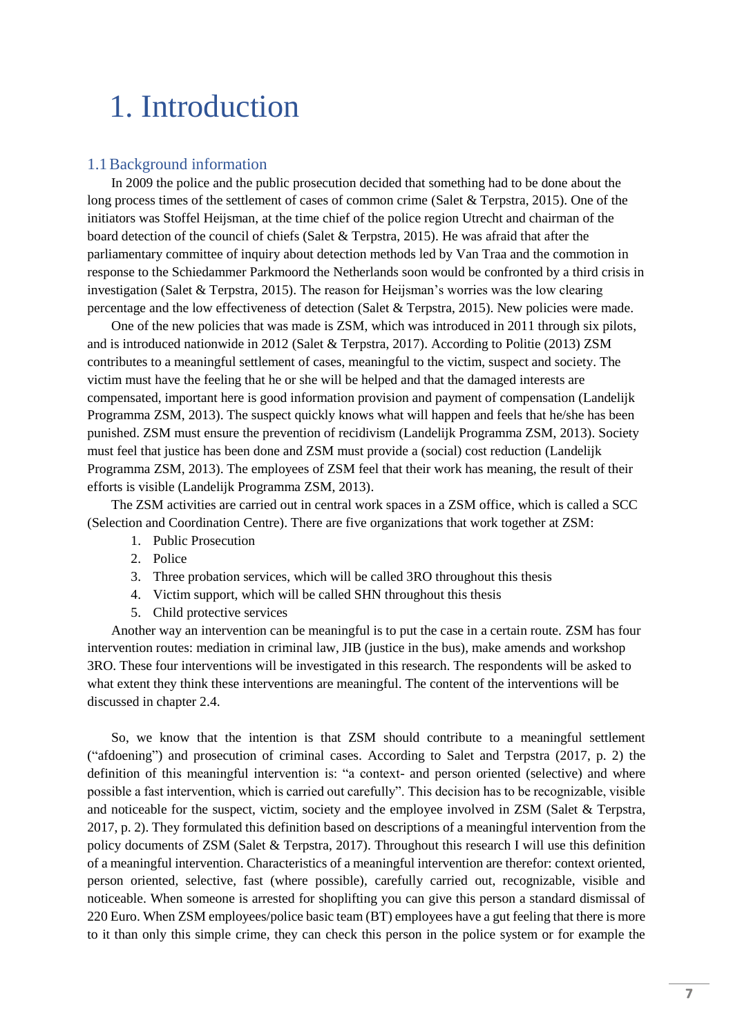# 1. Introduction

## 1.1 Background information

In 2009 the police and the public prosecution decided that something had to be done about the long process times of the settlement of cases of common crime (Salet & Terpstra, 2015). One of the initiators was Stoffel Heijsman, at the time chief of the police region Utrecht and chairman of the board detection of the council of chiefs (Salet & Terpstra, 2015). He was afraid that after the parliamentary committee of inquiry about detection methods led by Van Traa and the commotion in response to the Schiedammer Parkmoord the Netherlands soon would be confronted by a third crisis in investigation (Salet & Terpstra, 2015). The reason for Heijsman's worries was the low clearing percentage and the low effectiveness of detection (Salet & Terpstra, 2015). New policies were made.

One of the new policies that was made is ZSM, which was introduced in 2011 through six pilots, and is introduced nationwide in 2012 (Salet & Terpstra, 2017). According to Politie (2013) ZSM contributes to a meaningful settlement of cases, meaningful to the victim, suspect and society. The victim must have the feeling that he or she will be helped and that the damaged interests are compensated, important here is good information provision and payment of compensation (Landelijk Programma ZSM, 2013). The suspect quickly knows what will happen and feels that he/she has been punished. ZSM must ensure the prevention of recidivism (Landelijk Programma ZSM, 2013). Society must feel that justice has been done and ZSM must provide a (social) cost reduction (Landelijk Programma ZSM, 2013). The employees of ZSM feel that their work has meaning, the result of their efforts is visible (Landelijk Programma ZSM, 2013).

The ZSM activities are carried out in central work spaces in a ZSM office, which is called a SCC (Selection and Coordination Centre). There are five organizations that work together at ZSM:

1. Public Prosecution
2. Police
3. Three probation services, which will be called 3RO throughout this thesis
4. Victim support, which will be called SHN throughout this thesis
5. Child protective services

Another way an intervention can be meaningful is to put the case in a certain route. ZSM has four intervention routes: mediation in criminal law, JIB (justice in the bus), make amends and workshop 3RO. These four interventions will be investigated in this research. The respondents will be asked to what extent they think these interventions are meaningful. The content of the interventions will be discussed in chapter 2.4.

So, we know that the intention is that ZSM should contribute to a meaningful settlement ("afdoening") and prosecution of criminal cases. According to Salet and Terpstra (2017, p. 2) the definition of this meaningful intervention is: "a context- and person oriented (selective) and where possible a fast intervention, which is carried out carefully". This decision has to be recognizable, visible and noticeable for the suspect, victim, society and the employee involved in ZSM (Salet & Terpstra, 2017, p. 2). They formulated this definition based on descriptions of a meaningful intervention from the policy documents of ZSM (Salet & Terpstra, 2017). Throughout this research I will use this definition of a meaningful intervention. Characteristics of a meaningful intervention are therefor: context oriented, person oriented, selective, fast (where possible), carefully carried out, recognizable, visible and noticeable. When someone is arrested for shoplifting you can give this person a standard dismissal of 220 Euro. When ZSM employees/police basic team (BT) employees have a gut feeling that there is more to it than only this simple crime, they can check this person in the police system or for example the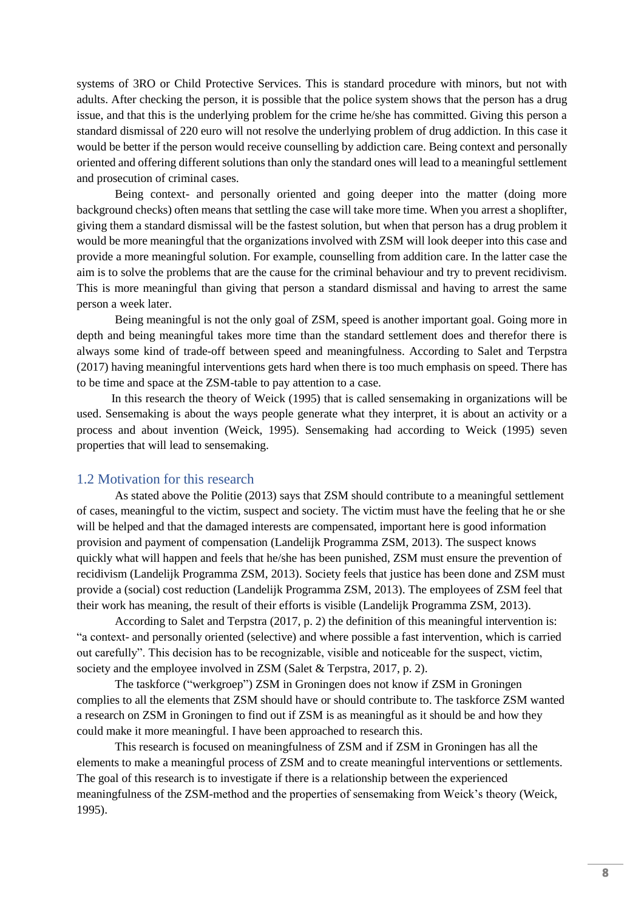systems of 3RO or Child Protective Services. This is standard procedure with minors, but not with adults. After checking the person, it is possible that the police system shows that the person has a drug issue, and that this is the underlying problem for the crime he/she has committed. Giving this person a standard dismissal of 220 euro will not resolve the underlying problem of drug addiction. In this case it would be better if the person would receive counselling by addiction care. Being context and personally oriented and offering different solutions than only the standard ones will lead to a meaningful settlement and prosecution of criminal cases.

Being context- and personally oriented and going deeper into the matter (doing more background checks) often means that settling the case will take more time. When you arrest a shoplifter, giving them a standard dismissal will be the fastest solution, but when that person has a drug problem it would be more meaningful that the organizations involved with ZSM will look deeper into this case and provide a more meaningful solution. For example, counselling from addition care. In the latter case the aim is to solve the problems that are the cause for the criminal behaviour and try to prevent recidivism. This is more meaningful than giving that person a standard dismissal and having to arrest the same person a week later.

Being meaningful is not the only goal of ZSM, speed is another important goal. Going more in depth and being meaningful takes more time than the standard settlement does and therefor there is always some kind of trade-off between speed and meaningfulness. According to Salet and Terpstra (2017) having meaningful interventions gets hard when there is too much emphasis on speed. There has to be time and space at the ZSM-table to pay attention to a case.

In this research the theory of Weick (1995) that is called sensemaking in organizations will be used. Sensemaking is about the ways people generate what they interpret, it is about an activity or a process and about invention (Weick, 1995). Sensemaking had according to Weick (1995) seven properties that will lead to sensemaking.

## 1.2 Motivation for this research

As stated above the Politie (2013) says that ZSM should contribute to a meaningful settlement of cases, meaningful to the victim, suspect and society. The victim must have the feeling that he or she will be helped and that the damaged interests are compensated, important here is good information provision and payment of compensation (Landelijk Programma ZSM, 2013). The suspect knows quickly what will happen and feels that he/she has been punished, ZSM must ensure the prevention of recidivism (Landelijk Programma ZSM, 2013). Society feels that justice has been done and ZSM must provide a (social) cost reduction (Landelijk Programma ZSM, 2013). The employees of ZSM feel that their work has meaning, the result of their efforts is visible (Landelijk Programma ZSM, 2013).

According to Salet and Terpstra (2017, p. 2) the definition of this meaningful intervention is: "a context- and personally oriented (selective) and where possible a fast intervention, which is carried out carefully". This decision has to be recognizable, visible and noticeable for the suspect, victim, society and the employee involved in ZSM (Salet & Terpstra, 2017, p. 2).

The taskforce ("werkgroep") ZSM in Groningen does not know if ZSM in Groningen complies to all the elements that ZSM should have or should contribute to. The taskforce ZSM wanted a research on ZSM in Groningen to find out if ZSM is as meaningful as it should be and how they could make it more meaningful. I have been approached to research this.

This research is focused on meaningfulness of ZSM and if ZSM in Groningen has all the elements to make a meaningful process of ZSM and to create meaningful interventions or settlements. The goal of this research is to investigate if there is a relationship between the experienced meaningfulness of the ZSM-method and the properties of sensemaking from Weick's theory (Weick, 1995).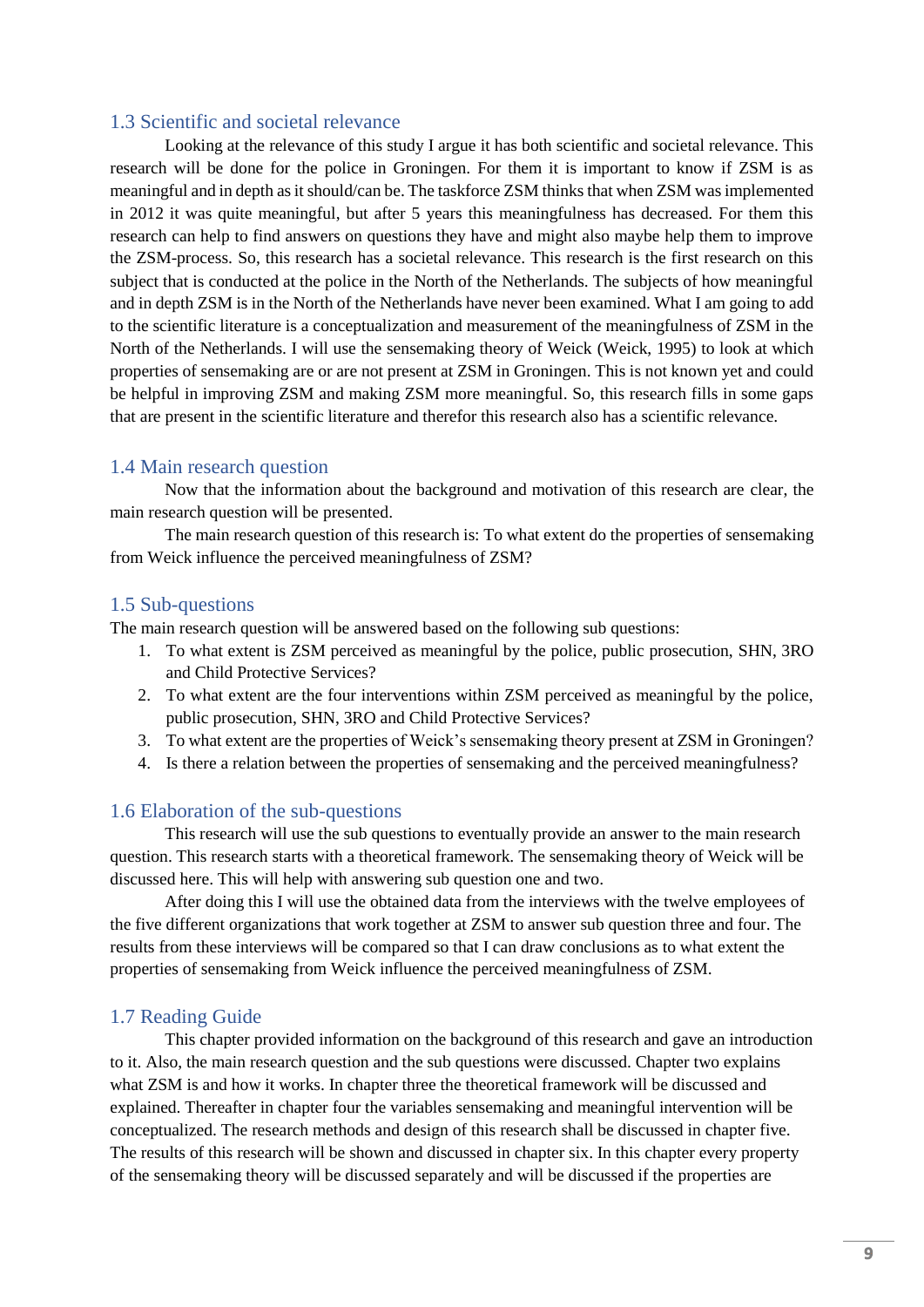## 1.3 Scientific and societal relevance

Looking at the relevance of this study I argue it has both scientific and societal relevance. This research will be done for the police in Groningen. For them it is important to know if ZSM is as meaningful and in depth as it should/can be. The taskforce ZSM thinks that when ZSM was implemented in 2012 it was quite meaningful, but after 5 years this meaningfulness has decreased. For them this research can help to find answers on questions they have and might also maybe help them to improve the ZSM-process. So, this research has a societal relevance. This research is the first research on this subject that is conducted at the police in the North of the Netherlands. The subjects of how meaningful and in depth ZSM is in the North of the Netherlands have never been examined. What I am going to add to the scientific literature is a conceptualization and measurement of the meaningfulness of ZSM in the North of the Netherlands. I will use the sensemaking theory of Weick (Weick, 1995) to look at which properties of sensemaking are or are not present at ZSM in Groningen. This is not known yet and could be helpful in improving ZSM and making ZSM more meaningful. So, this research fills in some gaps that are present in the scientific literature and therefor this research also has a scientific relevance.

## 1.4 Main research question

Now that the information about the background and motivation of this research are clear, the main research question will be presented.

The main research question of this research is: To what extent do the properties of sensemaking from Weick influence the perceived meaningfulness of ZSM?

## 1.5 Sub-questions

The main research question will be answered based on the following sub questions:

1. To what extent is ZSM perceived as meaningful by the police, public prosecution, SHN, 3RO and Child Protective Services?
2. To what extent are the four interventions within ZSM perceived as meaningful by the police, public prosecution, SHN, 3RO and Child Protective Services?
3. To what extent are the properties of Weick's sensemaking theory present at ZSM in Groningen?
4. Is there a relation between the properties of sensemaking and the perceived meaningfulness?

## 1.6 Elaboration of the sub-questions

This research will use the sub questions to eventually provide an answer to the main research question. This research starts with a theoretical framework. The sensemaking theory of Weick will be discussed here. This will help with answering sub question one and two.

After doing this I will use the obtained data from the interviews with the twelve employees of the five different organizations that work together at ZSM to answer sub question three and four. The results from these interviews will be compared so that I can draw conclusions as to what extent the properties of sensemaking from Weick influence the perceived meaningfulness of ZSM.

## 1.7 Reading Guide

This chapter provided information on the background of this research and gave an introduction to it. Also, the main research question and the sub questions were discussed. Chapter two explains what ZSM is and how it works. In chapter three the theoretical framework will be discussed and explained. Thereafter in chapter four the variables sensemaking and meaningful intervention will be conceptualized. The research methods and design of this research shall be discussed in chapter five. The results of this research will be shown and discussed in chapter six. In this chapter every property of the sensemaking theory will be discussed separately and will be discussed if the properties are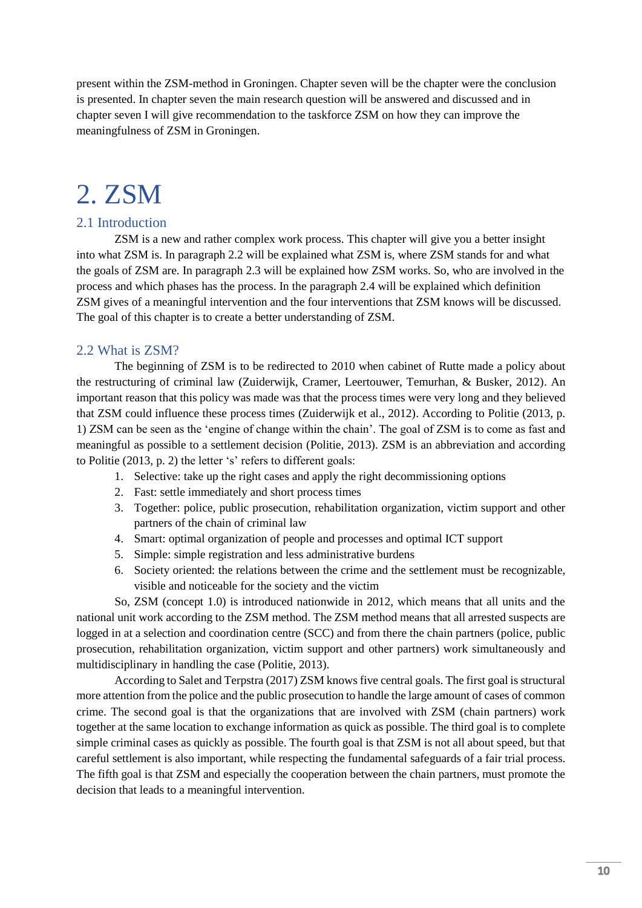present within the ZSM-method in Groningen. Chapter seven will be the chapter were the conclusion is presented. In chapter seven the main research question will be answered and discussed and in chapter seven I will give recommendation to the taskforce ZSM on how they can improve the meaningfulness of ZSM in Groningen.

# 2. ZSM

## 2.1 Introduction

ZSM is a new and rather complex work process. This chapter will give you a better insight into what ZSM is. In paragraph 2.2 will be explained what ZSM is, where ZSM stands for and what the goals of ZSM are. In paragraph 2.3 will be explained how ZSM works. So, who are involved in the process and which phases has the process. In the paragraph 2.4 will be explained which definition ZSM gives of a meaningful intervention and the four interventions that ZSM knows will be discussed. The goal of this chapter is to create a better understanding of ZSM.

## 2.2 What is ZSM?

The beginning of ZSM is to be redirected to 2010 when cabinet of Rutte made a policy about the restructuring of criminal law (Zuiderwijk, Cramer, Leertouwer, Temurhan, & Busker, 2012). An important reason that this policy was made was that the process times were very long and they believed that ZSM could influence these process times (Zuiderwijk et al., 2012). According to Politie (2013, p. 1) ZSM can be seen as the 'engine of change within the chain'. The goal of ZSM is to come as fast and meaningful as possible to a settlement decision (Politie, 2013). ZSM is an abbreviation and according to Politie (2013, p. 2) the letter 's' refers to different goals:

1. Selective: take up the right cases and apply the right decommissioning options
2. Fast: settle immediately and short process times
3. Together: police, public prosecution, rehabilitation organization, victim support and other partners of the chain of criminal law
4. Smart: optimal organization of people and processes and optimal ICT support
5. Simple: simple registration and less administrative burdens
6. Society oriented: the relations between the crime and the settlement must be recognizable, visible and noticeable for the society and the victim

So, ZSM (concept 1.0) is introduced nationwide in 2012, which means that all units and the national unit work according to the ZSM method. The ZSM method means that all arrested suspects are logged in at a selection and coordination centre (SCC) and from there the chain partners (police, public prosecution, rehabilitation organization, victim support and other partners) work simultaneously and multidisciplinary in handling the case (Politie, 2013).

According to Salet and Terpstra (2017) ZSM knows five central goals. The first goal is structural more attention from the police and the public prosecution to handle the large amount of cases of common crime. The second goal is that the organizations that are involved with ZSM (chain partners) work together at the same location to exchange information as quick as possible. The third goal is to complete simple criminal cases as quickly as possible. The fourth goal is that ZSM is not all about speed, but that careful settlement is also important, while respecting the fundamental safeguards of a fair trial process. The fifth goal is that ZSM and especially the cooperation between the chain partners, must promote the decision that leads to a meaningful intervention.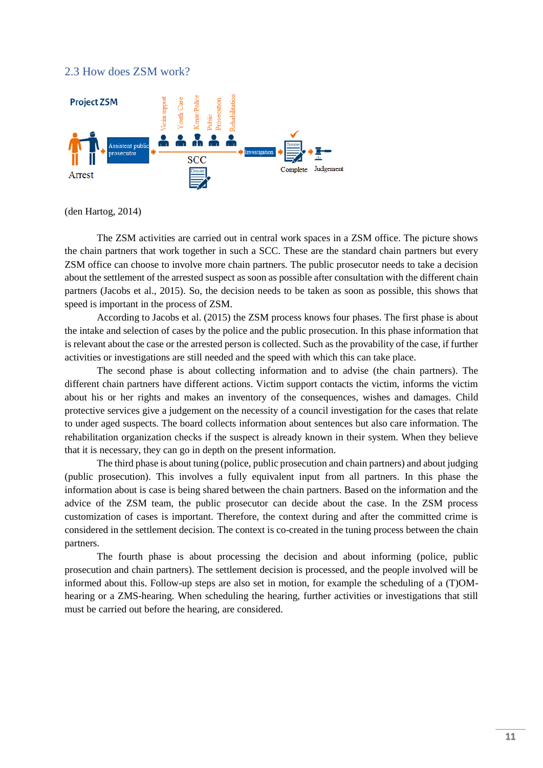## 2.3 How does ZSM work?

(den Hartog, 2014)

The ZSM activities are carried out in central work spaces in a ZSM office. The picture shows the chain partners that work together in such a SCC. These are the standard chain partners but every ZSM office can choose to involve more chain partners. The public prosecutor needs to take a decision about the settlement of the arrested suspect as soon as possible after consultation with the different chain partners (Jacobs et al., 2015). So, the decision needs to be taken as soon as possible, this shows that speed is important in the process of ZSM.

According to Jacobs et al. (2015) the ZSM process knows four phases. The first phase is about the intake and selection of cases by the police and the public prosecution. In this phase information that is relevant about the case or the arrested person is collected. Such as the provability of the case, if further activities or investigations are still needed and the speed with which this can take place.

The second phase is about collecting information and to advise (the chain partners). The different chain partners have different actions. Victim support contacts the victim, informs the victim about his or her rights and makes an inventory of the consequences, wishes and damages. Child protective services give a judgement on the necessity of a council investigation for the cases that relate to under aged suspects. The board collects information about sentences but also care information. The rehabilitation organization checks if the suspect is already known in their system. When they believe that it is necessary, they can go in depth on the present information.

The third phase is about tuning (police, public prosecution and chain partners) and about judging (public prosecution). This involves a fully equivalent input from all partners. In this phase the information about is case is being shared between the chain partners. Based on the information and the advice of the ZSM team, the public prosecutor can decide about the case. In the ZSM process customization of cases is important. Therefore, the context during and after the committed crime is considered in the settlement decision. The context is co-created in the tuning process between the chain partners.

The fourth phase is about processing the decision and about informing (police, public prosecution and chain partners). The settlement decision is processed, and the people involved will be informed about this. Follow-up steps are also set in motion, for example the scheduling of a (T)OM-hearing or a ZMS-hearing. When scheduling the hearing, further activities or investigations that still must be carried out before the hearing, are considered.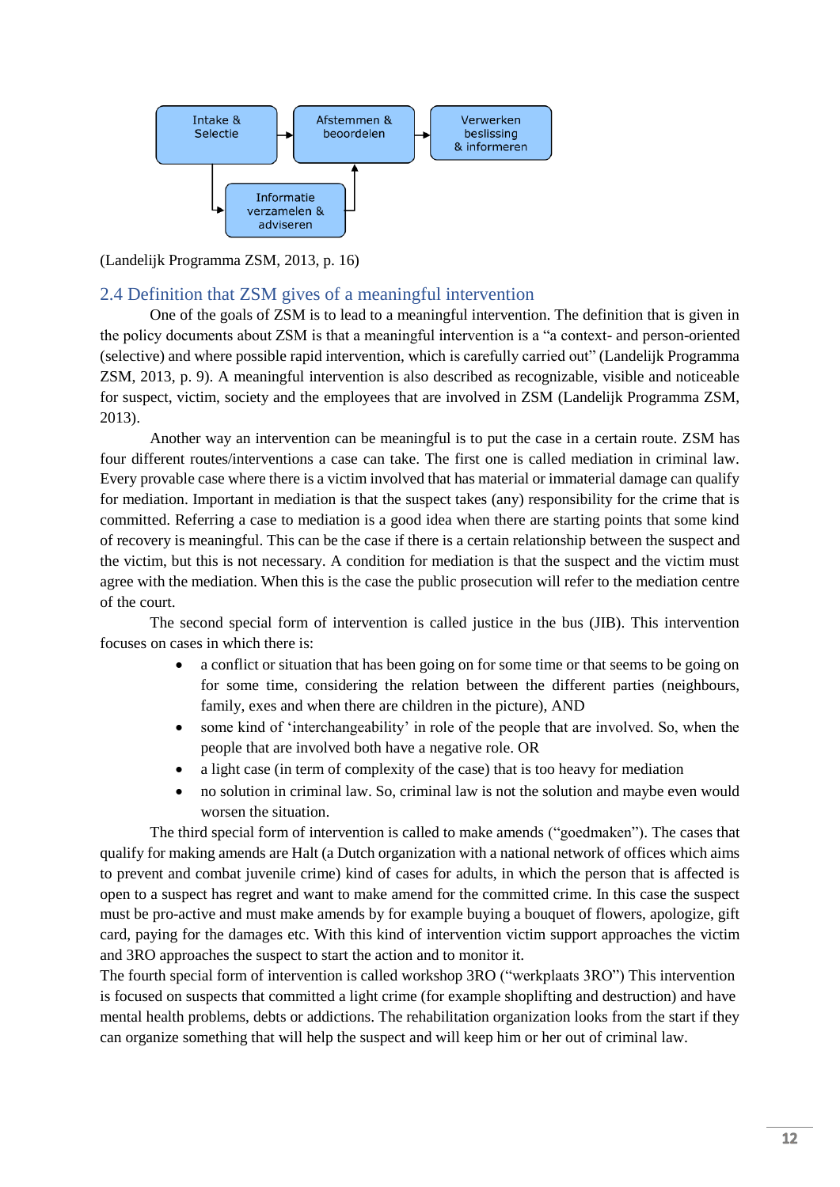(Landelijk Programma ZSM, 2013, p. 16)

## 2.4 Definition that ZSM gives of a meaningful intervention

One of the goals of ZSM is to lead to a meaningful intervention. The definition that is given in the policy documents about ZSM is that a meaningful intervention is a "a context- and person-oriented (selective) and where possible rapid intervention, which is carefully carried out" (Landelijk Programma ZSM, 2013, p. 9). A meaningful intervention is also described as recognizable, visible and noticeable for suspect, victim, society and the employees that are involved in ZSM (Landelijk Programma ZSM, 2013).

Another way an intervention can be meaningful is to put the case in a certain route. ZSM has four different routes/interventions a case can take. The first one is called mediation in criminal law. Every provable case where there is a victim involved that has material or immaterial damage can qualify for mediation. Important in mediation is that the suspect takes (any) responsibility for the crime that is committed. Referring a case to mediation is a good idea when there are starting points that some kind of recovery is meaningful. This can be the case if there is a certain relationship between the suspect and the victim, but this is not necessary. A condition for mediation is that the suspect and the victim must agree with the mediation. When this is the case the public prosecution will refer to the mediation centre of the court.

The second special form of intervention is called justice in the bus (JIB). This intervention focuses on cases in which there is:

- a conflict or situation that has been going on for some time or that seems to be going on for some time, considering the relation between the different parties (neighbours, family, exes and when there are children in the picture), AND
- some kind of 'interchangeability' in role of the people that are involved. So, when the people that are involved both have a negative role. OR
- a light case (in term of complexity of the case) that is too heavy for mediation
- no solution in criminal law. So, criminal law is not the solution and maybe even would worsen the situation.

The third special form of intervention is called to make amends ("goedmaken"). The cases that qualify for making amends are Halt (a Dutch organization with a national network of offices which aims to prevent and combat juvenile crime) kind of cases for adults, in which the person that is affected is open to a suspect has regret and want to make amend for the committed crime. In this case the suspect must be pro-active and must make amends by for example buying a bouquet of flowers, apologize, gift card, paying for the damages etc. With this kind of intervention victim support approaches the victim and 3RO approaches the suspect to start the action and to monitor it.

The fourth special form of intervention is called workshop 3RO ("werkplaats 3RO") This intervention is focused on suspects that committed a light crime (for example shoplifting and destruction) and have mental health problems, debts or addictions. The rehabilitation organization looks from the start if they can organize something that will help the suspect and will keep him or her out of criminal law.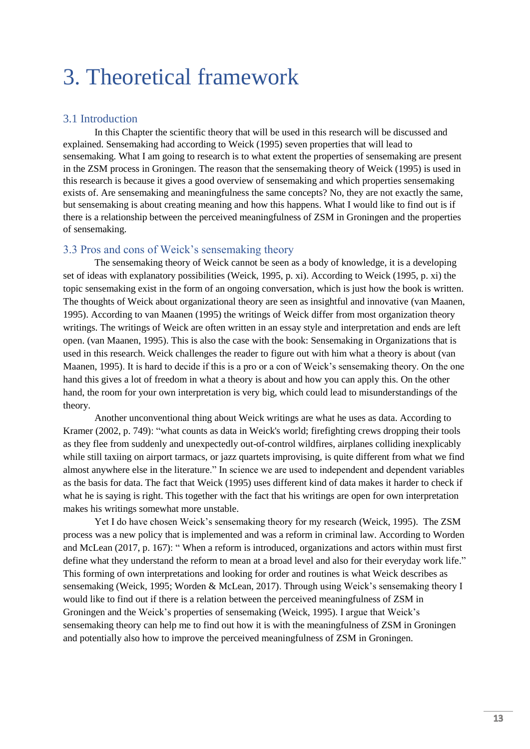# 3. Theoretical framework

## 3.1 Introduction

In this Chapter the scientific theory that will be used in this research will be discussed and explained. Sensemaking had according to Weick (1995) seven properties that will lead to sensemaking. What I am going to research is to what extent the properties of sensemaking are present in the ZSM process in Groningen. The reason that the sensemaking theory of Weick (1995) is used in this research is because it gives a good overview of sensemaking and which properties sensemaking exists of. Are sensemaking and meaningfulness the same concepts? No, they are not exactly the same, but sensemaking is about creating meaning and how this happens. What I would like to find out is if there is a relationship between the perceived meaningfulness of ZSM in Groningen and the properties of sensemaking.

## 3.3 Pros and cons of Weick's sensemaking theory

The sensemaking theory of Weick cannot be seen as a body of knowledge, it is a developing set of ideas with explanatory possibilities (Weick, 1995, p. xi). According to Weick (1995, p. xi) the topic sensemaking exist in the form of an ongoing conversation, which is just how the book is written. The thoughts of Weick about organizational theory are seen as insightful and innovative (van Maanen, 1995). According to van Maanen (1995) the writings of Weick differ from most organization theory writings. The writings of Weick are often written in an essay style and interpretation and ends are left open. (van Maanen, 1995). This is also the case with the book: Sensemaking in Organizations that is used in this research. Weick challenges the reader to figure out with him what a theory is about (van Maanen, 1995). It is hard to decide if this is a pro or a con of Weick's sensemaking theory. On the one hand this gives a lot of freedom in what a theory is about and how you can apply this. On the other hand, the room for your own interpretation is very big, which could lead to misunderstandings of the theory.

Another unconventional thing about Weick writings are what he uses as data. According to Kramer (2002, p. 749): "what counts as data in Weick's world; firefighting crews dropping their tools as they flee from suddenly and unexpectedly out-of-control wildfires, airplanes colliding inexplicably while still taxiing on airport tarmacs, or jazz quartets improvising, is quite different from what we find almost anywhere else in the literature." In science we are used to independent and dependent variables as the basis for data. The fact that Weick (1995) uses different kind of data makes it harder to check if what he is saying is right. This together with the fact that his writings are open for own interpretation makes his writings somewhat more unstable.

Yet I do have chosen Weick's sensemaking theory for my research (Weick, 1995). The ZSM process was a new policy that is implemented and was a reform in criminal law. According to Worden and McLean (2017, p. 167): " When a reform is introduced, organizations and actors within must first define what they understand the reform to mean at a broad level and also for their everyday work life." This forming of own interpretations and looking for order and routines is what Weick describes as sensemaking (Weick, 1995; Worden & McLean, 2017). Through using Weick's sensemaking theory I would like to find out if there is a relation between the perceived meaningfulness of ZSM in Groningen and the Weick's properties of sensemaking (Weick, 1995). I argue that Weick's sensemaking theory can help me to find out how it is with the meaningfulness of ZSM in Groningen and potentially also how to improve the perceived meaningfulness of ZSM in Groningen.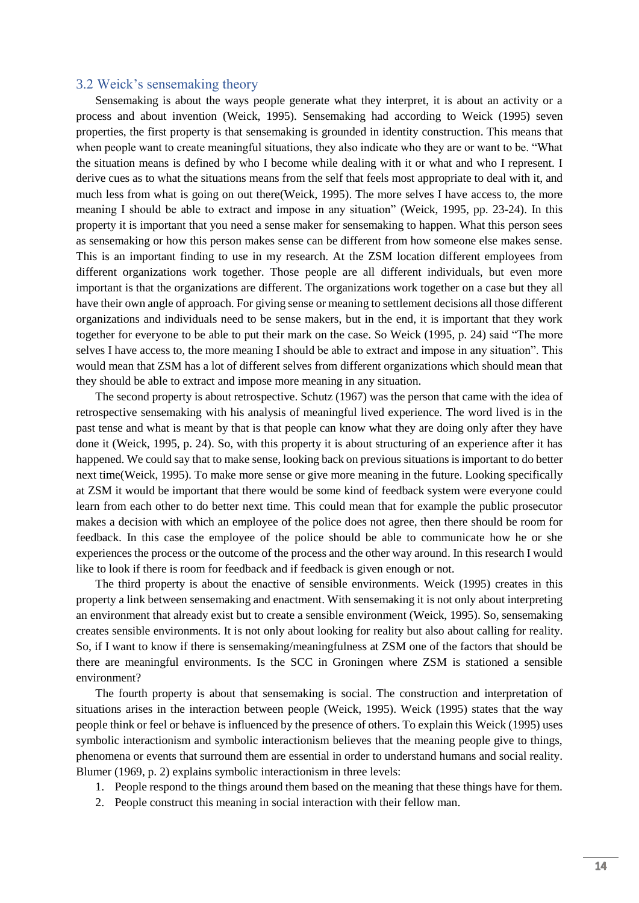## 3.2 Weick's sensemaking theory

Sensemaking is about the ways people generate what they interpret, it is about an activity or a process and about invention (Weick, 1995). Sensemaking had according to Weick (1995) seven properties, the first property is that sensemaking is grounded in identity construction. This means that when people want to create meaningful situations, they also indicate who they are or want to be. "What the situation means is defined by who I become while dealing with it or what and who I represent. I derive cues as to what the situations means from the self that feels most appropriate to deal with it, and much less from what is going on out there(Weick, 1995). The more selves I have access to, the more meaning I should be able to extract and impose in any situation" (Weick, 1995, pp. 23-24). In this property it is important that you need a sense maker for sensemaking to happen. What this person sees as sensemaking or how this person makes sense can be different from how someone else makes sense. This is an important finding to use in my research. At the ZSM location different employees from different organizations work together. Those people are all different individuals, but even more important is that the organizations are different. The organizations work together on a case but they all have their own angle of approach. For giving sense or meaning to settlement decisions all those different organizations and individuals need to be sense makers, but in the end, it is important that they work together for everyone to be able to put their mark on the case. So Weick (1995, p. 24) said "The more selves I have access to, the more meaning I should be able to extract and impose in any situation". This would mean that ZSM has a lot of different selves from different organizations which should mean that they should be able to extract and impose more meaning in any situation.

The second property is about retrospective. Schutz (1967) was the person that came with the idea of retrospective sensemaking with his analysis of meaningful lived experience. The word lived is in the past tense and what is meant by that is that people can know what they are doing only after they have done it (Weick, 1995, p. 24). So, with this property it is about structuring of an experience after it has happened. We could say that to make sense, looking back on previous situations is important to do better next time(Weick, 1995). To make more sense or give more meaning in the future. Looking specifically at ZSM it would be important that there would be some kind of feedback system were everyone could learn from each other to do better next time. This could mean that for example the public prosecutor makes a decision with which an employee of the police does not agree, then there should be room for feedback. In this case the employee of the police should be able to communicate how he or she experiences the process or the outcome of the process and the other way around. In this research I would like to look if there is room for feedback and if feedback is given enough or not.

The third property is about the enactive of sensible environments. Weick (1995) creates in this property a link between sensemaking and enactment. With sensemaking it is not only about interpreting an environment that already exist but to create a sensible environment (Weick, 1995). So, sensemaking creates sensible environments. It is not only about looking for reality but also about calling for reality. So, if I want to know if there is sensemaking/meaningfulness at ZSM one of the factors that should be there are meaningful environments. Is the SCC in Groningen where ZSM is stationed a sensible environment?

The fourth property is about that sensemaking is social. The construction and interpretation of situations arises in the interaction between people (Weick, 1995). Weick (1995) states that the way people think or feel or behave is influenced by the presence of others. To explain this Weick (1995) uses symbolic interactionism and symbolic interactionism believes that the meaning people give to things, phenomena or events that surround them are essential in order to understand humans and social reality. Blumer (1969, p. 2) explains symbolic interactionism in three levels:

1. People respond to the things around them based on the meaning that these things have for them.
2. People construct this meaning in social interaction with their fellow man.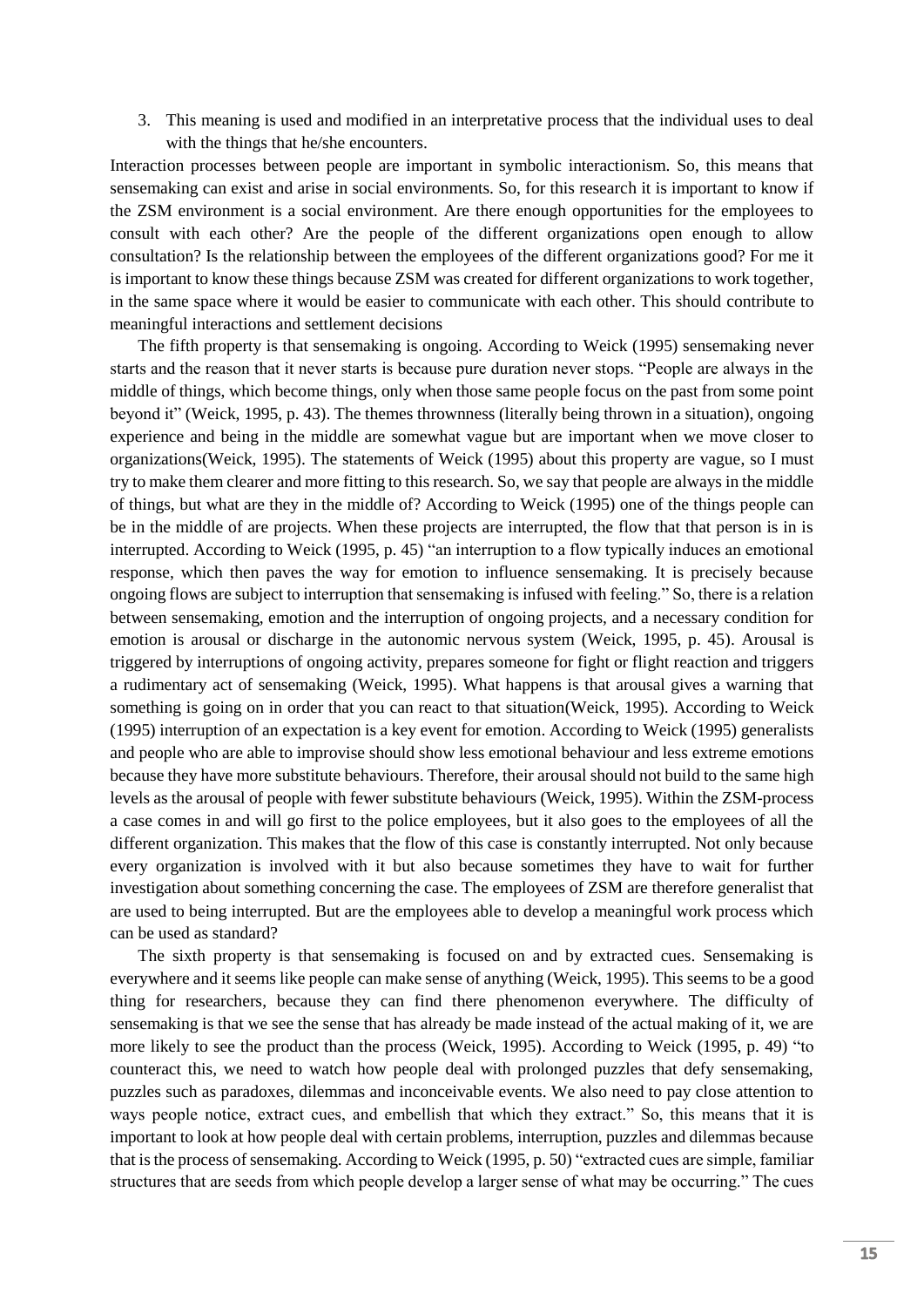3. This meaning is used and modified in an interpretative process that the individual uses to deal with the things that he/she encounters.

Interaction processes between people are important in symbolic interactionism. So, this means that sensemaking can exist and arise in social environments. So, for this research it is important to know if the ZSM environment is a social environment. Are there enough opportunities for the employees to consult with each other? Are the people of the different organizations open enough to allow consultation? Is the relationship between the employees of the different organizations good? For me it is important to know these things because ZSM was created for different organizations to work together, in the same space where it would be easier to communicate with each other. This should contribute to meaningful interactions and settlement decisions

The fifth property is that sensemaking is ongoing. According to Weick (1995) sensemaking never starts and the reason that it never starts is because pure duration never stops. "People are always in the middle of things, which become things, only when those same people focus on the past from some point beyond it" (Weick, 1995, p. 43). The themes thrownness (literally being thrown in a situation), ongoing experience and being in the middle are somewhat vague but are important when we move closer to organizations(Weick, 1995). The statements of Weick (1995) about this property are vague, so I must try to make them clearer and more fitting to this research. So, we say that people are always in the middle of things, but what are they in the middle of? According to Weick (1995) one of the things people can be in the middle of are projects. When these projects are interrupted, the flow that that person is in is interrupted. According to Weick (1995, p. 45) "an interruption to a flow typically induces an emotional response, which then paves the way for emotion to influence sensemaking. It is precisely because ongoing flows are subject to interruption that sensemaking is infused with feeling." So, there is a relation between sensemaking, emotion and the interruption of ongoing projects, and a necessary condition for emotion is arousal or discharge in the autonomic nervous system (Weick, 1995, p. 45). Arousal is triggered by interruptions of ongoing activity, prepares someone for fight or flight reaction and triggers a rudimentary act of sensemaking (Weick, 1995). What happens is that arousal gives a warning that something is going on in order that you can react to that situation(Weick, 1995). According to Weick (1995) interruption of an expectation is a key event for emotion. According to Weick (1995) generalists and people who are able to improvise should show less emotional behaviour and less extreme emotions because they have more substitute behaviours. Therefore, their arousal should not build to the same high levels as the arousal of people with fewer substitute behaviours (Weick, 1995). Within the ZSM-process a case comes in and will go first to the police employees, but it also goes to the employees of all the different organization. This makes that the flow of this case is constantly interrupted. Not only because every organization is involved with it but also because sometimes they have to wait for further investigation about something concerning the case. The employees of ZSM are therefore generalist that are used to being interrupted. But are the employees able to develop a meaningful work process which can be used as standard?

The sixth property is that sensemaking is focused on and by extracted cues. Sensemaking is everywhere and it seems like people can make sense of anything (Weick, 1995). This seems to be a good thing for researchers, because they can find there phenomenon everywhere. The difficulty of sensemaking is that we see the sense that has already be made instead of the actual making of it, we are more likely to see the product than the process (Weick, 1995). According to Weick (1995, p. 49) "to counteract this, we need to watch how people deal with prolonged puzzles that defy sensemaking, puzzles such as paradoxes, dilemmas and inconceivable events. We also need to pay close attention to ways people notice, extract cues, and embellish that which they extract." So, this means that it is important to look at how people deal with certain problems, interruption, puzzles and dilemmas because that is the process of sensemaking. According to Weick (1995, p. 50) "extracted cues are simple, familiar structures that are seeds from which people develop a larger sense of what may be occurring." The cues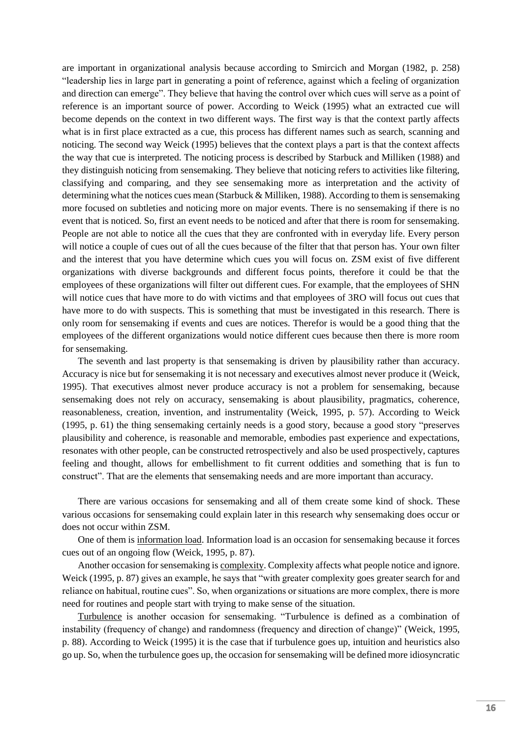are important in organizational analysis because according to Smircich and Morgan (1982, p. 258) "leadership lies in large part in generating a point of reference, against which a feeling of organization and direction can emerge". They believe that having the control over which cues will serve as a point of reference is an important source of power. According to Weick (1995) what an extracted cue will become depends on the context in two different ways. The first way is that the context partly affects what is in first place extracted as a cue, this process has different names such as search, scanning and noticing. The second way Weick (1995) believes that the context plays a part is that the context affects the way that cue is interpreted. The noticing process is described by Starbuck and Milliken (1988) and they distinguish noticing from sensemaking. They believe that noticing refers to activities like filtering, classifying and comparing, and they see sensemaking more as interpretation and the activity of determining what the notices cues mean (Starbuck & Milliken, 1988). According to them is sensemaking more focused on subtleties and noticing more on major events. There is no sensemaking if there is no event that is noticed. So, first an event needs to be noticed and after that there is room for sensemaking. People are not able to notice all the cues that they are confronted with in everyday life. Every person will notice a couple of cues out of all the cues because of the filter that that person has. Your own filter and the interest that you have determine which cues you will focus on. ZSM exist of five different organizations with diverse backgrounds and different focus points, therefore it could be that the employees of these organizations will filter out different cues. For example, that the employees of SHN will notice cues that have more to do with victims and that employees of 3RO will focus out cues that have more to do with suspects. This is something that must be investigated in this research. There is only room for sensemaking if events and cues are notices. Therefor is would be a good thing that the employees of the different organizations would notice different cues because then there is more room for sensemaking.

The seventh and last property is that sensemaking is driven by plausibility rather than accuracy. Accuracy is nice but for sensemaking it is not necessary and executives almost never produce it (Weick, 1995). That executives almost never produce accuracy is not a problem for sensemaking, because sensemaking does not rely on accuracy, sensemaking is about plausibility, pragmatics, coherence, reasonableness, creation, invention, and instrumentality (Weick, 1995, p. 57). According to Weick (1995, p. 61) the thing sensemaking certainly needs is a good story, because a good story "preserves plausibility and coherence, is reasonable and memorable, embodies past experience and expectations, resonates with other people, can be constructed retrospectively and also be used prospectively, captures feeling and thought, allows for embellishment to fit current oddities and something that is fun to construct". That are the elements that sensemaking needs and are more important than accuracy.

There are various occasions for sensemaking and all of them create some kind of shock. These various occasions for sensemaking could explain later in this research why sensemaking does occur or does not occur within ZSM.

One of them is <u>information load</u>. Information load is an occasion for sensemaking because it forces cues out of an ongoing flow (Weick, 1995, p. 87).

Another occasion for sensemaking is <u>complexity</u>. Complexity affects what people notice and ignore. Weick (1995, p. 87) gives an example, he says that "with greater complexity goes greater search for and reliance on habitual, routine cues". So, when organizations or situations are more complex, there is more need for routines and people start with trying to make sense of the situation.

<u>Turbulence</u> is another occasion for sensemaking. "Turbulence is defined as a combination of instability (frequency of change) and randomness (frequency and direction of change)" (Weick, 1995, p. 88). According to Weick (1995) it is the case that if turbulence goes up, intuition and heuristics also go up. So, when the turbulence goes up, the occasion for sensemaking will be defined more idiosyncratic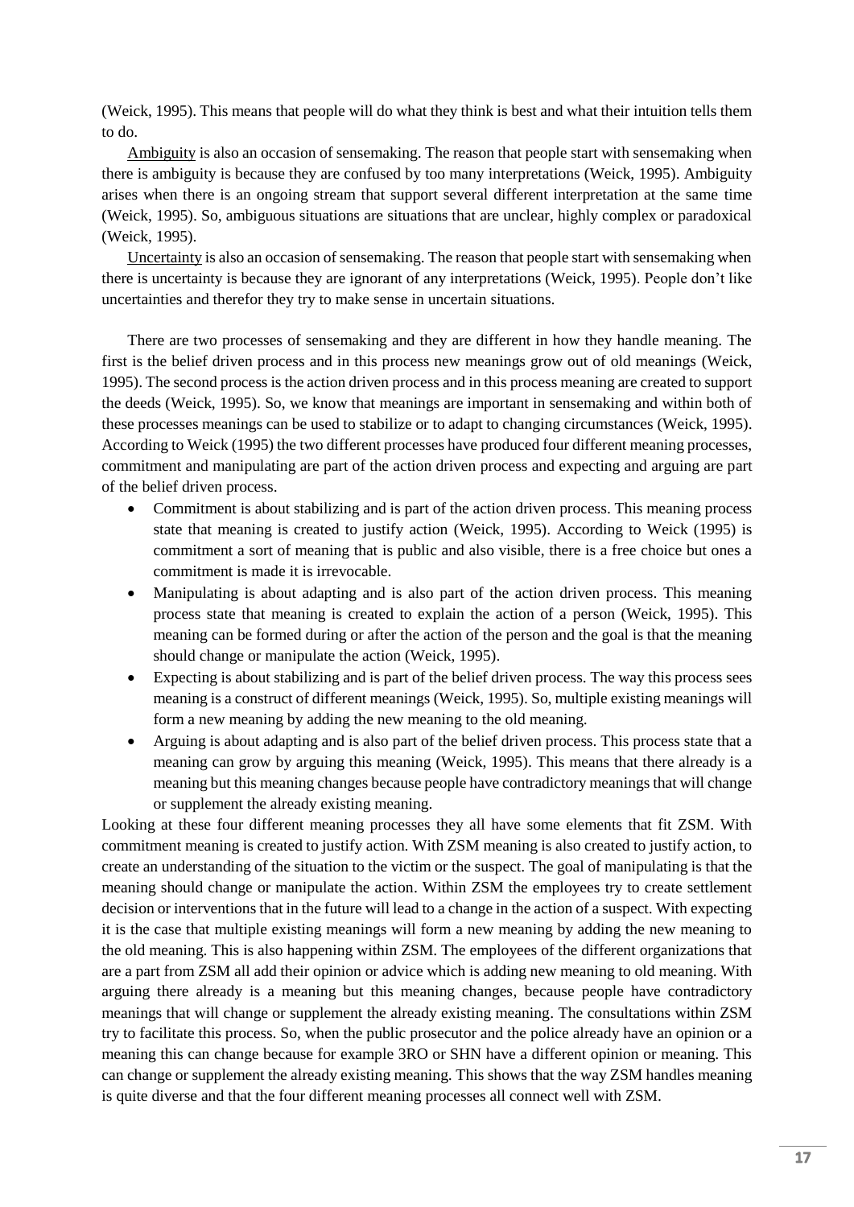(Weick, 1995). This means that people will do what they think is best and what their intuition tells them to do.

Ambiguity is also an occasion of sensemaking. The reason that people start with sensemaking when there is ambiguity is because they are confused by too many interpretations (Weick, 1995). Ambiguity arises when there is an ongoing stream that support several different interpretation at the same time (Weick, 1995). So, ambiguous situations are situations that are unclear, highly complex or paradoxical (Weick, 1995).

Uncertainty is also an occasion of sensemaking. The reason that people start with sensemaking when there is uncertainty is because they are ignorant of any interpretations (Weick, 1995). People don't like uncertainties and therefor they try to make sense in uncertain situations.

There are two processes of sensemaking and they are different in how they handle meaning. The first is the belief driven process and in this process new meanings grow out of old meanings (Weick, 1995). The second process is the action driven process and in this process meaning are created to support the deeds (Weick, 1995). So, we know that meanings are important in sensemaking and within both of these processes meanings can be used to stabilize or to adapt to changing circumstances (Weick, 1995). According to Weick (1995) the two different processes have produced four different meaning processes, commitment and manipulating are part of the action driven process and expecting and arguing are part of the belief driven process.

- Commitment is about stabilizing and is part of the action driven process. This meaning process state that meaning is created to justify action (Weick, 1995). According to Weick (1995) is commitment a sort of meaning that is public and also visible, there is a free choice but ones a commitment is made it is irrevocable.
- Manipulating is about adapting and is also part of the action driven process. This meaning process state that meaning is created to explain the action of a person (Weick, 1995). This meaning can be formed during or after the action of the person and the goal is that the meaning should change or manipulate the action (Weick, 1995).
- Expecting is about stabilizing and is part of the belief driven process. The way this process sees meaning is a construct of different meanings (Weick, 1995). So, multiple existing meanings will form a new meaning by adding the new meaning to the old meaning.
- Arguing is about adapting and is also part of the belief driven process. This process state that a meaning can grow by arguing this meaning (Weick, 1995). This means that there already is a meaning but this meaning changes because people have contradictory meanings that will change or supplement the already existing meaning.

Looking at these four different meaning processes they all have some elements that fit ZSM. With commitment meaning is created to justify action. With ZSM meaning is also created to justify action, to create an understanding of the situation to the victim or the suspect. The goal of manipulating is that the meaning should change or manipulate the action. Within ZSM the employees try to create settlement decision or interventions that in the future will lead to a change in the action of a suspect. With expecting it is the case that multiple existing meanings will form a new meaning by adding the new meaning to the old meaning. This is also happening within ZSM. The employees of the different organizations that are a part from ZSM all add their opinion or advice which is adding new meaning to old meaning. With arguing there already is a meaning but this meaning changes, because people have contradictory meanings that will change or supplement the already existing meaning. The consultations within ZSM try to facilitate this process. So, when the public prosecutor and the police already have an opinion or a meaning this can change because for example 3RO or SHN have a different opinion or meaning. This can change or supplement the already existing meaning. This shows that the way ZSM handles meaning is quite diverse and that the four different meaning processes all connect well with ZSM.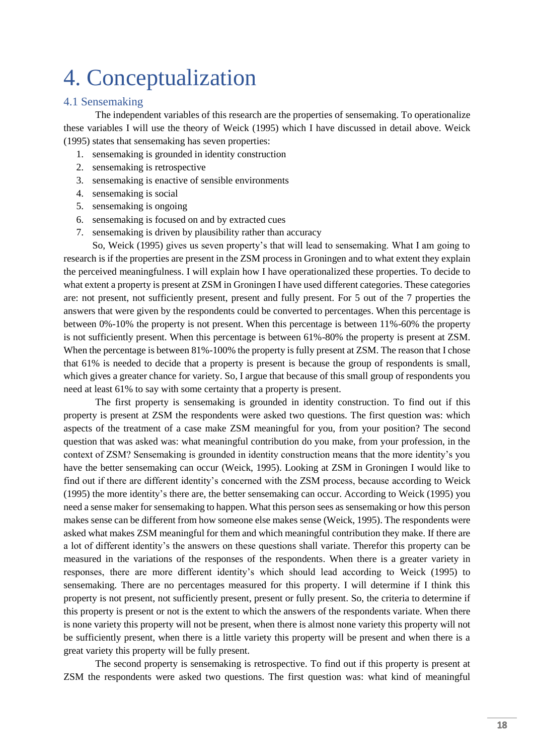# 4. Conceptualization

## 4.1 Sensemaking

The independent variables of this research are the properties of sensemaking. To operationalize these variables I will use the theory of Weick (1995) which I have discussed in detail above. Weick (1995) states that sensemaking has seven properties:

1. sensemaking is grounded in identity construction
2. sensemaking is retrospective
3. sensemaking is enactive of sensible environments
4. sensemaking is social
5. sensemaking is ongoing
6. sensemaking is focused on and by extracted cues
7. sensemaking is driven by plausibility rather than accuracy

So, Weick (1995) gives us seven property's that will lead to sensemaking. What I am going to research is if the properties are present in the ZSM process in Groningen and to what extent they explain the perceived meaningfulness. I will explain how I have operationalized these properties. To decide to what extent a property is present at ZSM in Groningen I have used different categories. These categories are: not present, not sufficiently present, present and fully present. For 5 out of the 7 properties the answers that were given by the respondents could be converted to percentages. When this percentage is between 0%-10% the property is not present. When this percentage is between 11%-60% the property is not sufficiently present. When this percentage is between 61%-80% the property is present at ZSM. When the percentage is between 81%-100% the property is fully present at ZSM. The reason that I chose that 61% is needed to decide that a property is present is because the group of respondents is small, which gives a greater chance for variety. So, I argue that because of this small group of respondents you need at least 61% to say with some certainty that a property is present.

The first property is sensemaking is grounded in identity construction. To find out if this property is present at ZSM the respondents were asked two questions. The first question was: which aspects of the treatment of a case make ZSM meaningful for you, from your position? The second question that was asked was: what meaningful contribution do you make, from your profession, in the context of ZSM? Sensemaking is grounded in identity construction means that the more identity's you have the better sensemaking can occur (Weick, 1995). Looking at ZSM in Groningen I would like to find out if there are different identity's concerned with the ZSM process, because according to Weick (1995) the more identity's there are, the better sensemaking can occur. According to Weick (1995) you need a sense maker for sensemaking to happen. What this person sees as sensemaking or how this person makes sense can be different from how someone else makes sense (Weick, 1995). The respondents were asked what makes ZSM meaningful for them and which meaningful contribution they make. If there are a lot of different identity's the answers on these questions shall variate. Therefor this property can be measured in the variations of the responses of the respondents. When there is a greater variety in responses, there are more different identity's which should lead according to Weick (1995) to sensemaking. There are no percentages measured for this property. I will determine if I think this property is not present, not sufficiently present, present or fully present. So, the criteria to determine if this property is present or not is the extent to which the answers of the respondents variate. When there is none variety this property will not be present, when there is almost none variety this property will not be sufficiently present, when there is a little variety this property will be present and when there is a great variety this property will be fully present.

The second property is sensemaking is retrospective. To find out if this property is present at ZSM the respondents were asked two questions. The first question was: what kind of meaningful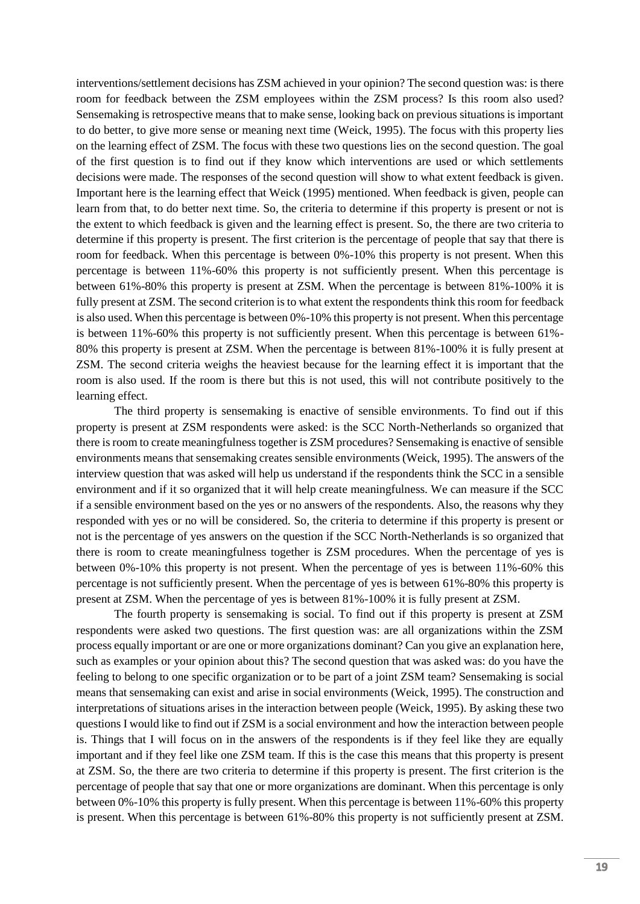interventions/settlement decisions has ZSM achieved in your opinion? The second question was: is there room for feedback between the ZSM employees within the ZSM process? Is this room also used? Sensemaking is retrospective means that to make sense, looking back on previous situations is important to do better, to give more sense or meaning next time (Weick, 1995). The focus with this property lies on the learning effect of ZSM. The focus with these two questions lies on the second question. The goal of the first question is to find out if they know which interventions are used or which settlements decisions were made. The responses of the second question will show to what extent feedback is given. Important here is the learning effect that Weick (1995) mentioned. When feedback is given, people can learn from that, to do better next time. So, the criteria to determine if this property is present or not is the extent to which feedback is given and the learning effect is present. So, the there are two criteria to determine if this property is present. The first criterion is the percentage of people that say that there is room for feedback. When this percentage is between 0%-10% this property is not present. When this percentage is between 11%-60% this property is not sufficiently present. When this percentage is between 61%-80% this property is present at ZSM. When the percentage is between 81%-100% it is fully present at ZSM. The second criterion is to what extent the respondents think this room for feedback is also used. When this percentage is between 0%-10% this property is not present. When this percentage is between 11%-60% this property is not sufficiently present. When this percentage is between 61%-80% this property is present at ZSM. When the percentage is between 81%-100% it is fully present at ZSM. The second criteria weighs the heaviest because for the learning effect it is important that the room is also used. If the room is there but this is not used, this will not contribute positively to the learning effect.

The third property is sensemaking is enactive of sensible environments. To find out if this property is present at ZSM respondents were asked: is the SCC North-Netherlands so organized that there is room to create meaningfulness together is ZSM procedures? Sensemaking is enactive of sensible environments means that sensemaking creates sensible environments (Weick, 1995). The answers of the interview question that was asked will help us understand if the respondents think the SCC in a sensible environment and if it so organized that it will help create meaningfulness. We can measure if the SCC if a sensible environment based on the yes or no answers of the respondents. Also, the reasons why they responded with yes or no will be considered. So, the criteria to determine if this property is present or not is the percentage of yes answers on the question if the SCC North-Netherlands is so organized that there is room to create meaningfulness together is ZSM procedures. When the percentage of yes is between 0%-10% this property is not present. When the percentage of yes is between 11%-60% this percentage is not sufficiently present. When the percentage of yes is between 61%-80% this property is present at ZSM. When the percentage of yes is between 81%-100% it is fully present at ZSM.

The fourth property is sensemaking is social. To find out if this property is present at ZSM respondents were asked two questions. The first question was: are all organizations within the ZSM process equally important or are one or more organizations dominant? Can you give an explanation here, such as examples or your opinion about this? The second question that was asked was: do you have the feeling to belong to one specific organization or to be part of a joint ZSM team? Sensemaking is social means that sensemaking can exist and arise in social environments (Weick, 1995). The construction and interpretations of situations arises in the interaction between people (Weick, 1995). By asking these two questions I would like to find out if ZSM is a social environment and how the interaction between people is. Things that I will focus on in the answers of the respondents is if they feel like they are equally important and if they feel like one ZSM team. If this is the case this means that this property is present at ZSM. So, the there are two criteria to determine if this property is present. The first criterion is the percentage of people that say that one or more organizations are dominant. When this percentage is only between 0%-10% this property is fully present. When this percentage is between 11%-60% this property is present. When this percentage is between 61%-80% this property is not sufficiently present at ZSM.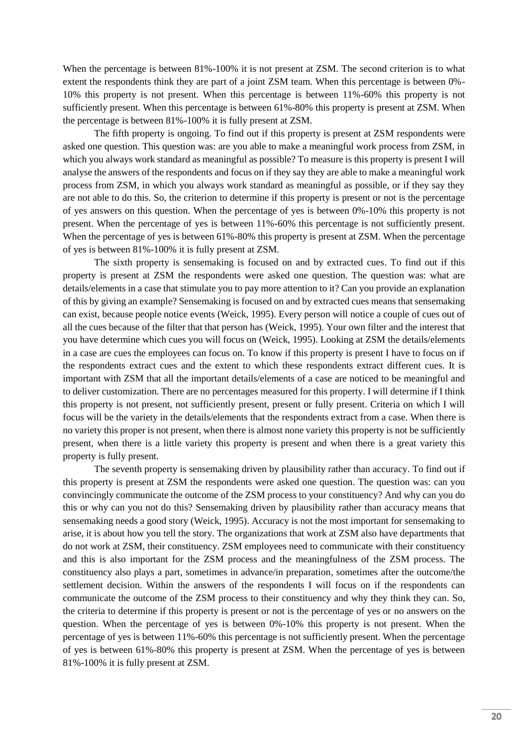When the percentage is between 81%-100% it is not present at ZSM. The second criterion is to what extent the respondents think they are part of a joint ZSM team. When this percentage is between 0%-10% this property is not present. When this percentage is between 11%-60% this property is not sufficiently present. When this percentage is between 61%-80% this property is present at ZSM. When the percentage is between 81%-100% it is fully present at ZSM.

The fifth property is ongoing. To find out if this property is present at ZSM respondents were asked one question. This question was: are you able to make a meaningful work process from ZSM, in which you always work standard as meaningful as possible? To measure is this property is present I will analyse the answers of the respondents and focus on if they say they are able to make a meaningful work process from ZSM, in which you always work standard as meaningful as possible, or if they say they are not able to do this. So, the criterion to determine if this property is present or not is the percentage of yes answers on this question. When the percentage of yes is between 0%-10% this property is not present. When the percentage of yes is between 11%-60% this percentage is not sufficiently present. When the percentage of yes is between 61%-80% this property is present at ZSM. When the percentage of yes is between 81%-100% it is fully present at ZSM.

The sixth property is sensemaking is focused on and by extracted cues. To find out if this property is present at ZSM the respondents were asked one question. The question was: what are details/elements in a case that stimulate you to pay more attention to it? Can you provide an explanation of this by giving an example? Sensemaking is focused on and by extracted cues means that sensemaking can exist, because people notice events (Weick, 1995). Every person will notice a couple of cues out of all the cues because of the filter that that person has (Weick, 1995). Your own filter and the interest that you have determine which cues you will focus on (Weick, 1995). Looking at ZSM the details/elements in a case are cues the employees can focus on. To know if this property is present I have to focus on if the respondents extract cues and the extent to which these respondents extract different cues. It is important with ZSM that all the important details/elements of a case are noticed to be meaningful and to deliver customization. There are no percentages measured for this property. I will determine if I think this property is not present, not sufficiently present, present or fully present. Criteria on which I will focus will be the variety in the details/elements that the respondents extract from a case. When there is no variety this proper is not present, when there is almost none variety this property is not be sufficiently present, when there is a little variety this property is present and when there is a great variety this property is fully present.

The seventh property is sensemaking driven by plausibility rather than accuracy. To find out if this property is present at ZSM the respondents were asked one question. The question was: can you convincingly communicate the outcome of the ZSM process to your constituency? And why can you do this or why can you not do this? Sensemaking driven by plausibility rather than accuracy means that sensemaking needs a good story (Weick, 1995). Accuracy is not the most important for sensemaking to arise, it is about how you tell the story. The organizations that work at ZSM also have departments that do not work at ZSM, their constituency. ZSM employees need to communicate with their constituency and this is also important for the ZSM process and the meaningfulness of the ZSM process. The constituency also plays a part, sometimes in advance/in preparation, sometimes after the outcome/the settlement decision. Within the answers of the respondents I will focus on if the respondents can communicate the outcome of the ZSM process to their constituency and why they think they can. So, the criteria to determine if this property is present or not is the percentage of yes or no answers on the question. When the percentage of yes is between 0%-10% this property is not present. When the percentage of yes is between 11%-60% this percentage is not sufficiently present. When the percentage of yes is between 61%-80% this property is present at ZSM. When the percentage of yes is between 81%-100% it is fully present at ZSM.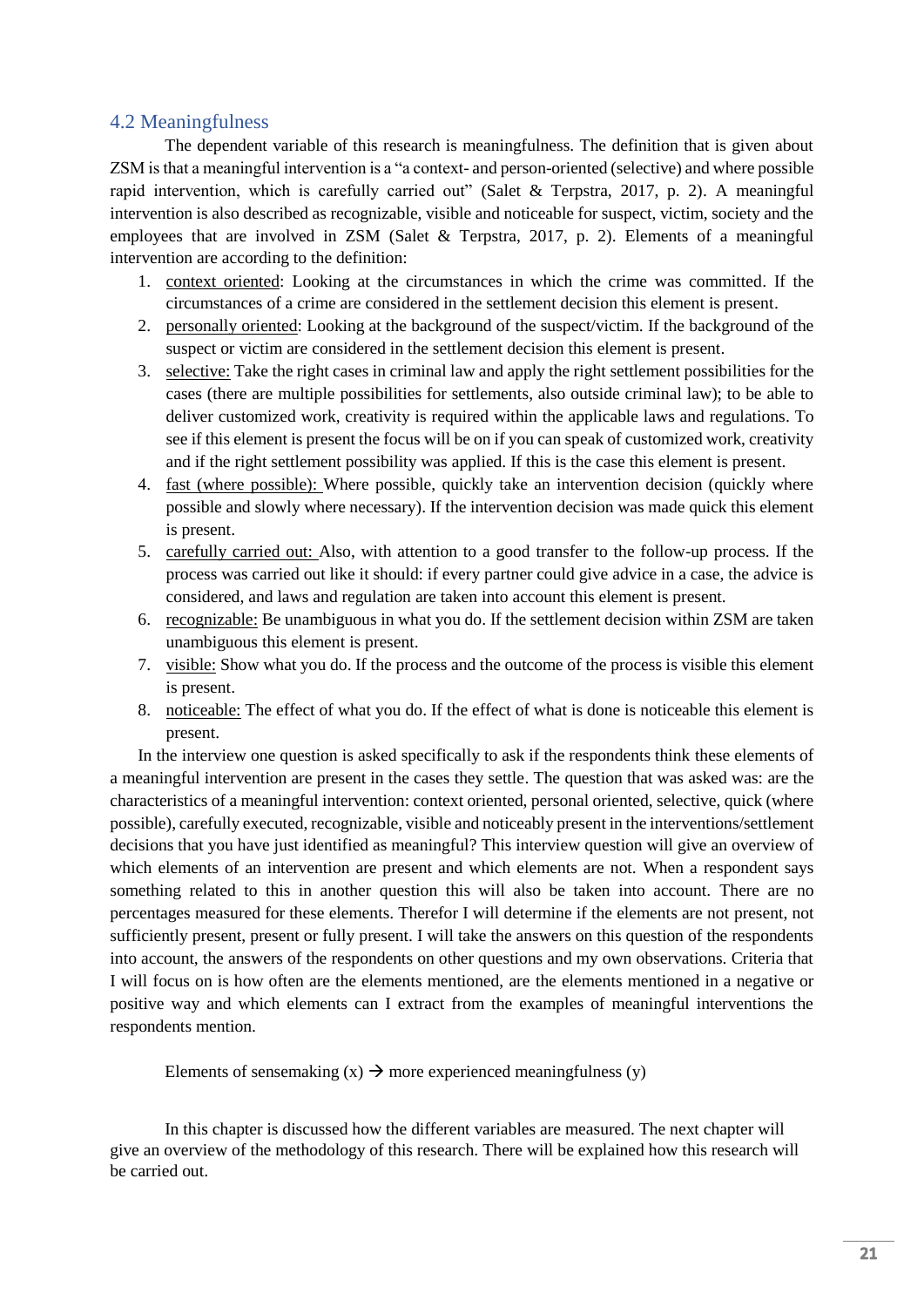## 4.2 Meaningfulness

The dependent variable of this research is meaningfulness. The definition that is given about ZSM is that a meaningful intervention is a "a context- and person-oriented (selective) and where possible rapid intervention, which is carefully carried out" (Salet & Terpstra, 2017, p. 2). A meaningful intervention is also described as recognizable, visible and noticeable for suspect, victim, society and the employees that are involved in ZSM (Salet & Terpstra, 2017, p. 2). Elements of a meaningful intervention are according to the definition:

1. <u>context oriented</u>: Looking at the circumstances in which the crime was committed. If the circumstances of a crime are considered in the settlement decision this element is present.
2. <u>personally oriented</u>: Looking at the background of the suspect/victim. If the background of the suspect or victim are considered in the settlement decision this element is present.
3. <u>selective:</u> Take the right cases in criminal law and apply the right settlement possibilities for the cases (there are multiple possibilities for settlements, also outside criminal law); to be able to deliver customized work, creativity is required within the applicable laws and regulations. To see if this element is present the focus will be on if you can speak of customized work, creativity and if the right settlement possibility was applied. If this is the case this element is present.
4. <u>fast (where possible):</u> Where possible, quickly take an intervention decision (quickly where possible and slowly where necessary). If the intervention decision was made quick this element is present.
5. <u>carefully carried out:</u> Also, with attention to a good transfer to the follow-up process. If the process was carried out like it should: if every partner could give advice in a case, the advice is considered, and laws and regulation are taken into account this element is present.
6. <u>recognizable:</u> Be unambiguous in what you do. If the settlement decision within ZSM are taken unambiguous this element is present.
7. <u>visible:</u> Show what you do. If the process and the outcome of the process is visible this element is present.
8. <u>noticeable:</u> The effect of what you do. If the effect of what is done is noticeable this element is present.

In the interview one question is asked specifically to ask if the respondents think these elements of a meaningful intervention are present in the cases they settle. The question that was asked was: are the characteristics of a meaningful intervention: context oriented, personal oriented, selective, quick (where possible), carefully executed, recognizable, visible and noticeably present in the interventions/settlement decisions that you have just identified as meaningful? This interview question will give an overview of which elements of an intervention are present and which elements are not. When a respondent says something related to this in another question this will also be taken into account. There are no percentages measured for these elements. Therefor I will determine if the elements are not present, not sufficiently present, present or fully present. I will take the answers on this question of the respondents into account, the answers of the respondents on other questions and my own observations. Criteria that I will focus on is how often are the elements mentioned, are the elements mentioned in a negative or positive way and which elements can I extract from the examples of meaningful interventions the respondents mention.

Elements of sensemaking (x) → more experienced meaningfulness (y)

In this chapter is discussed how the different variables are measured. The next chapter will give an overview of the methodology of this research. There will be explained how this research will be carried out.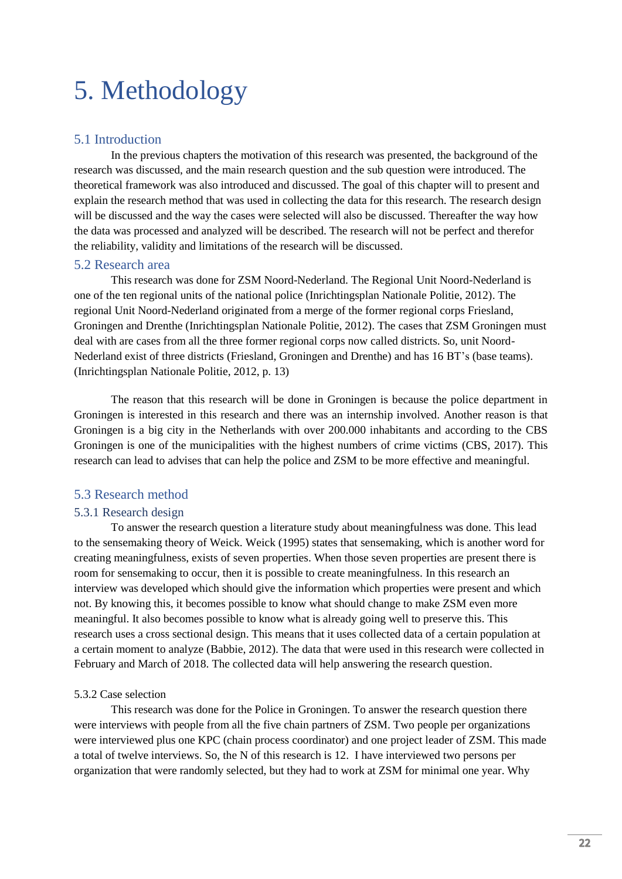# 5. Methodology

## 5.1 Introduction

In the previous chapters the motivation of this research was presented, the background of the research was discussed, and the main research question and the sub question were introduced. The theoretical framework was also introduced and discussed. The goal of this chapter will to present and explain the research method that was used in collecting the data for this research. The research design will be discussed and the way the cases were selected will also be discussed. Thereafter the way how the data was processed and analyzed will be described. The research will not be perfect and therefor the reliability, validity and limitations of the research will be discussed.

## 5.2 Research area

This research was done for ZSM Noord-Nederland. The Regional Unit Noord-Nederland is one of the ten regional units of the national police (Inrichtingsplan Nationale Politie, 2012). The regional Unit Noord-Nederland originated from a merge of the former regional corps Friesland, Groningen and Drenthe (Inrichtingsplan Nationale Politie, 2012). The cases that ZSM Groningen must deal with are cases from all the three former regional corps now called districts. So, unit Noord-Nederland exist of three districts (Friesland, Groningen and Drenthe) and has 16 BT's (base teams). (Inrichtingsplan Nationale Politie, 2012, p. 13)

The reason that this research will be done in Groningen is because the police department in Groningen is interested in this research and there was an internship involved. Another reason is that Groningen is a big city in the Netherlands with over 200.000 inhabitants and according to the CBS Groningen is one of the municipalities with the highest numbers of crime victims (CBS, 2017). This research can lead to advises that can help the police and ZSM to be more effective and meaningful.

## 5.3 Research method

### 5.3.1 Research design

To answer the research question a literature study about meaningfulness was done. This lead to the sensemaking theory of Weick. Weick (1995) states that sensemaking, which is another word for creating meaningfulness, exists of seven properties. When those seven properties are present there is room for sensemaking to occur, then it is possible to create meaningfulness. In this research an interview was developed which should give the information which properties were present and which not. By knowing this, it becomes possible to know what should change to make ZSM even more meaningful. It also becomes possible to know what is already going well to preserve this. This research uses a cross sectional design. This means that it uses collected data of a certain population at a certain moment to analyze (Babbie, 2012). The data that were used in this research were collected in February and March of 2018. The collected data will help answering the research question.

### 5.3.2 Case selection

This research was done for the Police in Groningen. To answer the research question there were interviews with people from all the five chain partners of ZSM. Two people per organizations were interviewed plus one KPC (chain process coordinator) and one project leader of ZSM. This made a total of twelve interviews. So, the N of this research is 12. I have interviewed two persons per organization that were randomly selected, but they had to work at ZSM for minimal one year. Why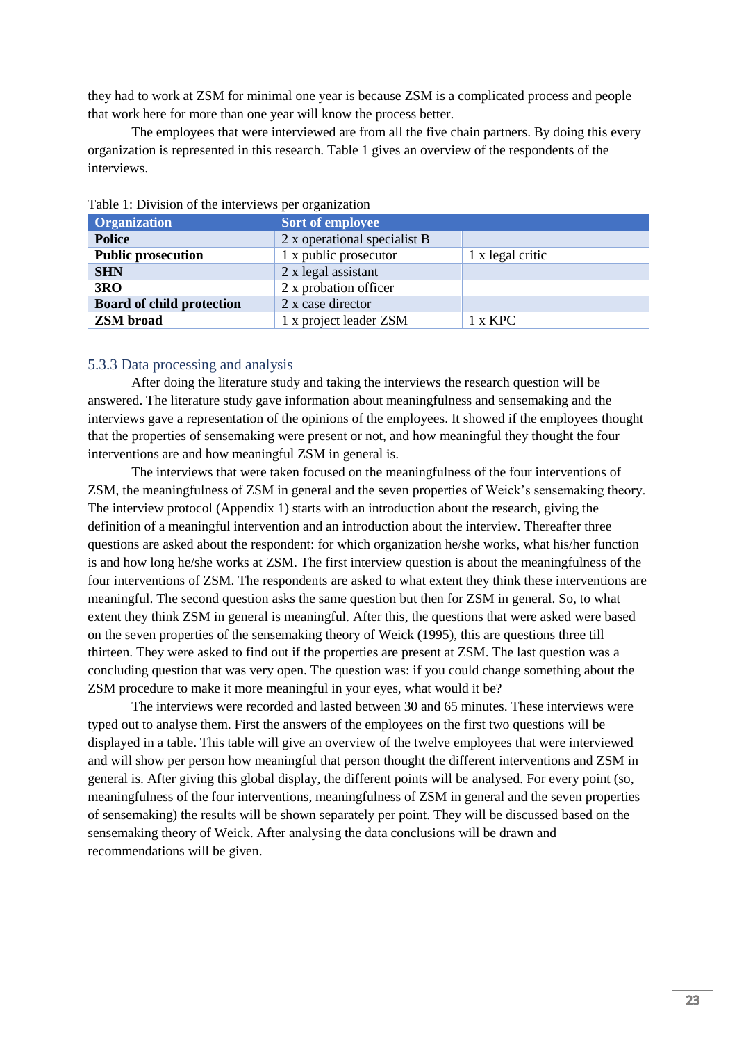they had to work at ZSM for minimal one year is because ZSM is a complicated process and people that work here for more than one year will know the process better.

The employees that were interviewed are from all the five chain partners. By doing this every organization is represented in this research. Table 1 gives an overview of the respondents of the interviews.

Table 1: Division of the interviews per organization

| Organization | Sort of employee | |
|---|---|---|
| **Police** | 2 x operational specialist B | |
| **Public prosecution** | 1 x public prosecutor | 1 x legal critic |
| **SHN** | 2 x legal assistant | |
| **3RO** | 2 x probation officer | |
| **Board of child protection** | 2 x case director | |
| **ZSM broad** | 1 x project leader ZSM | 1 x KPC |

### 5.3.3 Data processing and analysis

After doing the literature study and taking the interviews the research question will be answered. The literature study gave information about meaningfulness and sensemaking and the interviews gave a representation of the opinions of the employees. It showed if the employees thought that the properties of sensemaking were present or not, and how meaningful they thought the four interventions are and how meaningful ZSM in general is.

The interviews that were taken focused on the meaningfulness of the four interventions of ZSM, the meaningfulness of ZSM in general and the seven properties of Weick's sensemaking theory. The interview protocol (Appendix 1) starts with an introduction about the research, giving the definition of a meaningful intervention and an introduction about the interview. Thereafter three questions are asked about the respondent: for which organization he/she works, what his/her function is and how long he/she works at ZSM. The first interview question is about the meaningfulness of the four interventions of ZSM. The respondents are asked to what extent they think these interventions are meaningful. The second question asks the same question but then for ZSM in general. So, to what extent they think ZSM in general is meaningful. After this, the questions that were asked were based on the seven properties of the sensemaking theory of Weick (1995), this are questions three till thirteen. They were asked to find out if the properties are present at ZSM. The last question was a concluding question that was very open. The question was: if you could change something about the ZSM procedure to make it more meaningful in your eyes, what would it be?

The interviews were recorded and lasted between 30 and 65 minutes. These interviews were typed out to analyse them. First the answers of the employees on the first two questions will be displayed in a table. This table will give an overview of the twelve employees that were interviewed and will show per person how meaningful that person thought the different interventions and ZSM in general is. After giving this global display, the different points will be analysed. For every point (so, meaningfulness of the four interventions, meaningfulness of ZSM in general and the seven properties of sensemaking) the results will be shown separately per point. They will be discussed based on the sensemaking theory of Weick. After analysing the data conclusions will be drawn and recommendations will be given.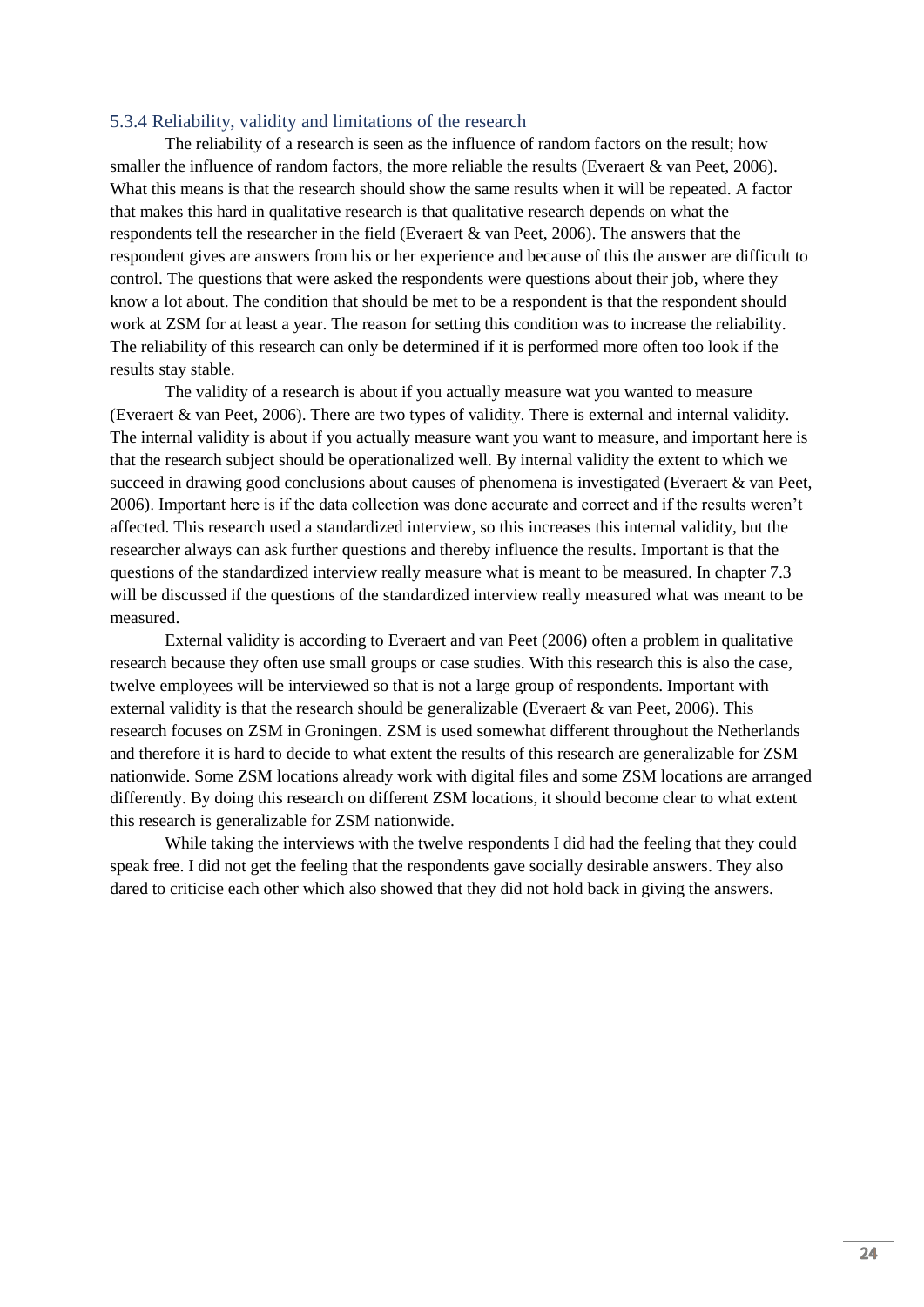### 5.3.4 Reliability, validity and limitations of the research

The reliability of a research is seen as the influence of random factors on the result; how smaller the influence of random factors, the more reliable the results (Everaert & van Peet, 2006). What this means is that the research should show the same results when it will be repeated. A factor that makes this hard in qualitative research is that qualitative research depends on what the respondents tell the researcher in the field (Everaert & van Peet, 2006). The answers that the respondent gives are answers from his or her experience and because of this the answer are difficult to control. The questions that were asked the respondents were questions about their job, where they know a lot about. The condition that should be met to be a respondent is that the respondent should work at ZSM for at least a year. The reason for setting this condition was to increase the reliability. The reliability of this research can only be determined if it is performed more often too look if the results stay stable.

The validity of a research is about if you actually measure wat you wanted to measure (Everaert & van Peet, 2006). There are two types of validity. There is external and internal validity. The internal validity is about if you actually measure want you want to measure, and important here is that the research subject should be operationalized well. By internal validity the extent to which we succeed in drawing good conclusions about causes of phenomena is investigated (Everaert & van Peet, 2006). Important here is if the data collection was done accurate and correct and if the results weren't affected. This research used a standardized interview, so this increases this internal validity, but the researcher always can ask further questions and thereby influence the results. Important is that the questions of the standardized interview really measure what is meant to be measured. In chapter 7.3 will be discussed if the questions of the standardized interview really measured what was meant to be measured.

External validity is according to Everaert and van Peet (2006) often a problem in qualitative research because they often use small groups or case studies. With this research this is also the case, twelve employees will be interviewed so that is not a large group of respondents. Important with external validity is that the research should be generalizable (Everaert & van Peet, 2006). This research focuses on ZSM in Groningen. ZSM is used somewhat different throughout the Netherlands and therefore it is hard to decide to what extent the results of this research are generalizable for ZSM nationwide. Some ZSM locations already work with digital files and some ZSM locations are arranged differently. By doing this research on different ZSM locations, it should become clear to what extent this research is generalizable for ZSM nationwide.

While taking the interviews with the twelve respondents I did had the feeling that they could speak free. I did not get the feeling that the respondents gave socially desirable answers. They also dared to criticise each other which also showed that they did not hold back in giving the answers.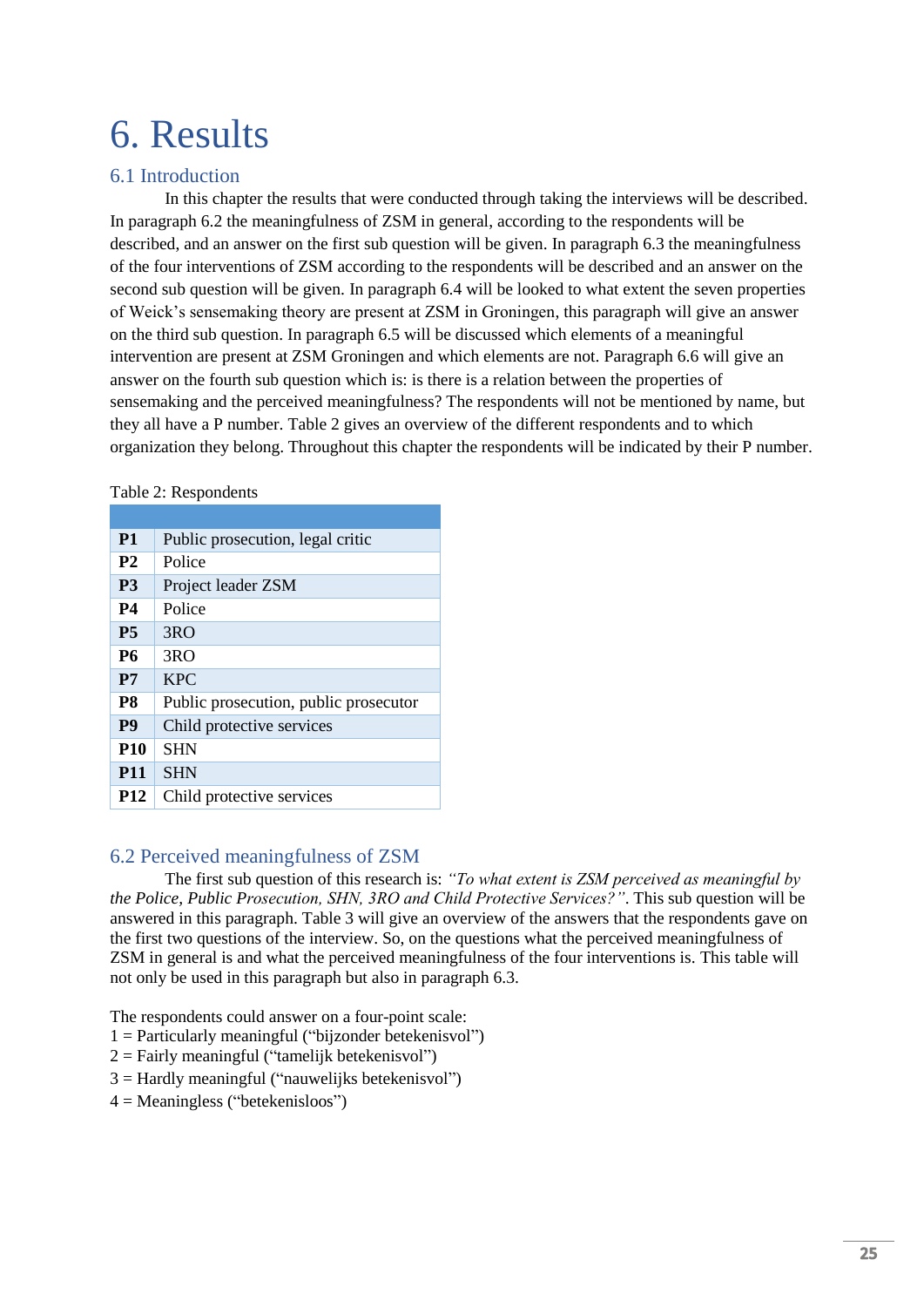# 6. Results

## 6.1 Introduction

In this chapter the results that were conducted through taking the interviews will be described. In paragraph 6.2 the meaningfulness of ZSM in general, according to the respondents will be described, and an answer on the first sub question will be given. In paragraph 6.3 the meaningfulness of the four interventions of ZSM according to the respondents will be described and an answer on the second sub question will be given. In paragraph 6.4 will be looked to what extent the seven properties of Weick's sensemaking theory are present at ZSM in Groningen, this paragraph will give an answer on the third sub question. In paragraph 6.5 will be discussed which elements of a meaningful intervention are present at ZSM Groningen and which elements are not. Paragraph 6.6 will give an answer on the fourth sub question which is: is there is a relation between the properties of sensemaking and the perceived meaningfulness? The respondents will not be mentioned by name, but they all have a P number. Table 2 gives an overview of the different respondents and to which organization they belong. Throughout this chapter the respondents will be indicated by their P number.

Table 2: Respondents

| | |
|---|---|
| **P1** | Public prosecution, legal critic |
| **P2** | Police |
| **P3** | Project leader ZSM |
| **P4** | Police |
| **P5** | 3RO |
| **P6** | 3RO |
| **P7** | KPC |
| **P8** | Public prosecution, public prosecutor |
| **P9** | Child protective services |
| **P10** | SHN |
| **P11** | SHN |
| **P12** | Child protective services |

## 6.2 Perceived meaningfulness of ZSM

The first sub question of this research is: *"To what extent is ZSM perceived as meaningful by the Police, Public Prosecution, SHN, 3RO and Child Protective Services?"*. This sub question will be answered in this paragraph. Table 3 will give an overview of the answers that the respondents gave on the first two questions of the interview. So, on the questions what the perceived meaningfulness of ZSM in general is and what the perceived meaningfulness of the four interventions is. This table will not only be used in this paragraph but also in paragraph 6.3.

The respondents could answer on a four-point scale:

1 = Particularly meaningful ("bijzonder betekenisvol")
2 = Fairly meaningful ("tamelijk betekenisvol")
3 = Hardly meaningful ("nauwelijks betekenisvol")
4 = Meaningless ("betekenisloos")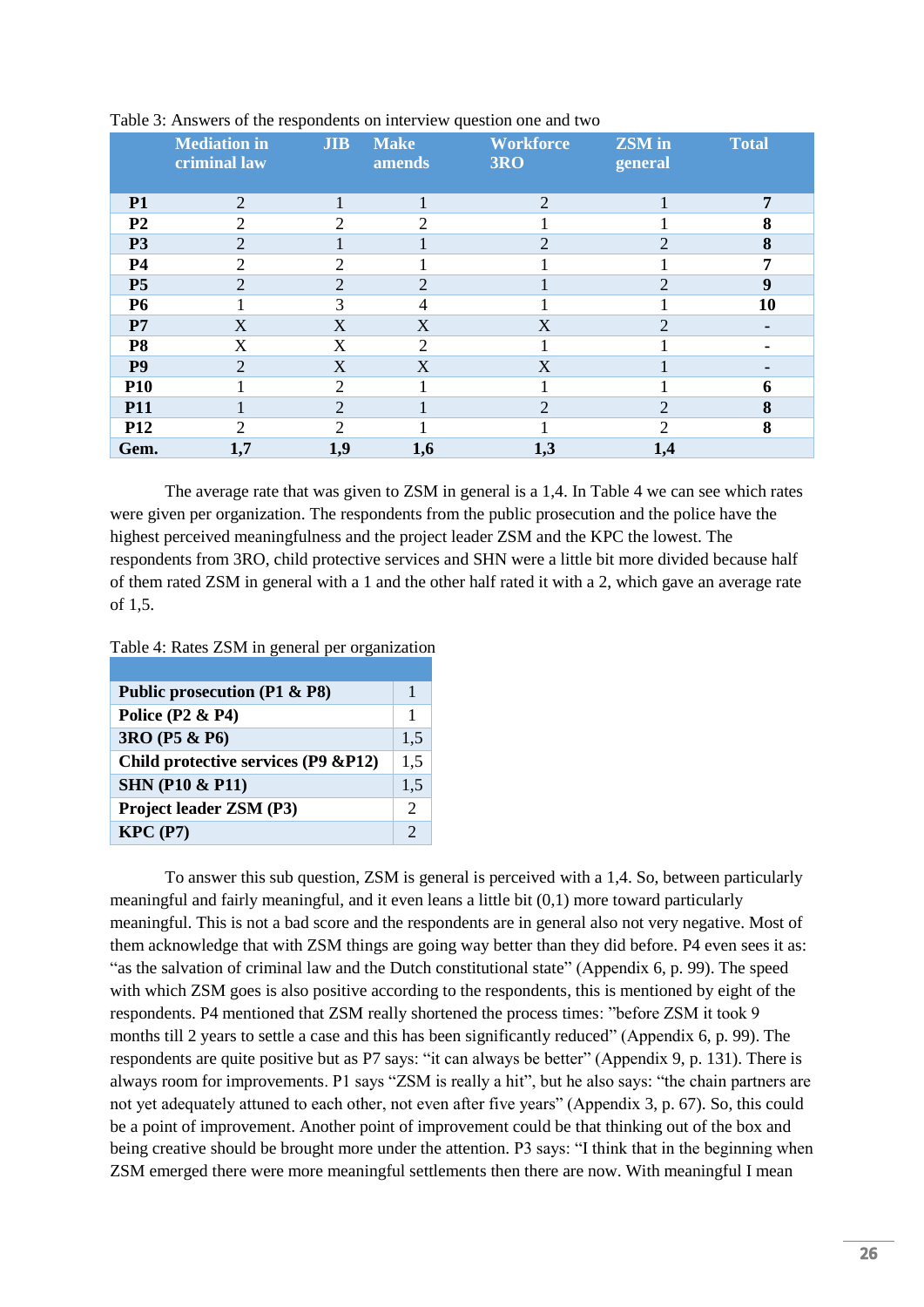Table 3: Answers of the respondents on interview question one and two

| | Mediation in criminal law | JIB | Make amends | Workforce 3RO | ZSM in general | Total |
|---|---|---|---|---|---|---|
| **P1** | 2 | 1 | 1 | 2 | 1 | **7** |
| **P2** | 2 | 2 | 2 | 1 | 1 | **8** |
| **P3** | 2 | 1 | 1 | 2 | 2 | **8** |
| **P4** | 2 | 2 | 1 | 1 | 1 | **7** |
| **P5** | 2 | 2 | 2 | 1 | 2 | **9** |
| **P6** | 1 | 3 | 4 | 1 | 1 | **10** |
| **P7** | X | X | X | X | 2 | **-** |
| **P8** | X | X | 2 | 1 | 1 | **-** |
| **P9** | 2 | X | X | X | 1 | **-** |
| **P10** | 1 | 2 | 1 | 1 | 1 | **6** |
| **P11** | 1 | 2 | 1 | 2 | 2 | **8** |
| **P12** | 2 | 2 | 1 | 1 | 2 | **8** |
| **Gem.** | **1,7** | **1,9** | **1,6** | **1,3** | **1,4** | |

The average rate that was given to ZSM in general is a 1,4. In Table 4 we can see which rates were given per organization. The respondents from the public prosecution and the police have the highest perceived meaningfulness and the project leader ZSM and the KPC the lowest. The respondents from 3RO, child protective services and SHN were a little bit more divided because half of them rated ZSM in general with a 1 and the other half rated it with a 2, which gave an average rate of 1,5.

Table 4: Rates ZSM in general per organization

| | |
|---|---|
| **Public prosecution (P1 & P8)** | 1 |
| **Police (P2 & P4)** | 1 |
| **3RO (P5 & P6)** | 1,5 |
| **Child protective services (P9 &P12)** | 1,5 |
| **SHN (P10 & P11)** | 1,5 |
| **Project leader ZSM (P3)** | 2 |
| **KPC (P7)** | 2 |

To answer this sub question, ZSM is general is perceived with a 1,4. So, between particularly meaningful and fairly meaningful, and it even leans a little bit (0,1) more toward particularly meaningful. This is not a bad score and the respondents are in general also not very negative. Most of them acknowledge that with ZSM things are going way better than they did before. P4 even sees it as: "as the salvation of criminal law and the Dutch constitutional state" (Appendix 6, p. 99). The speed with which ZSM goes is also positive according to the respondents, this is mentioned by eight of the respondents. P4 mentioned that ZSM really shortened the process times: "before ZSM it took 9 months till 2 years to settle a case and this has been significantly reduced" (Appendix 6, p. 99). The respondents are quite positive but as P7 says: "it can always be better" (Appendix 9, p. 131). There is always room for improvements. P1 says "ZSM is really a hit", but he also says: "the chain partners are not yet adequately attuned to each other, not even after five years" (Appendix 3, p. 67). So, this could be a point of improvement. Another point of improvement could be that thinking out of the box and being creative should be brought more under the attention. P3 says: "I think that in the beginning when ZSM emerged there were more meaningful settlements then there are now. With meaningful I mean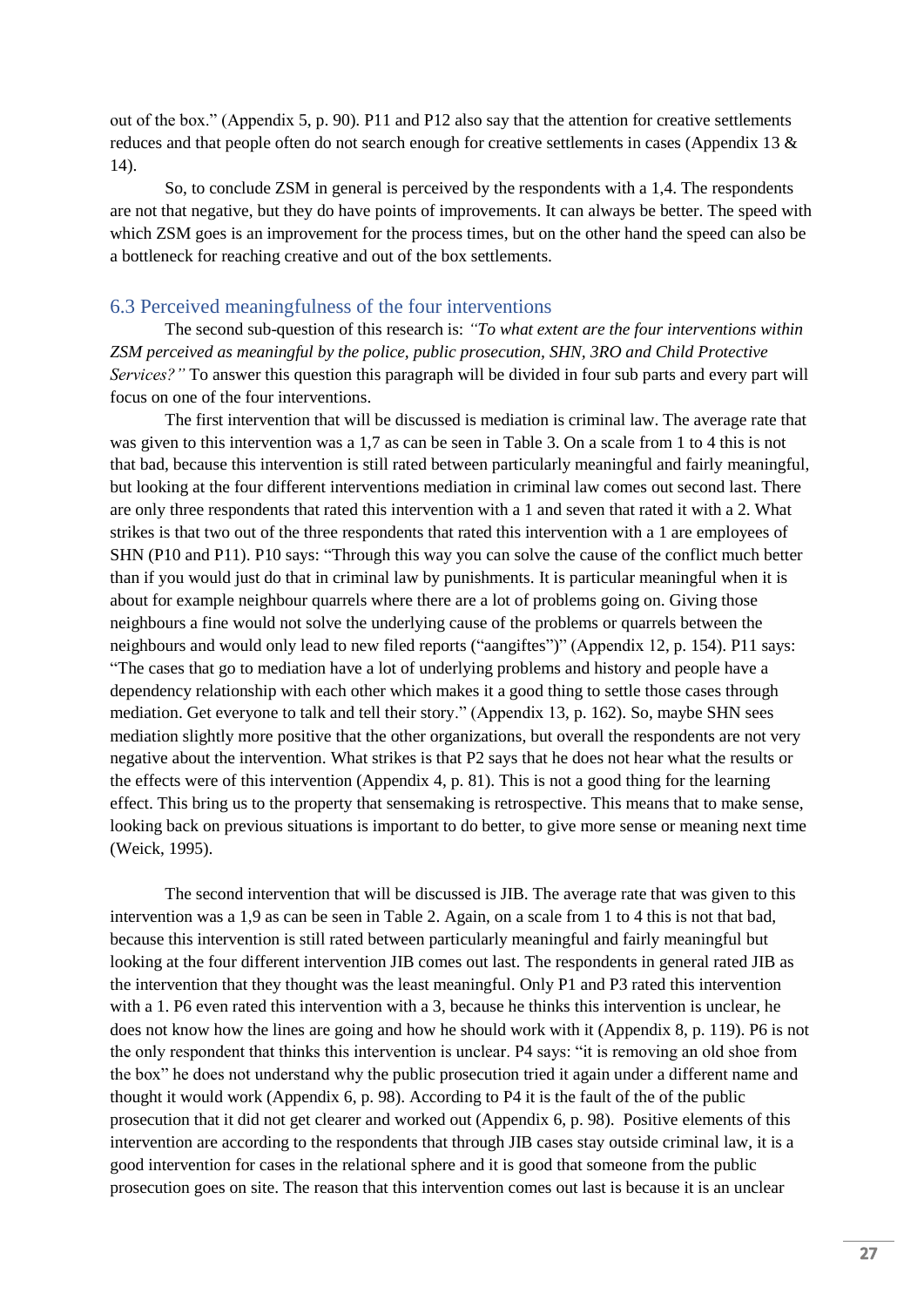out of the box." (Appendix 5, p. 90). P11 and P12 also say that the attention for creative settlements reduces and that people often do not search enough for creative settlements in cases (Appendix 13 & 14).

So, to conclude ZSM in general is perceived by the respondents with a 1,4. The respondents are not that negative, but they do have points of improvements. It can always be better. The speed with which ZSM goes is an improvement for the process times, but on the other hand the speed can also be a bottleneck for reaching creative and out of the box settlements.

## 6.3 Perceived meaningfulness of the four interventions

The second sub-question of this research is: *"To what extent are the four interventions within ZSM perceived as meaningful by the police, public prosecution, SHN, 3RO and Child Protective Services?"* To answer this question this paragraph will be divided in four sub parts and every part will focus on one of the four interventions.

The first intervention that will be discussed is mediation is criminal law. The average rate that was given to this intervention was a 1,7 as can be seen in Table 3. On a scale from 1 to 4 this is not that bad, because this intervention is still rated between particularly meaningful and fairly meaningful, but looking at the four different interventions mediation in criminal law comes out second last. There are only three respondents that rated this intervention with a 1 and seven that rated it with a 2. What strikes is that two out of the three respondents that rated this intervention with a 1 are employees of SHN (P10 and P11). P10 says: "Through this way you can solve the cause of the conflict much better than if you would just do that in criminal law by punishments. It is particular meaningful when it is about for example neighbour quarrels where there are a lot of problems going on. Giving those neighbours a fine would not solve the underlying cause of the problems or quarrels between the neighbours and would only lead to new filed reports ("aangiftes")" (Appendix 12, p. 154). P11 says: "The cases that go to mediation have a lot of underlying problems and history and people have a dependency relationship with each other which makes it a good thing to settle those cases through mediation. Get everyone to talk and tell their story." (Appendix 13, p. 162). So, maybe SHN sees mediation slightly more positive that the other organizations, but overall the respondents are not very negative about the intervention. What strikes is that P2 says that he does not hear what the results or the effects were of this intervention (Appendix 4, p. 81). This is not a good thing for the learning effect. This bring us to the property that sensemaking is retrospective. This means that to make sense, looking back on previous situations is important to do better, to give more sense or meaning next time (Weick, 1995).

The second intervention that will be discussed is JIB. The average rate that was given to this intervention was a 1,9 as can be seen in Table 2. Again, on a scale from 1 to 4 this is not that bad, because this intervention is still rated between particularly meaningful and fairly meaningful but looking at the four different intervention JIB comes out last. The respondents in general rated JIB as the intervention that they thought was the least meaningful. Only P1 and P3 rated this intervention with a 1. P6 even rated this intervention with a 3, because he thinks this intervention is unclear, he does not know how the lines are going and how he should work with it (Appendix 8, p. 119). P6 is not the only respondent that thinks this intervention is unclear. P4 says: "it is removing an old shoe from the box" he does not understand why the public prosecution tried it again under a different name and thought it would work (Appendix 6, p. 98). According to P4 it is the fault of the of the public prosecution that it did not get clearer and worked out (Appendix 6, p. 98). Positive elements of this intervention are according to the respondents that through JIB cases stay outside criminal law, it is a good intervention for cases in the relational sphere and it is good that someone from the public prosecution goes on site. The reason that this intervention comes out last is because it is an unclear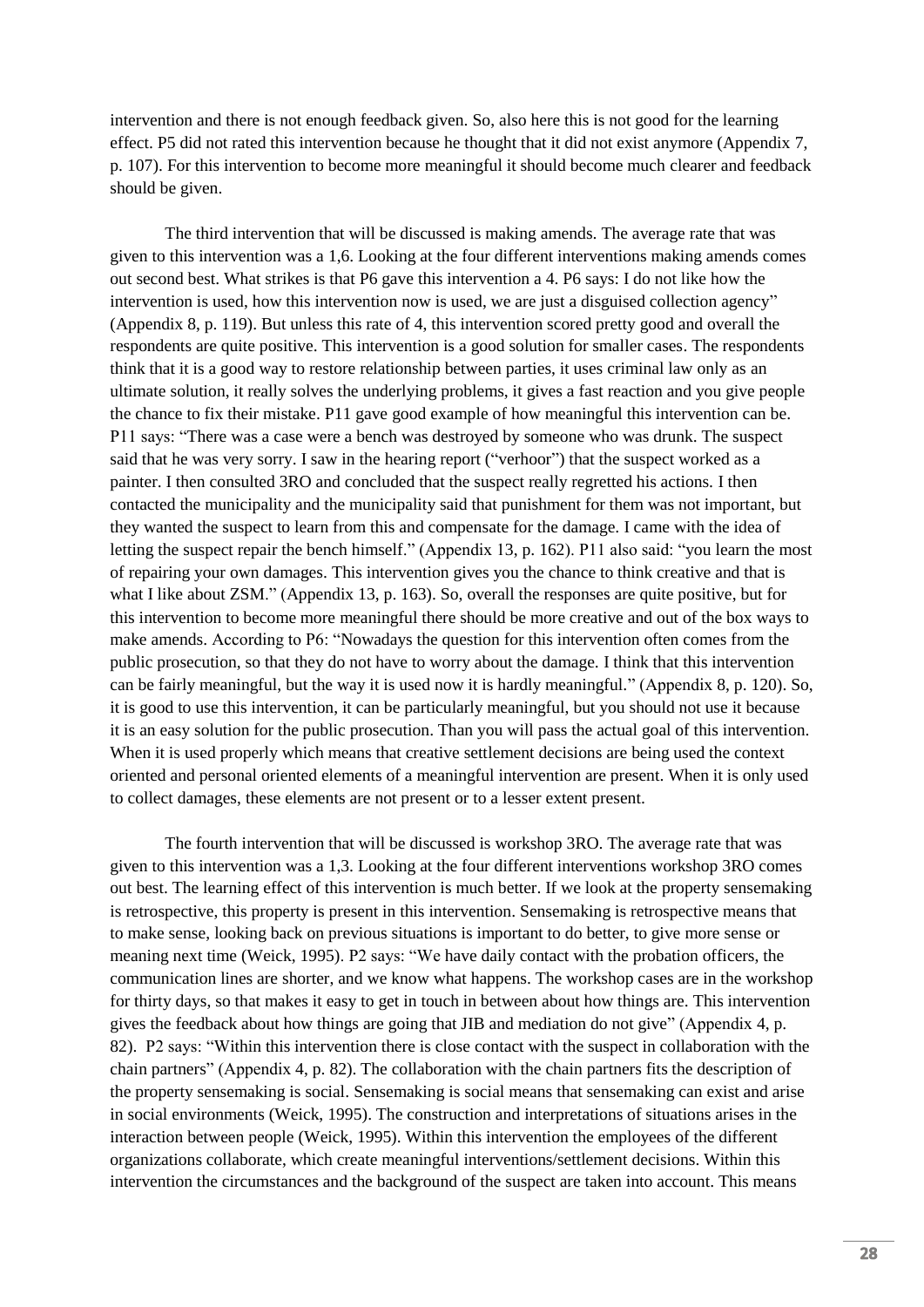intervention and there is not enough feedback given. So, also here this is not good for the learning effect. P5 did not rated this intervention because he thought that it did not exist anymore (Appendix 7, p. 107). For this intervention to become more meaningful it should become much clearer and feedback should be given.

The third intervention that will be discussed is making amends. The average rate that was given to this intervention was a 1,6. Looking at the four different interventions making amends comes out second best. What strikes is that P6 gave this intervention a 4. P6 says: I do not like how the intervention is used, how this intervention now is used, we are just a disguised collection agency" (Appendix 8, p. 119). But unless this rate of 4, this intervention scored pretty good and overall the respondents are quite positive. This intervention is a good solution for smaller cases. The respondents think that it is a good way to restore relationship between parties, it uses criminal law only as an ultimate solution, it really solves the underlying problems, it gives a fast reaction and you give people the chance to fix their mistake. P11 gave good example of how meaningful this intervention can be. P11 says: "There was a case were a bench was destroyed by someone who was drunk. The suspect said that he was very sorry. I saw in the hearing report ("verhoor") that the suspect worked as a painter. I then consulted 3RO and concluded that the suspect really regretted his actions. I then contacted the municipality and the municipality said that punishment for them was not important, but they wanted the suspect to learn from this and compensate for the damage. I came with the idea of letting the suspect repair the bench himself." (Appendix 13, p. 162). P11 also said: "you learn the most of repairing your own damages. This intervention gives you the chance to think creative and that is what I like about ZSM." (Appendix 13, p. 163). So, overall the responses are quite positive, but for this intervention to become more meaningful there should be more creative and out of the box ways to make amends. According to P6: "Nowadays the question for this intervention often comes from the public prosecution, so that they do not have to worry about the damage. I think that this intervention can be fairly meaningful, but the way it is used now it is hardly meaningful." (Appendix 8, p. 120). So, it is good to use this intervention, it can be particularly meaningful, but you should not use it because it is an easy solution for the public prosecution. Than you will pass the actual goal of this intervention. When it is used properly which means that creative settlement decisions are being used the context oriented and personal oriented elements of a meaningful intervention are present. When it is only used to collect damages, these elements are not present or to a lesser extent present.

The fourth intervention that will be discussed is workshop 3RO. The average rate that was given to this intervention was a 1,3. Looking at the four different interventions workshop 3RO comes out best. The learning effect of this intervention is much better. If we look at the property sensemaking is retrospective, this property is present in this intervention. Sensemaking is retrospective means that to make sense, looking back on previous situations is important to do better, to give more sense or meaning next time (Weick, 1995). P2 says: "We have daily contact with the probation officers, the communication lines are shorter, and we know what happens. The workshop cases are in the workshop for thirty days, so that makes it easy to get in touch in between about how things are. This intervention gives the feedback about how things are going that JIB and mediation do not give" (Appendix 4, p. 82). P2 says: "Within this intervention there is close contact with the suspect in collaboration with the chain partners" (Appendix 4, p. 82). The collaboration with the chain partners fits the description of the property sensemaking is social. Sensemaking is social means that sensemaking can exist and arise in social environments (Weick, 1995). The construction and interpretations of situations arises in the interaction between people (Weick, 1995). Within this intervention the employees of the different organizations collaborate, which create meaningful interventions/settlement decisions. Within this intervention the circumstances and the background of the suspect are taken into account. This means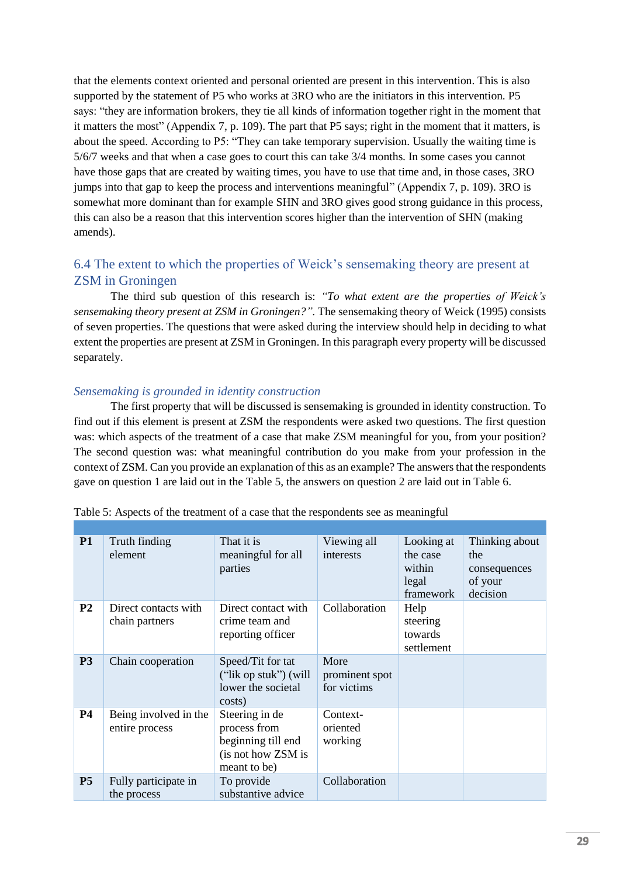that the elements context oriented and personal oriented are present in this intervention. This is also supported by the statement of P5 who works at 3RO who are the initiators in this intervention. P5 says: "they are information brokers, they tie all kinds of information together right in the moment that it matters the most" (Appendix 7, p. 109). The part that P5 says; right in the moment that it matters, is about the speed. According to P5: "They can take temporary supervision. Usually the waiting time is 5/6/7 weeks and that when a case goes to court this can take 3/4 months. In some cases you cannot have those gaps that are created by waiting times, you have to use that time and, in those cases, 3RO jumps into that gap to keep the process and interventions meaningful" (Appendix 7, p. 109). 3RO is somewhat more dominant than for example SHN and 3RO gives good strong guidance in this process, this can also be a reason that this intervention scores higher than the intervention of SHN (making amends).

## 6.4 The extent to which the properties of Weick's sensemaking theory are present at ZSM in Groningen

The third sub question of this research is: *"To what extent are the properties of Weick's sensemaking theory present at ZSM in Groningen?"*. The sensemaking theory of Weick (1995) consists of seven properties. The questions that were asked during the interview should help in deciding to what extent the properties are present at ZSM in Groningen. In this paragraph every property will be discussed separately.

### *Sensemaking is grounded in identity construction*

The first property that will be discussed is sensemaking is grounded in identity construction. To find out if this element is present at ZSM the respondents were asked two questions. The first question was: which aspects of the treatment of a case that make ZSM meaningful for you, from your position? The second question was: what meaningful contribution do you make from your profession in the context of ZSM. Can you provide an explanation of this as an example? The answers that the respondents gave on question 1 are laid out in the Table 5, the answers on question 2 are laid out in Table 6.

Table 5: Aspects of the treatment of a case that the respondents see as meaningful

| | | | | | |
|---|---|---|---|---|---|
| **P1** | Truth finding element | That it is meaningful for all parties | Viewing all interests | Looking at the case within legal framework | Thinking about the consequences of your decision |
| **P2** | Direct contacts with chain partners | Direct contact with crime team and reporting officer | Collaboration | Help steering towards settlement | |
| **P3** | Chain cooperation | Speed/Tit for tat ("lik op stuk") (will lower the societal costs) | More prominent spot for victims | | |
| **P4** | Being involved in the entire process | Steering in de process from beginning till end (is not how ZSM is meant to be) | Context-oriented working | | |
| **P5** | Fully participate in the process | To provide substantive advice | Collaboration | | |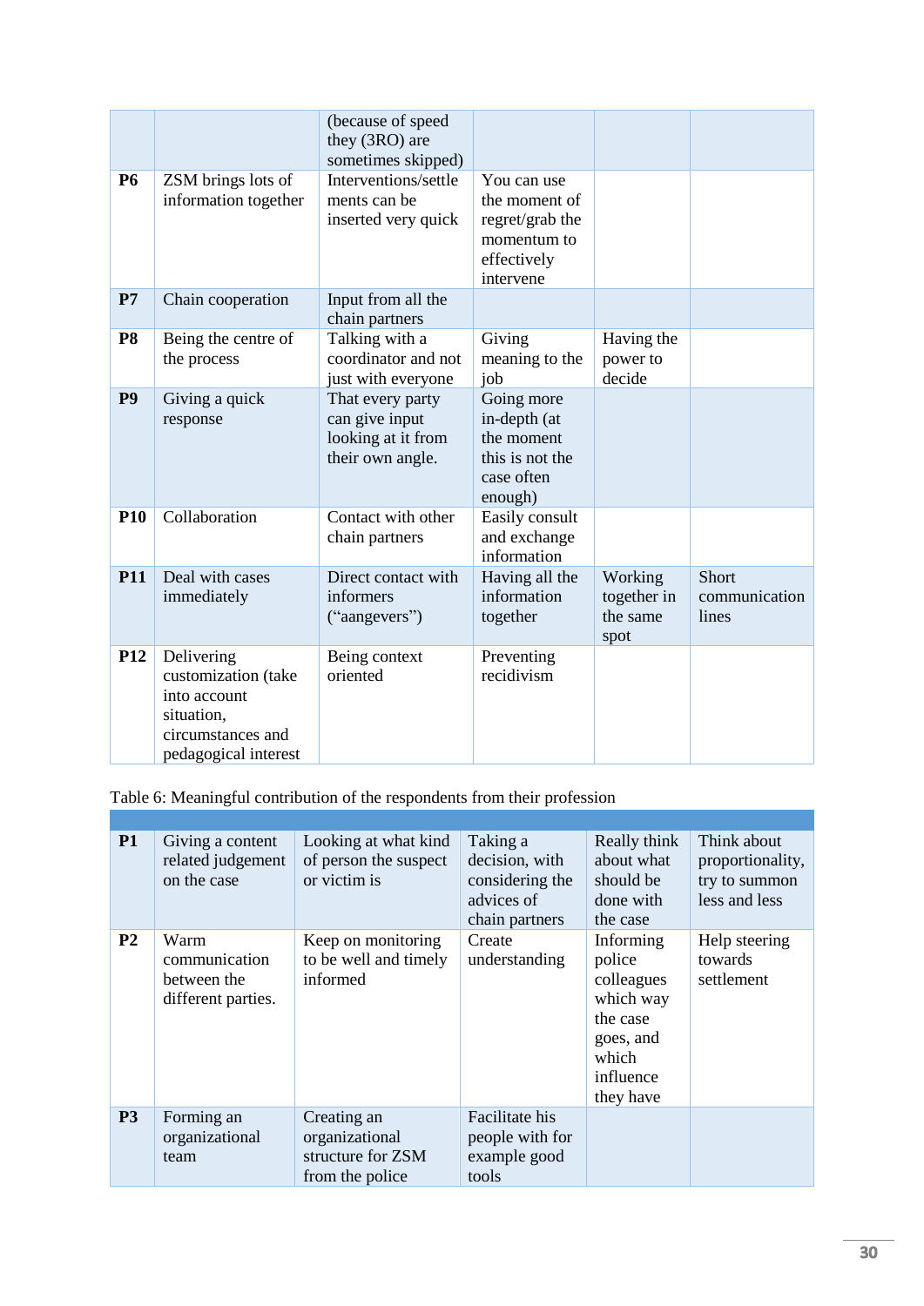| | | | | | |
|---|---|---|---|---|---|
| | | (because of speed they (3RO) are sometimes skipped) | | | |
| **P6** | ZSM brings lots of information together | Interventions/settlements can be inserted very quick | You can use the moment of regret/grab the momentum to effectively intervene | | |
| **P7** | Chain cooperation | Input from all the chain partners | | | |
| **P8** | Being the centre of the process | Talking with a coordinator and not just with everyone | Giving meaning to the job | Having the power to decide | |
| **P9** | Giving a quick response | That every party can give input looking at it from their own angle. | Going more in-depth (at the moment this is not the case often enough) | | |
| **P10** | Collaboration | Contact with other chain partners | Easily consult and exchange information | | |
| **P11** | Deal with cases immediately | Direct contact with informers ("aangevers") | Having all the information together | Working together in the same spot | Short communication lines |
| **P12** | Delivering customization (take into account situation, circumstances and pedagogical interest | Being context oriented | Preventing recidivism | | |

Table 6: Meaningful contribution of the respondents from their profession

| | | | | | |
|---|---|---|---|---|---|
| **P1** | Giving a content related judgement on the case | Looking at what kind of person the suspect or victim is | Taking a decision, with considering the advices of chain partners | Really think about what should be done with the case | Think about proportionality, try to summon less and less |
| **P2** | Warm communication between the different parties. | Keep on monitoring to be well and timely informed | Create understanding | Informing police colleagues which way the case goes, and which influence they have | Help steering towards settlement |
| **P3** | Forming an organizational team | Creating an organizational structure for ZSM from the police | Facilitate his people with for example good tools | | |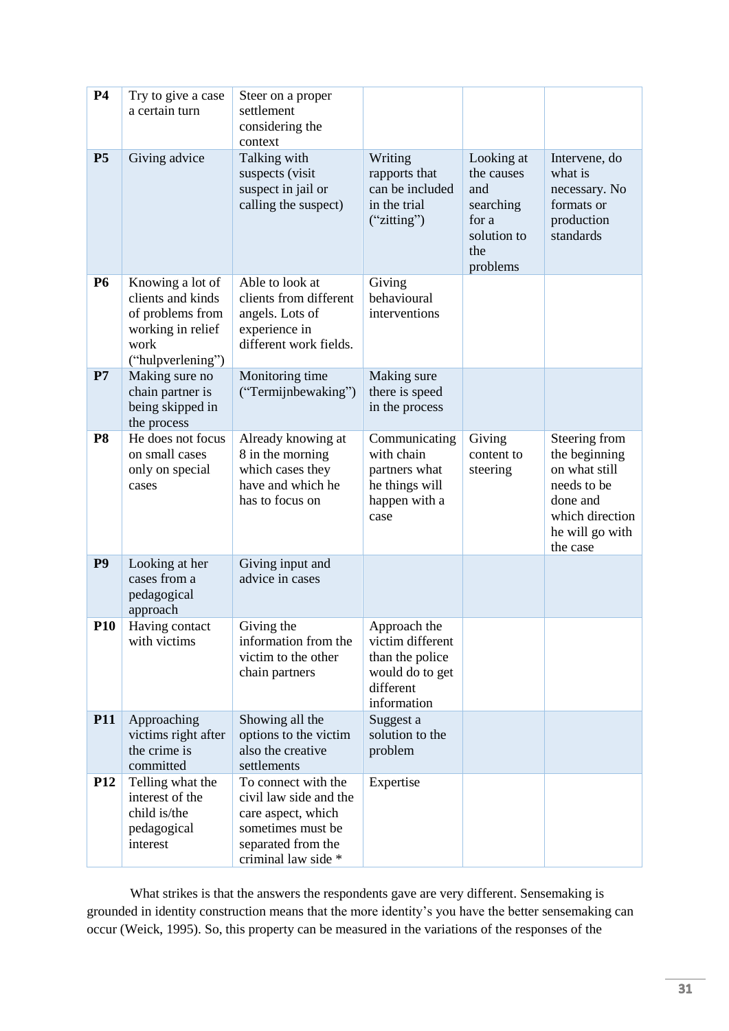| | | | | | |
|---|---|---|---|---|---|
| **P4** | Try to give a case a certain turn | Steer on a proper settlement considering the context | | | |
| **P5** | Giving advice | Talking with suspects (visit suspect in jail or calling the suspect) | Writing rapports that can be included in the trial (“zitting”) | Looking at the causes and searching for a solution to the problems | Intervene, do what is necessary. No formats or production standards |
| **P6** | Knowing a lot of clients and kinds of problems from working in relief work (“hulpverlening”) | Able to look at clients from different angels. Lots of experience in different work fields. | Giving behavioural interventions | | |
| **P7** | Making sure no chain partner is being skipped in the process | Monitoring time (“Termijnbewaking”) | Making sure there is speed in the process | | |
| **P8** | He does not focus on small cases only on special cases | Already knowing at 8 in the morning which cases they have and which he has to focus on | Communicating with chain partners what he things will happen with a case | Giving content to steering | Steering from the beginning on what still needs to be done and which direction he will go with the case |
| **P9** | Looking at her cases from a pedagogical approach | Giving input and advice in cases | | | |
| **P10** | Having contact with victims | Giving the information from the victim to the other chain partners | Approach the victim different than the police would do to get different information | | |
| **P11** | Approaching victims right after the crime is committed | Showing all the options to the victim also the creative settlements | Suggest a solution to the problem | | |
| **P12** | Telling what the interest of the child is/the pedagogical interest | To connect with the civil law side and the care aspect, which sometimes must be separated from the criminal law side * | Expertise | | |

What strikes is that the answers the respondents gave are very different. Sensemaking is grounded in identity construction means that the more identity’s you have the better sensemaking can occur (Weick, 1995). So, this property can be measured in the variations of the responses of the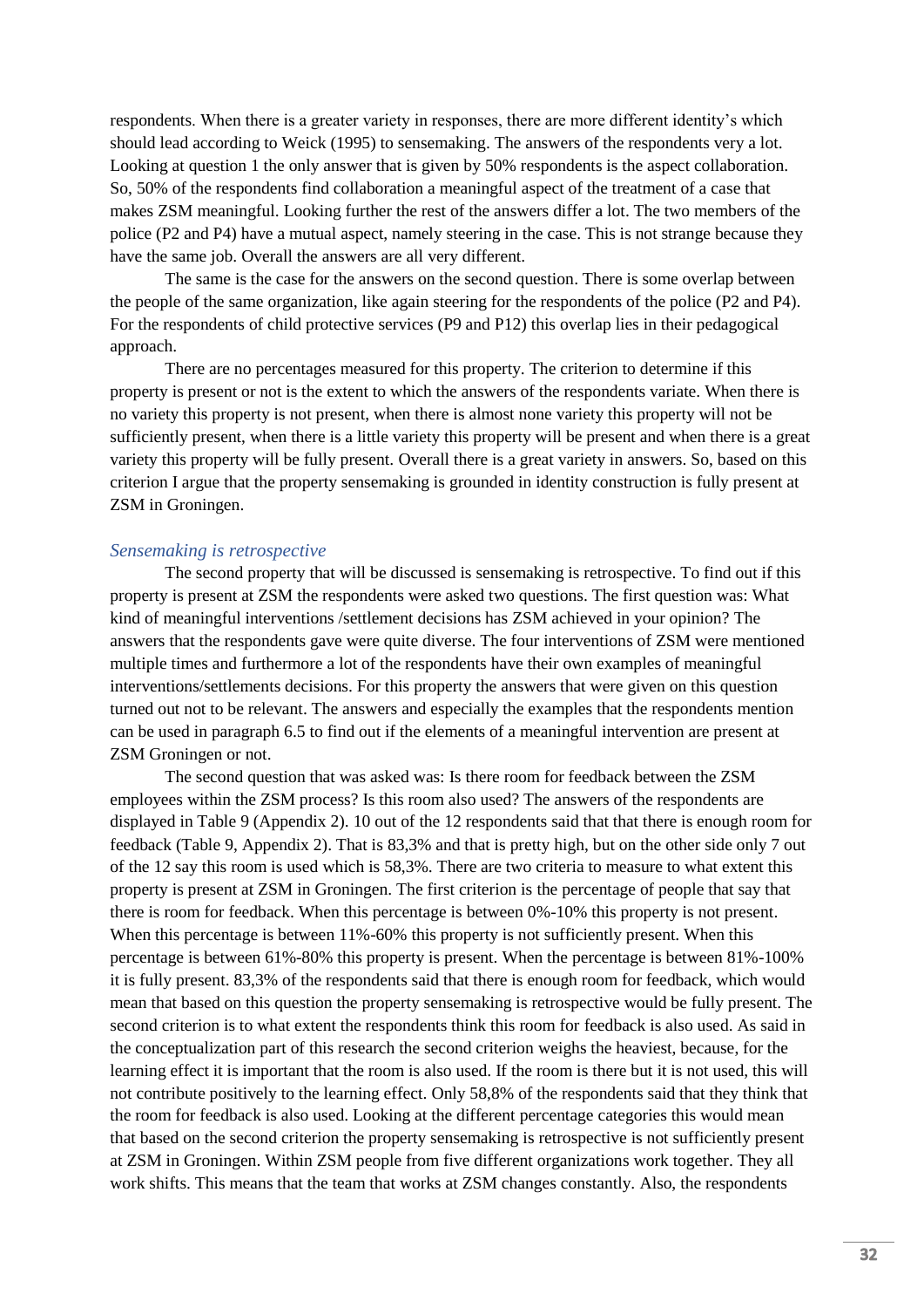respondents. When there is a greater variety in responses, there are more different identity's which should lead according to Weick (1995) to sensemaking. The answers of the respondents very a lot. Looking at question 1 the only answer that is given by 50% respondents is the aspect collaboration. So, 50% of the respondents find collaboration a meaningful aspect of the treatment of a case that makes ZSM meaningful. Looking further the rest of the answers differ a lot. The two members of the police (P2 and P4) have a mutual aspect, namely steering in the case. This is not strange because they have the same job. Overall the answers are all very different.

The same is the case for the answers on the second question. There is some overlap between the people of the same organization, like again steering for the respondents of the police (P2 and P4). For the respondents of child protective services (P9 and P12) this overlap lies in their pedagogical approach.

There are no percentages measured for this property. The criterion to determine if this property is present or not is the extent to which the answers of the respondents variate. When there is no variety this property is not present, when there is almost none variety this property will not be sufficiently present, when there is a little variety this property will be present and when there is a great variety this property will be fully present. Overall there is a great variety in answers. So, based on this criterion I argue that the property sensemaking is grounded in identity construction is fully present at ZSM in Groningen.

### *Sensemaking is retrospective*

The second property that will be discussed is sensemaking is retrospective. To find out if this property is present at ZSM the respondents were asked two questions. The first question was: What kind of meaningful interventions /settlement decisions has ZSM achieved in your opinion? The answers that the respondents gave were quite diverse. The four interventions of ZSM were mentioned multiple times and furthermore a lot of the respondents have their own examples of meaningful interventions/settlements decisions. For this property the answers that were given on this question turned out not to be relevant. The answers and especially the examples that the respondents mention can be used in paragraph 6.5 to find out if the elements of a meaningful intervention are present at ZSM Groningen or not.

The second question that was asked was: Is there room for feedback between the ZSM employees within the ZSM process? Is this room also used? The answers of the respondents are displayed in Table 9 (Appendix 2). 10 out of the 12 respondents said that that there is enough room for feedback (Table 9, Appendix 2). That is 83,3% and that is pretty high, but on the other side only 7 out of the 12 say this room is used which is 58,3%. There are two criteria to measure to what extent this property is present at ZSM in Groningen. The first criterion is the percentage of people that say that there is room for feedback. When this percentage is between 0%-10% this property is not present. When this percentage is between 11%-60% this property is not sufficiently present. When this percentage is between 61%-80% this property is present. When the percentage is between 81%-100% it is fully present. 83,3% of the respondents said that there is enough room for feedback, which would mean that based on this question the property sensemaking is retrospective would be fully present. The second criterion is to what extent the respondents think this room for feedback is also used. As said in the conceptualization part of this research the second criterion weighs the heaviest, because, for the learning effect it is important that the room is also used. If the room is there but it is not used, this will not contribute positively to the learning effect. Only 58,8% of the respondents said that they think that the room for feedback is also used. Looking at the different percentage categories this would mean that based on the second criterion the property sensemaking is retrospective is not sufficiently present at ZSM in Groningen. Within ZSM people from five different organizations work together. They all work shifts. This means that the team that works at ZSM changes constantly. Also, the respondents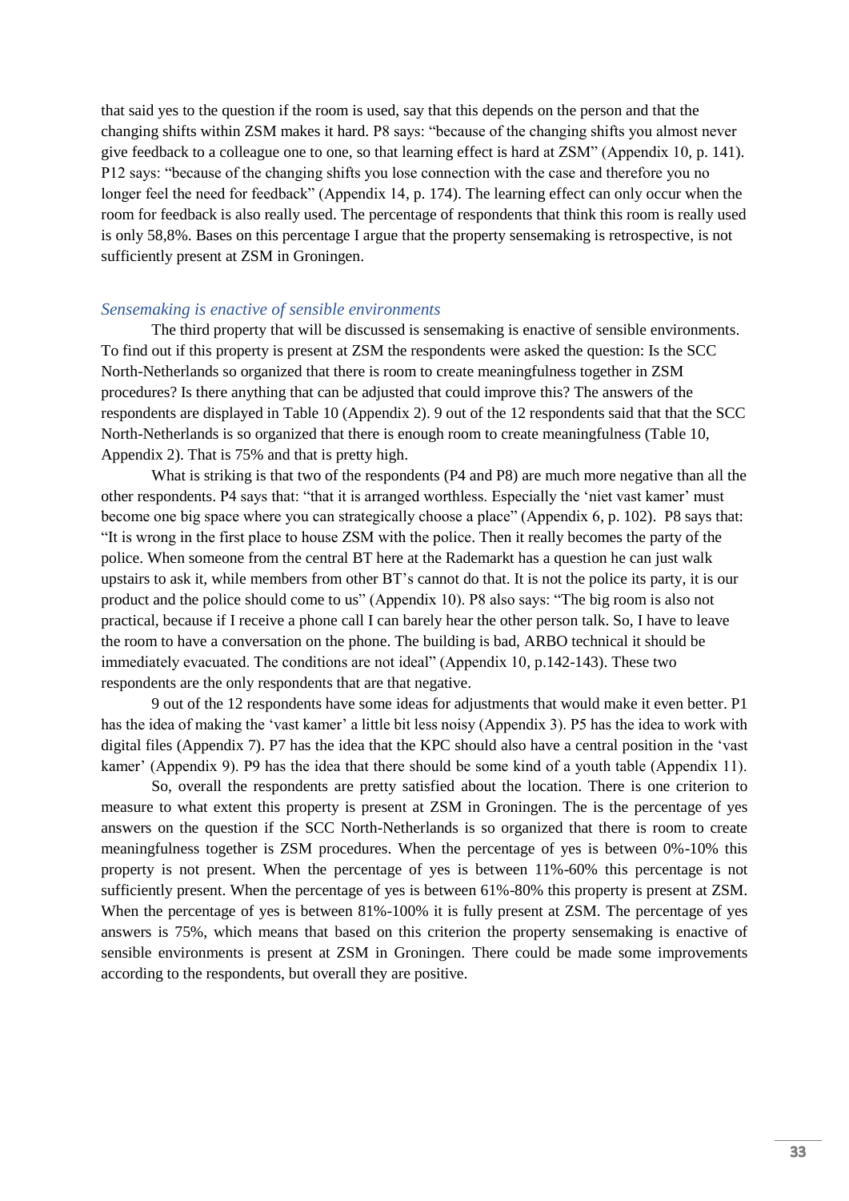that said yes to the question if the room is used, say that this depends on the person and that the changing shifts within ZSM makes it hard. P8 says: "because of the changing shifts you almost never give feedback to a colleague one to one, so that learning effect is hard at ZSM" (Appendix 10, p. 141). P12 says: "because of the changing shifts you lose connection with the case and therefore you no longer feel the need for feedback" (Appendix 14, p. 174). The learning effect can only occur when the room for feedback is also really used. The percentage of respondents that think this room is really used is only 58,8%. Bases on this percentage I argue that the property sensemaking is retrospective, is not sufficiently present at ZSM in Groningen.

### *Sensemaking is enactive of sensible environments*

The third property that will be discussed is sensemaking is enactive of sensible environments. To find out if this property is present at ZSM the respondents were asked the question: Is the SCC North-Netherlands so organized that there is room to create meaningfulness together in ZSM procedures? Is there anything that can be adjusted that could improve this? The answers of the respondents are displayed in Table 10 (Appendix 2). 9 out of the 12 respondents said that that the SCC North-Netherlands is so organized that there is enough room to create meaningfulness (Table 10, Appendix 2). That is 75% and that is pretty high.

What is striking is that two of the respondents (P4 and P8) are much more negative than all the other respondents. P4 says that: "that it is arranged worthless. Especially the 'niet vast kamer' must become one big space where you can strategically choose a place" (Appendix 6, p. 102). P8 says that: "It is wrong in the first place to house ZSM with the police. Then it really becomes the party of the police. When someone from the central BT here at the Rademarkt has a question he can just walk upstairs to ask it, while members from other BT's cannot do that. It is not the police its party, it is our product and the police should come to us" (Appendix 10). P8 also says: "The big room is also not practical, because if I receive a phone call I can barely hear the other person talk. So, I have to leave the room to have a conversation on the phone. The building is bad, ARBO technical it should be immediately evacuated. The conditions are not ideal" (Appendix 10, p.142-143). These two respondents are the only respondents that are that negative.

9 out of the 12 respondents have some ideas for adjustments that would make it even better. P1 has the idea of making the 'vast kamer' a little bit less noisy (Appendix 3). P5 has the idea to work with digital files (Appendix 7). P7 has the idea that the KPC should also have a central position in the 'vast kamer' (Appendix 9). P9 has the idea that there should be some kind of a youth table (Appendix 11).

So, overall the respondents are pretty satisfied about the location. There is one criterion to measure to what extent this property is present at ZSM in Groningen. The is the percentage of yes answers on the question if the SCC North-Netherlands is so organized that there is room to create meaningfulness together is ZSM procedures. When the percentage of yes is between 0%-10% this property is not present. When the percentage of yes is between 11%-60% this percentage is not sufficiently present. When the percentage of yes is between 61%-80% this property is present at ZSM. When the percentage of yes is between 81%-100% it is fully present at ZSM. The percentage of yes answers is 75%, which means that based on this criterion the property sensemaking is enactive of sensible environments is present at ZSM in Groningen. There could be made some improvements according to the respondents, but overall they are positive.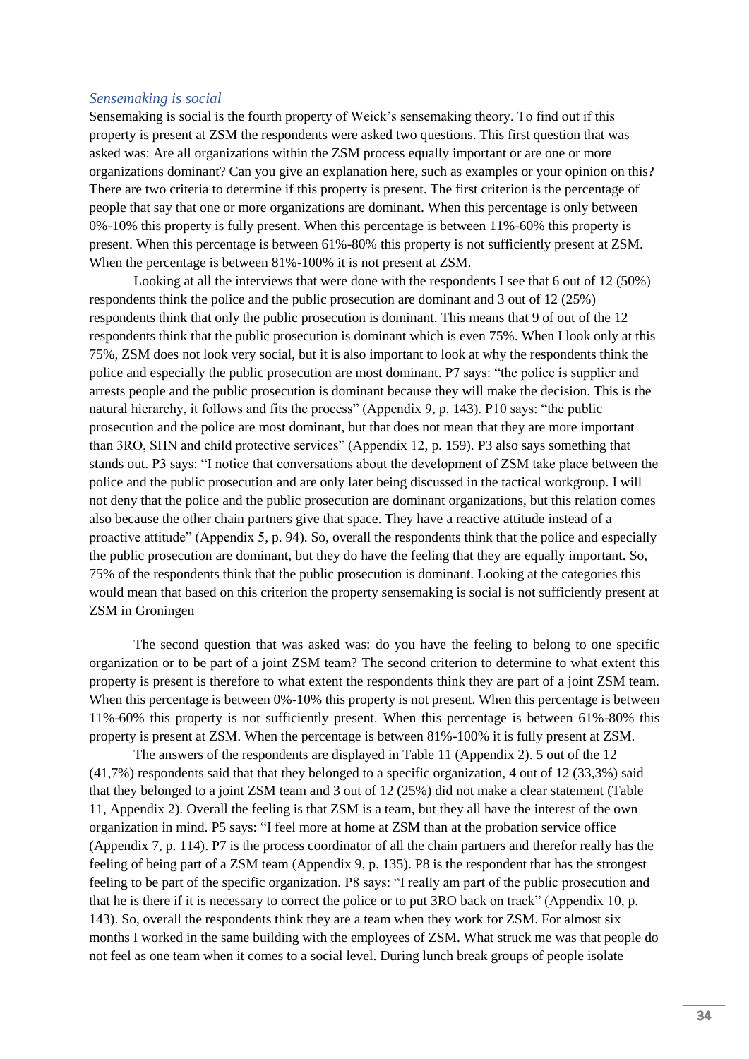### *Sensemaking is social*

Sensemaking is social is the fourth property of Weick's sensemaking theory. To find out if this property is present at ZSM the respondents were asked two questions. This first question that was asked was: Are all organizations within the ZSM process equally important or are one or more organizations dominant? Can you give an explanation here, such as examples or your opinion on this? There are two criteria to determine if this property is present. The first criterion is the percentage of people that say that one or more organizations are dominant. When this percentage is only between 0%-10% this property is fully present. When this percentage is between 11%-60% this property is present. When this percentage is between 61%-80% this property is not sufficiently present at ZSM. When the percentage is between 81%-100% it is not present at ZSM.

Looking at all the interviews that were done with the respondents I see that 6 out of 12 (50%) respondents think the police and the public prosecution are dominant and 3 out of 12 (25%) respondents think that only the public prosecution is dominant. This means that 9 of out of the 12 respondents think that the public prosecution is dominant which is even 75%. When I look only at this 75%, ZSM does not look very social, but it is also important to look at why the respondents think the police and especially the public prosecution are most dominant. P7 says: "the police is supplier and arrests people and the public prosecution is dominant because they will make the decision. This is the natural hierarchy, it follows and fits the process" (Appendix 9, p. 143). P10 says: "the public prosecution and the police are most dominant, but that does not mean that they are more important than 3RO, SHN and child protective services" (Appendix 12, p. 159). P3 also says something that stands out. P3 says: "I notice that conversations about the development of ZSM take place between the police and the public prosecution and are only later being discussed in the tactical workgroup. I will not deny that the police and the public prosecution are dominant organizations, but this relation comes also because the other chain partners give that space. They have a reactive attitude instead of a proactive attitude" (Appendix 5, p. 94). So, overall the respondents think that the police and especially the public prosecution are dominant, but they do have the feeling that they are equally important. So, 75% of the respondents think that the public prosecution is dominant. Looking at the categories this would mean that based on this criterion the property sensemaking is social is not sufficiently present at ZSM in Groningen

The second question that was asked was: do you have the feeling to belong to one specific organization or to be part of a joint ZSM team? The second criterion to determine to what extent this property is present is therefore to what extent the respondents think they are part of a joint ZSM team. When this percentage is between 0%-10% this property is not present. When this percentage is between 11%-60% this property is not sufficiently present. When this percentage is between 61%-80% this property is present at ZSM. When the percentage is between 81%-100% it is fully present at ZSM.

The answers of the respondents are displayed in Table 11 (Appendix 2). 5 out of the 12 (41,7%) respondents said that that they belonged to a specific organization, 4 out of 12 (33,3%) said that they belonged to a joint ZSM team and 3 out of 12 (25%) did not make a clear statement (Table 11, Appendix 2). Overall the feeling is that ZSM is a team, but they all have the interest of the own organization in mind. P5 says: "I feel more at home at ZSM than at the probation service office (Appendix 7, p. 114). P7 is the process coordinator of all the chain partners and therefor really has the feeling of being part of a ZSM team (Appendix 9, p. 135). P8 is the respondent that has the strongest feeling to be part of the specific organization. P8 says: "I really am part of the public prosecution and that he is there if it is necessary to correct the police or to put 3RO back on track" (Appendix 10, p. 143). So, overall the respondents think they are a team when they work for ZSM. For almost six months I worked in the same building with the employees of ZSM. What struck me was that people do not feel as one team when it comes to a social level. During lunch break groups of people isolate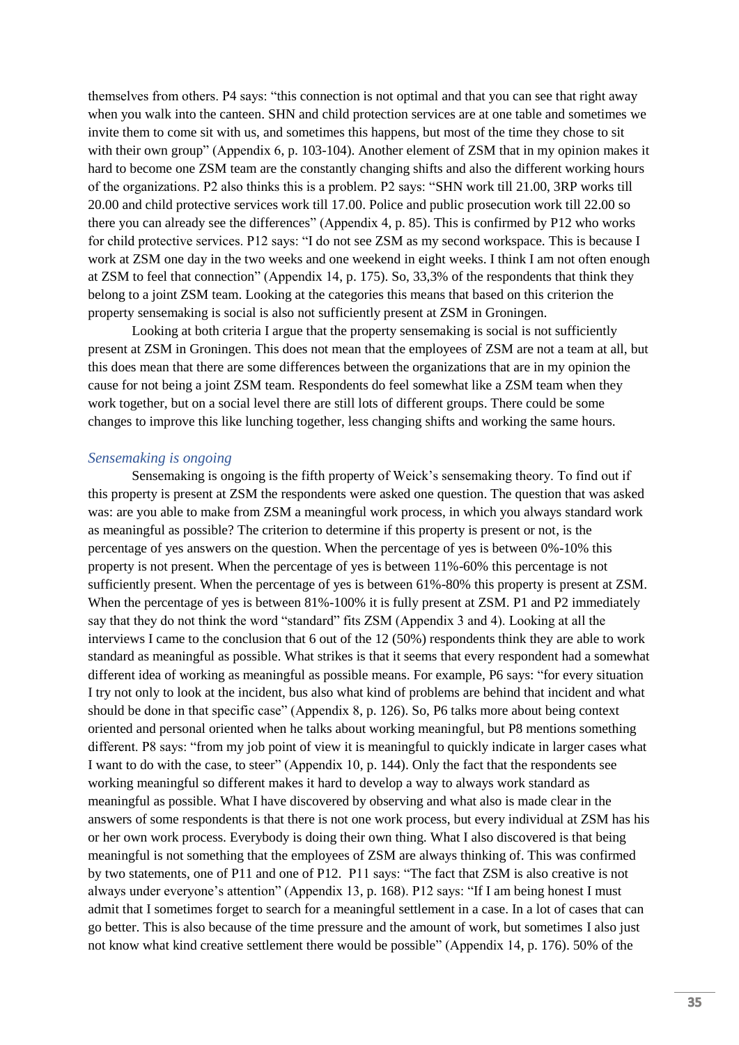themselves from others. P4 says: “this connection is not optimal and that you can see that right away when you walk into the canteen. SHN and child protection services are at one table and sometimes we invite them to come sit with us, and sometimes this happens, but most of the time they chose to sit with their own group” (Appendix 6, p. 103-104). Another element of ZSM that in my opinion makes it hard to become one ZSM team are the constantly changing shifts and also the different working hours of the organizations. P2 also thinks this is a problem. P2 says: “SHN work till 21.00, 3RP works till 20.00 and child protective services work till 17.00. Police and public prosecution work till 22.00 so there you can already see the differences” (Appendix 4, p. 85). This is confirmed by P12 who works for child protective services. P12 says: “I do not see ZSM as my second workspace. This is because I work at ZSM one day in the two weeks and one weekend in eight weeks. I think I am not often enough at ZSM to feel that connection” (Appendix 14, p. 175). So, 33,3% of the respondents that think they belong to a joint ZSM team. Looking at the categories this means that based on this criterion the property sensemaking is social is also not sufficiently present at ZSM in Groningen.

Looking at both criteria I argue that the property sensemaking is social is not sufficiently present at ZSM in Groningen. This does not mean that the employees of ZSM are not a team at all, but this does mean that there are some differences between the organizations that are in my opinion the cause for not being a joint ZSM team. Respondents do feel somewhat like a ZSM team when they work together, but on a social level there are still lots of different groups. There could be some changes to improve this like lunching together, less changing shifts and working the same hours.

### *Sensemaking is ongoing*

Sensemaking is ongoing is the fifth property of Weick’s sensemaking theory. To find out if this property is present at ZSM the respondents were asked one question. The question that was asked was: are you able to make from ZSM a meaningful work process, in which you always standard work as meaningful as possible? The criterion to determine if this property is present or not, is the percentage of yes answers on the question. When the percentage of yes is between 0%-10% this property is not present. When the percentage of yes is between 11%-60% this percentage is not sufficiently present. When the percentage of yes is between 61%-80% this property is present at ZSM. When the percentage of yes is between 81%-100% it is fully present at ZSM. P1 and P2 immediately say that they do not think the word “standard” fits ZSM (Appendix 3 and 4). Looking at all the interviews I came to the conclusion that 6 out of the 12 (50%) respondents think they are able to work standard as meaningful as possible. What strikes is that it seems that every respondent had a somewhat different idea of working as meaningful as possible means. For example, P6 says: “for every situation I try not only to look at the incident, bus also what kind of problems are behind that incident and what should be done in that specific case” (Appendix 8, p. 126). So, P6 talks more about being context oriented and personal oriented when he talks about working meaningful, but P8 mentions something different. P8 says: “from my job point of view it is meaningful to quickly indicate in larger cases what I want to do with the case, to steer” (Appendix 10, p. 144). Only the fact that the respondents see working meaningful so different makes it hard to develop a way to always work standard as meaningful as possible. What I have discovered by observing and what also is made clear in the answers of some respondents is that there is not one work process, but every individual at ZSM has his or her own work process. Everybody is doing their own thing. What I also discovered is that being meaningful is not something that the employees of ZSM are always thinking of. This was confirmed by two statements, one of P11 and one of P12. P11 says: “The fact that ZSM is also creative is not always under everyone’s attention” (Appendix 13, p. 168). P12 says: “If I am being honest I must admit that I sometimes forget to search for a meaningful settlement in a case. In a lot of cases that can go better. This is also because of the time pressure and the amount of work, but sometimes I also just not know what kind creative settlement there would be possible” (Appendix 14, p. 176). 50% of the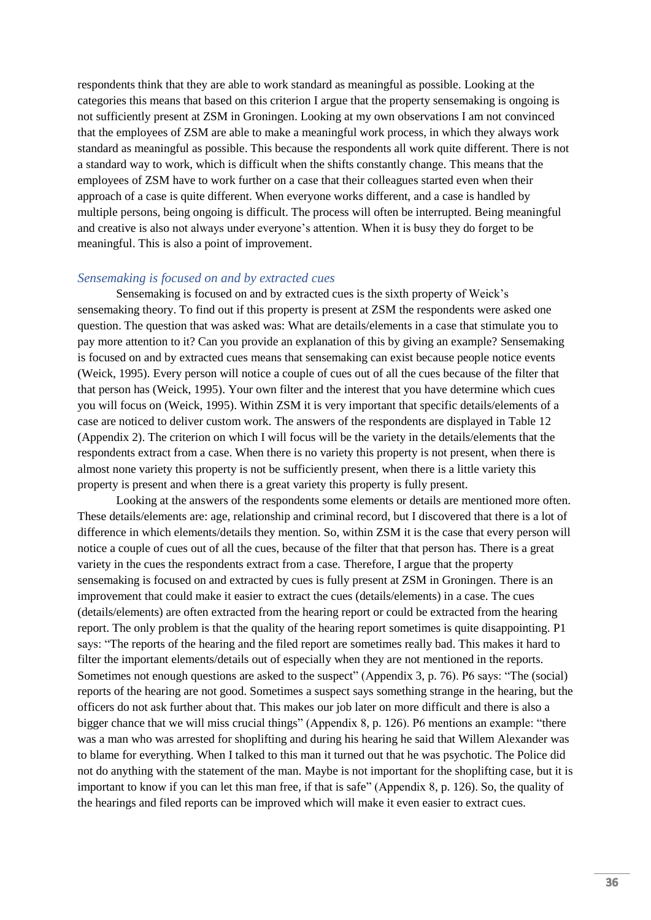respondents think that they are able to work standard as meaningful as possible. Looking at the categories this means that based on this criterion I argue that the property sensemaking is ongoing is not sufficiently present at ZSM in Groningen. Looking at my own observations I am not convinced that the employees of ZSM are able to make a meaningful work process, in which they always work standard as meaningful as possible. This because the respondents all work quite different. There is not a standard way to work, which is difficult when the shifts constantly change. This means that the employees of ZSM have to work further on a case that their colleagues started even when their approach of a case is quite different. When everyone works different, and a case is handled by multiple persons, being ongoing is difficult. The process will often be interrupted. Being meaningful and creative is also not always under everyone's attention. When it is busy they do forget to be meaningful. This is also a point of improvement.

### *Sensemaking is focused on and by extracted cues*

Sensemaking is focused on and by extracted cues is the sixth property of Weick's sensemaking theory. To find out if this property is present at ZSM the respondents were asked one question. The question that was asked was: What are details/elements in a case that stimulate you to pay more attention to it? Can you provide an explanation of this by giving an example? Sensemaking is focused on and by extracted cues means that sensemaking can exist because people notice events (Weick, 1995). Every person will notice a couple of cues out of all the cues because of the filter that that person has (Weick, 1995). Your own filter and the interest that you have determine which cues you will focus on (Weick, 1995). Within ZSM it is very important that specific details/elements of a case are noticed to deliver custom work. The answers of the respondents are displayed in Table 12 (Appendix 2). The criterion on which I will focus will be the variety in the details/elements that the respondents extract from a case. When there is no variety this property is not present, when there is almost none variety this property is not be sufficiently present, when there is a little variety this property is present and when there is a great variety this property is fully present.

Looking at the answers of the respondents some elements or details are mentioned more often. These details/elements are: age, relationship and criminal record, but I discovered that there is a lot of difference in which elements/details they mention. So, within ZSM it is the case that every person will notice a couple of cues out of all the cues, because of the filter that that person has. There is a great variety in the cues the respondents extract from a case. Therefore, I argue that the property sensemaking is focused on and extracted by cues is fully present at ZSM in Groningen. There is an improvement that could make it easier to extract the cues (details/elements) in a case. The cues (details/elements) are often extracted from the hearing report or could be extracted from the hearing report. The only problem is that the quality of the hearing report sometimes is quite disappointing. P1 says: "The reports of the hearing and the filed report are sometimes really bad. This makes it hard to filter the important elements/details out of especially when they are not mentioned in the reports. Sometimes not enough questions are asked to the suspect" (Appendix 3, p. 76). P6 says: "The (social) reports of the hearing are not good. Sometimes a suspect says something strange in the hearing, but the officers do not ask further about that. This makes our job later on more difficult and there is also a bigger chance that we will miss crucial things" (Appendix 8, p. 126). P6 mentions an example: "there was a man who was arrested for shoplifting and during his hearing he said that Willem Alexander was to blame for everything. When I talked to this man it turned out that he was psychotic. The Police did not do anything with the statement of the man. Maybe is not important for the shoplifting case, but it is important to know if you can let this man free, if that is safe" (Appendix 8, p. 126). So, the quality of the hearings and filed reports can be improved which will make it even easier to extract cues.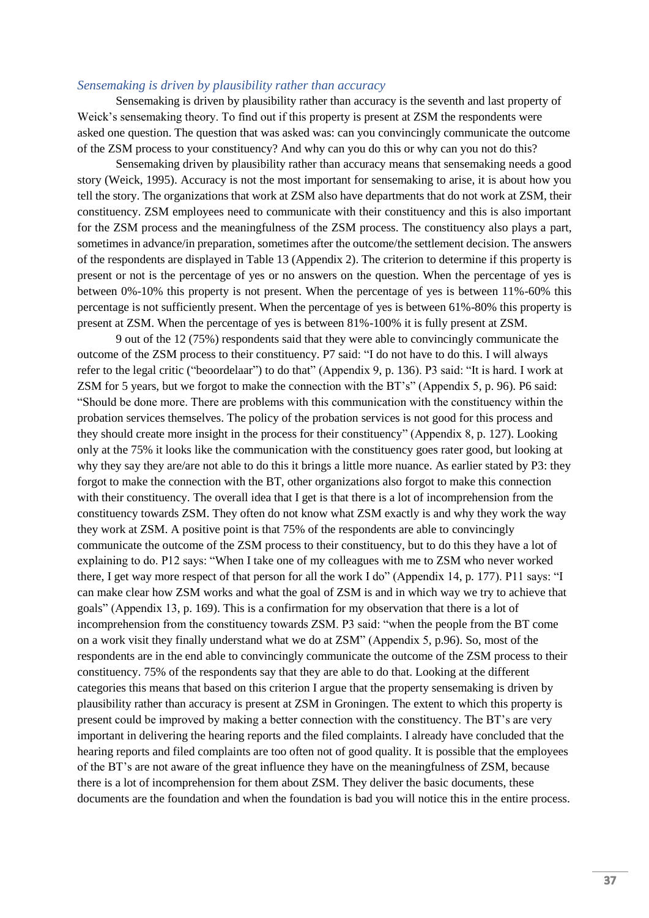### *Sensemaking is driven by plausibility rather than accuracy*

Sensemaking is driven by plausibility rather than accuracy is the seventh and last property of Weick's sensemaking theory. To find out if this property is present at ZSM the respondents were asked one question. The question that was asked was: can you convincingly communicate the outcome of the ZSM process to your constituency? And why can you do this or why can you not do this?

Sensemaking driven by plausibility rather than accuracy means that sensemaking needs a good story (Weick, 1995). Accuracy is not the most important for sensemaking to arise, it is about how you tell the story. The organizations that work at ZSM also have departments that do not work at ZSM, their constituency. ZSM employees need to communicate with their constituency and this is also important for the ZSM process and the meaningfulness of the ZSM process. The constituency also plays a part, sometimes in advance/in preparation, sometimes after the outcome/the settlement decision. The answers of the respondents are displayed in Table 13 (Appendix 2). The criterion to determine if this property is present or not is the percentage of yes or no answers on the question. When the percentage of yes is between 0%-10% this property is not present. When the percentage of yes is between 11%-60% this percentage is not sufficiently present. When the percentage of yes is between 61%-80% this property is present at ZSM. When the percentage of yes is between 81%-100% it is fully present at ZSM.

9 out of the 12 (75%) respondents said that they were able to convincingly communicate the outcome of the ZSM process to their constituency. P7 said: "I do not have to do this. I will always refer to the legal critic ("beoordelaar") to do that" (Appendix 9, p. 136). P3 said: "It is hard. I work at ZSM for 5 years, but we forgot to make the connection with the BT's" (Appendix 5, p. 96). P6 said: "Should be done more. There are problems with this communication with the constituency within the probation services themselves. The policy of the probation services is not good for this process and they should create more insight in the process for their constituency" (Appendix 8, p. 127). Looking only at the 75% it looks like the communication with the constituency goes rater good, but looking at why they say they are/are not able to do this it brings a little more nuance. As earlier stated by P3: they forgot to make the connection with the BT, other organizations also forgot to make this connection with their constituency. The overall idea that I get is that there is a lot of incomprehension from the constituency towards ZSM. They often do not know what ZSM exactly is and why they work the way they work at ZSM. A positive point is that 75% of the respondents are able to convincingly communicate the outcome of the ZSM process to their constituency, but to do this they have a lot of explaining to do. P12 says: "When I take one of my colleagues with me to ZSM who never worked there, I get way more respect of that person for all the work I do" (Appendix 14, p. 177). P11 says: "I can make clear how ZSM works and what the goal of ZSM is and in which way we try to achieve that goals" (Appendix 13, p. 169). This is a confirmation for my observation that there is a lot of incomprehension from the constituency towards ZSM. P3 said: "when the people from the BT come on a work visit they finally understand what we do at ZSM" (Appendix 5, p.96). So, most of the respondents are in the end able to convincingly communicate the outcome of the ZSM process to their constituency. 75% of the respondents say that they are able to do that. Looking at the different categories this means that based on this criterion I argue that the property sensemaking is driven by plausibility rather than accuracy is present at ZSM in Groningen. The extent to which this property is present could be improved by making a better connection with the constituency. The BT's are very important in delivering the hearing reports and the filed complaints. I already have concluded that the hearing reports and filed complaints are too often not of good quality. It is possible that the employees of the BT's are not aware of the great influence they have on the meaningfulness of ZSM, because there is a lot of incomprehension for them about ZSM. They deliver the basic documents, these documents are the foundation and when the foundation is bad you will notice this in the entire process.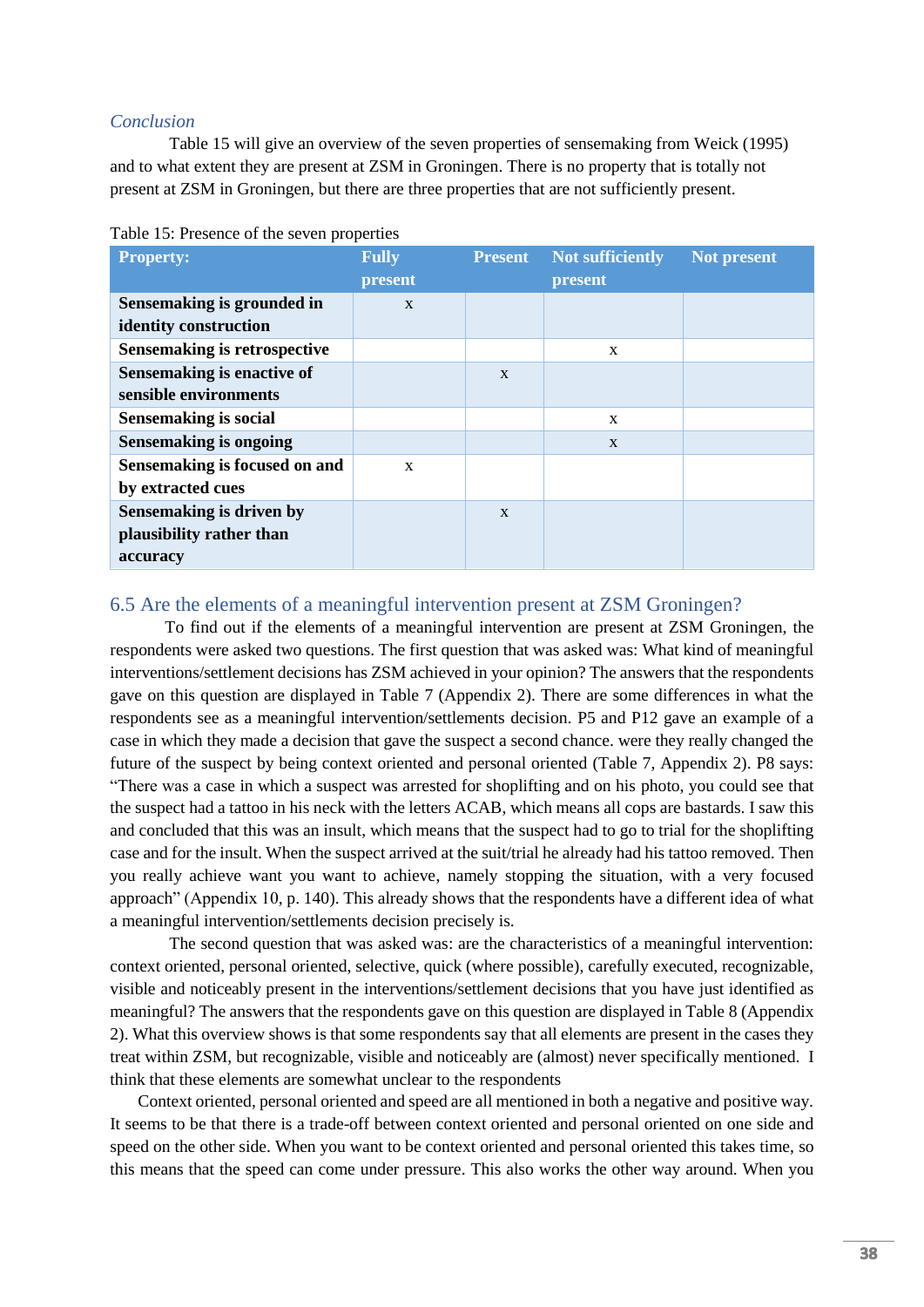*Conclusion*

Table 15 will give an overview of the seven properties of sensemaking from Weick (1995) and to what extent they are present at ZSM in Groningen. There is no property that is totally not present at ZSM in Groningen, but there are three properties that are not sufficiently present.

Table 15: Presence of the seven properties

| Property: | Fully present | Present | Not sufficiently present | Not present |
|---|---|---|---|---|
| **Sensemaking is grounded in identity construction** | x | | | |
| **Sensemaking is retrospective** | | | x | |
| **Sensemaking is enactive of sensible environments** | | x | | |
| **Sensemaking is social** | | | x | |
| **Sensemaking is ongoing** | | | x | |
| **Sensemaking is focused on and by extracted cues** | x | | | |
| **Sensemaking is driven by plausibility rather than accuracy** | | x | | |

## 6.5 Are the elements of a meaningful intervention present at ZSM Groningen?

To find out if the elements of a meaningful intervention are present at ZSM Groningen, the respondents were asked two questions. The first question that was asked was: What kind of meaningful interventions/settlement decisions has ZSM achieved in your opinion? The answers that the respondents gave on this question are displayed in Table 7 (Appendix 2). There are some differences in what the respondents see as a meaningful intervention/settlements decision. P5 and P12 gave an example of a case in which they made a decision that gave the suspect a second chance. were they really changed the future of the suspect by being context oriented and personal oriented (Table 7, Appendix 2). P8 says: "There was a case in which a suspect was arrested for shoplifting and on his photo, you could see that the suspect had a tattoo in his neck with the letters ACAB, which means all cops are bastards. I saw this and concluded that this was an insult, which means that the suspect had to go to trial for the shoplifting case and for the insult. When the suspect arrived at the suit/trial he already had his tattoo removed. Then you really achieve want you want to achieve, namely stopping the situation, with a very focused approach" (Appendix 10, p. 140). This already shows that the respondents have a different idea of what a meaningful intervention/settlements decision precisely is.

The second question that was asked was: are the characteristics of a meaningful intervention: context oriented, personal oriented, selective, quick (where possible), carefully executed, recognizable, visible and noticeably present in the interventions/settlement decisions that you have just identified as meaningful? The answers that the respondents gave on this question are displayed in Table 8 (Appendix 2). What this overview shows is that some respondents say that all elements are present in the cases they treat within ZSM, but recognizable, visible and noticeably are (almost) never specifically mentioned. I think that these elements are somewhat unclear to the respondents

Context oriented, personal oriented and speed are all mentioned in both a negative and positive way. It seems to be that there is a trade-off between context oriented and personal oriented on one side and speed on the other side. When you want to be context oriented and personal oriented this takes time, so this means that the speed can come under pressure. This also works the other way around. When you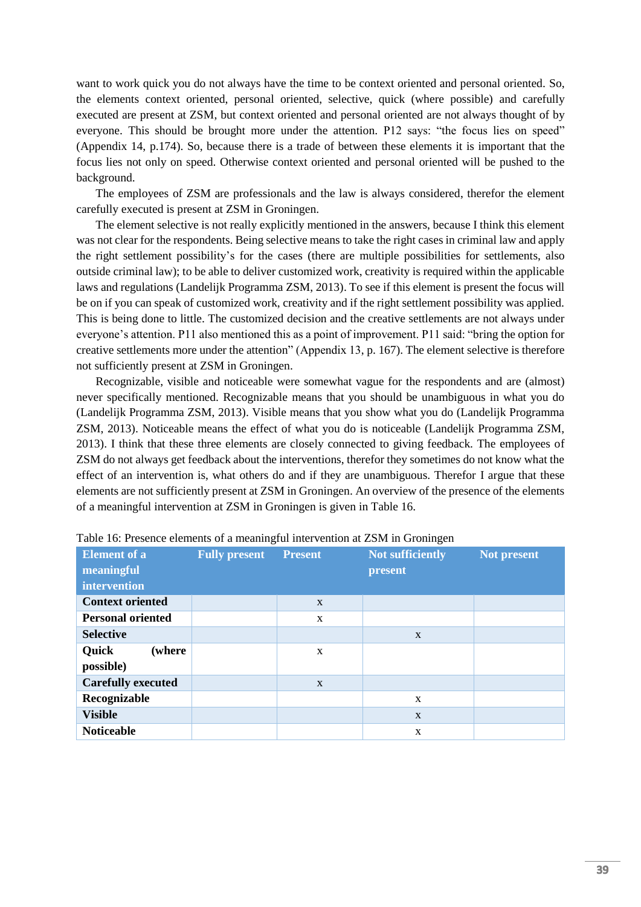want to work quick you do not always have the time to be context oriented and personal oriented. So, the elements context oriented, personal oriented, selective, quick (where possible) and carefully executed are present at ZSM, but context oriented and personal oriented are not always thought of by everyone. This should be brought more under the attention. P12 says: “the focus lies on speed” (Appendix 14, p.174). So, because there is a trade of between these elements it is important that the focus lies not only on speed. Otherwise context oriented and personal oriented will be pushed to the background.

The employees of ZSM are professionals and the law is always considered, therefor the element carefully executed is present at ZSM in Groningen.

The element selective is not really explicitly mentioned in the answers, because I think this element was not clear for the respondents. Being selective means to take the right cases in criminal law and apply the right settlement possibility’s for the cases (there are multiple possibilities for settlements, also outside criminal law); to be able to deliver customized work, creativity is required within the applicable laws and regulations (Landelijk Programma ZSM, 2013). To see if this element is present the focus will be on if you can speak of customized work, creativity and if the right settlement possibility was applied. This is being done to little. The customized decision and the creative settlements are not always under everyone’s attention. P11 also mentioned this as a point of improvement. P11 said: “bring the option for creative settlements more under the attention” (Appendix 13, p. 167). The element selective is therefore not sufficiently present at ZSM in Groningen.

Recognizable, visible and noticeable were somewhat vague for the respondents and are (almost) never specifically mentioned. Recognizable means that you should be unambiguous in what you do (Landelijk Programma ZSM, 2013). Visible means that you show what you do (Landelijk Programma ZSM, 2013). Noticeable means the effect of what you do is noticeable (Landelijk Programma ZSM, 2013). I think that these three elements are closely connected to giving feedback. The employees of ZSM do not always get feedback about the interventions, therefor they sometimes do not know what the effect of an intervention is, what others do and if they are unambiguous. Therefor I argue that these elements are not sufficiently present at ZSM in Groningen. An overview of the presence of the elements of a meaningful intervention at ZSM in Groningen is given in Table 16.

Table 16: Presence elements of a meaningful intervention at ZSM in Groningen

| Element of a meaningful intervention | Fully present | Present | Not sufficiently present | Not present |
|---|---|---|---|---|
| **Context oriented** | | x | | |
| **Personal oriented** | | x | | |
| **Selective** | | | x | |
| **Quick (where possible)** | | x | | |
| **Carefully executed** | | x | | |
| **Recognizable** | | | x | |
| **Visible** | | | x | |
| **Noticeable** | | | x | |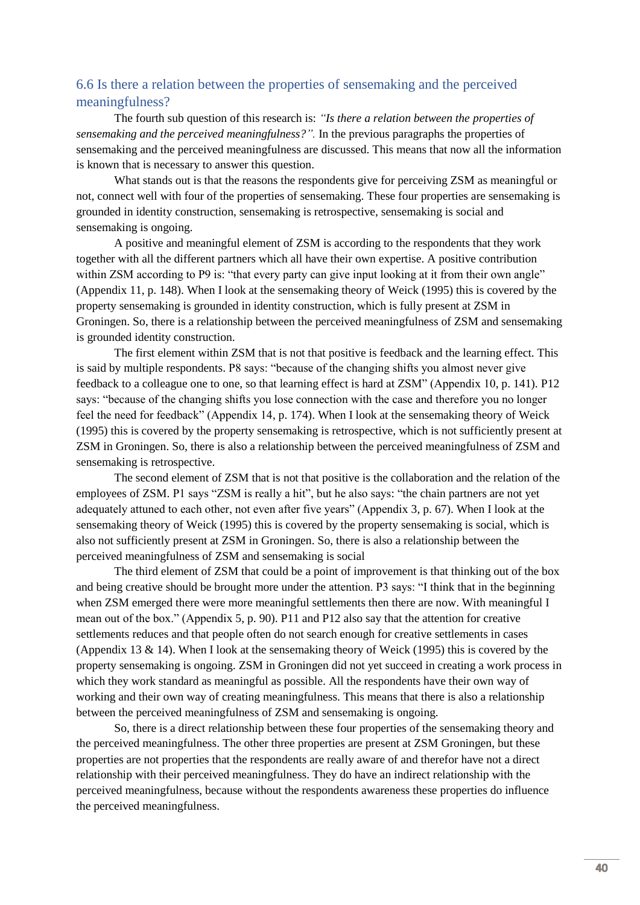## 6.6 Is there a relation between the properties of sensemaking and the perceived meaningfulness?

The fourth sub question of this research is: *"Is there a relation between the properties of sensemaking and the perceived meaningfulness?".* In the previous paragraphs the properties of sensemaking and the perceived meaningfulness are discussed. This means that now all the information is known that is necessary to answer this question.

What stands out is that the reasons the respondents give for perceiving ZSM as meaningful or not, connect well with four of the properties of sensemaking. These four properties are sensemaking is grounded in identity construction, sensemaking is retrospective, sensemaking is social and sensemaking is ongoing.

A positive and meaningful element of ZSM is according to the respondents that they work together with all the different partners which all have their own expertise. A positive contribution within ZSM according to P9 is: "that every party can give input looking at it from their own angle" (Appendix 11, p. 148). When I look at the sensemaking theory of Weick (1995) this is covered by the property sensemaking is grounded in identity construction, which is fully present at ZSM in Groningen. So, there is a relationship between the perceived meaningfulness of ZSM and sensemaking is grounded identity construction.

The first element within ZSM that is not that positive is feedback and the learning effect. This is said by multiple respondents. P8 says: "because of the changing shifts you almost never give feedback to a colleague one to one, so that learning effect is hard at ZSM" (Appendix 10, p. 141). P12 says: "because of the changing shifts you lose connection with the case and therefore you no longer feel the need for feedback" (Appendix 14, p. 174). When I look at the sensemaking theory of Weick (1995) this is covered by the property sensemaking is retrospective, which is not sufficiently present at ZSM in Groningen. So, there is also a relationship between the perceived meaningfulness of ZSM and sensemaking is retrospective.

The second element of ZSM that is not that positive is the collaboration and the relation of the employees of ZSM. P1 says "ZSM is really a hit", but he also says: "the chain partners are not yet adequately attuned to each other, not even after five years" (Appendix 3, p. 67). When I look at the sensemaking theory of Weick (1995) this is covered by the property sensemaking is social, which is also not sufficiently present at ZSM in Groningen. So, there is also a relationship between the perceived meaningfulness of ZSM and sensemaking is social

The third element of ZSM that could be a point of improvement is that thinking out of the box and being creative should be brought more under the attention. P3 says: "I think that in the beginning when ZSM emerged there were more meaningful settlements then there are now. With meaningful I mean out of the box." (Appendix 5, p. 90). P11 and P12 also say that the attention for creative settlements reduces and that people often do not search enough for creative settlements in cases (Appendix 13 & 14). When I look at the sensemaking theory of Weick (1995) this is covered by the property sensemaking is ongoing. ZSM in Groningen did not yet succeed in creating a work process in which they work standard as meaningful as possible. All the respondents have their own way of working and their own way of creating meaningfulness. This means that there is also a relationship between the perceived meaningfulness of ZSM and sensemaking is ongoing.

So, there is a direct relationship between these four properties of the sensemaking theory and the perceived meaningfulness. The other three properties are present at ZSM Groningen, but these properties are not properties that the respondents are really aware of and therefor have not a direct relationship with their perceived meaningfulness. They do have an indirect relationship with the perceived meaningfulness, because without the respondents awareness these properties do influence the perceived meaningfulness.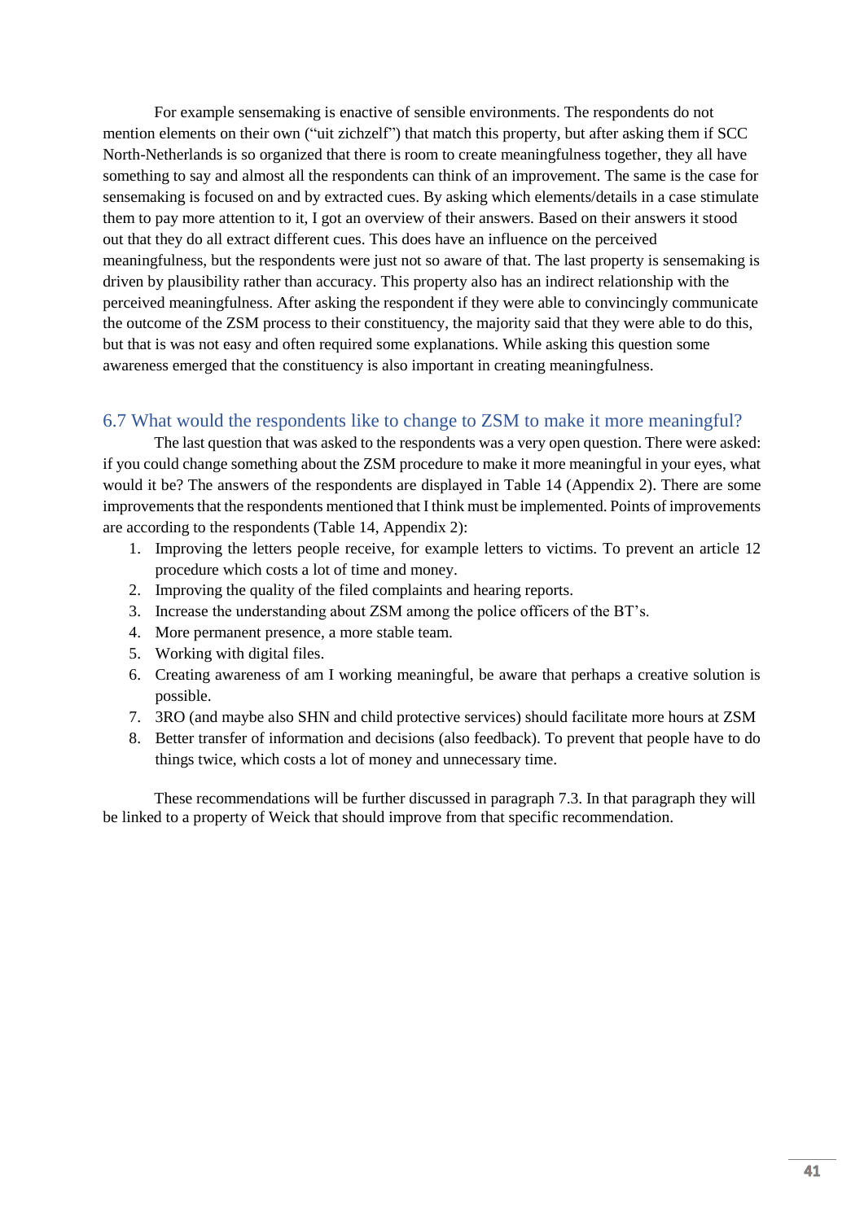For example sensemaking is enactive of sensible environments. The respondents do not mention elements on their own ("uit zichzelf") that match this property, but after asking them if SCC North-Netherlands is so organized that there is room to create meaningfulness together, they all have something to say and almost all the respondents can think of an improvement. The same is the case for sensemaking is focused on and by extracted cues. By asking which elements/details in a case stimulate them to pay more attention to it, I got an overview of their answers. Based on their answers it stood out that they do all extract different cues. This does have an influence on the perceived meaningfulness, but the respondents were just not so aware of that. The last property is sensemaking is driven by plausibility rather than accuracy. This property also has an indirect relationship with the perceived meaningfulness. After asking the respondent if they were able to convincingly communicate the outcome of the ZSM process to their constituency, the majority said that they were able to do this, but that is was not easy and often required some explanations. While asking this question some awareness emerged that the constituency is also important in creating meaningfulness.

## 6.7 What would the respondents like to change to ZSM to make it more meaningful?

The last question that was asked to the respondents was a very open question. There were asked: if you could change something about the ZSM procedure to make it more meaningful in your eyes, what would it be? The answers of the respondents are displayed in Table 14 (Appendix 2). There are some improvements that the respondents mentioned that I think must be implemented. Points of improvements are according to the respondents (Table 14, Appendix 2):

1. Improving the letters people receive, for example letters to victims. To prevent an article 12 procedure which costs a lot of time and money.
2. Improving the quality of the filed complaints and hearing reports.
3. Increase the understanding about ZSM among the police officers of the BT's.
4. More permanent presence, a more stable team.
5. Working with digital files.
6. Creating awareness of am I working meaningful, be aware that perhaps a creative solution is possible.
7. 3RO (and maybe also SHN and child protective services) should facilitate more hours at ZSM
8. Better transfer of information and decisions (also feedback). To prevent that people have to do things twice, which costs a lot of money and unnecessary time.

These recommendations will be further discussed in paragraph 7.3. In that paragraph they will be linked to a property of Weick that should improve from that specific recommendation.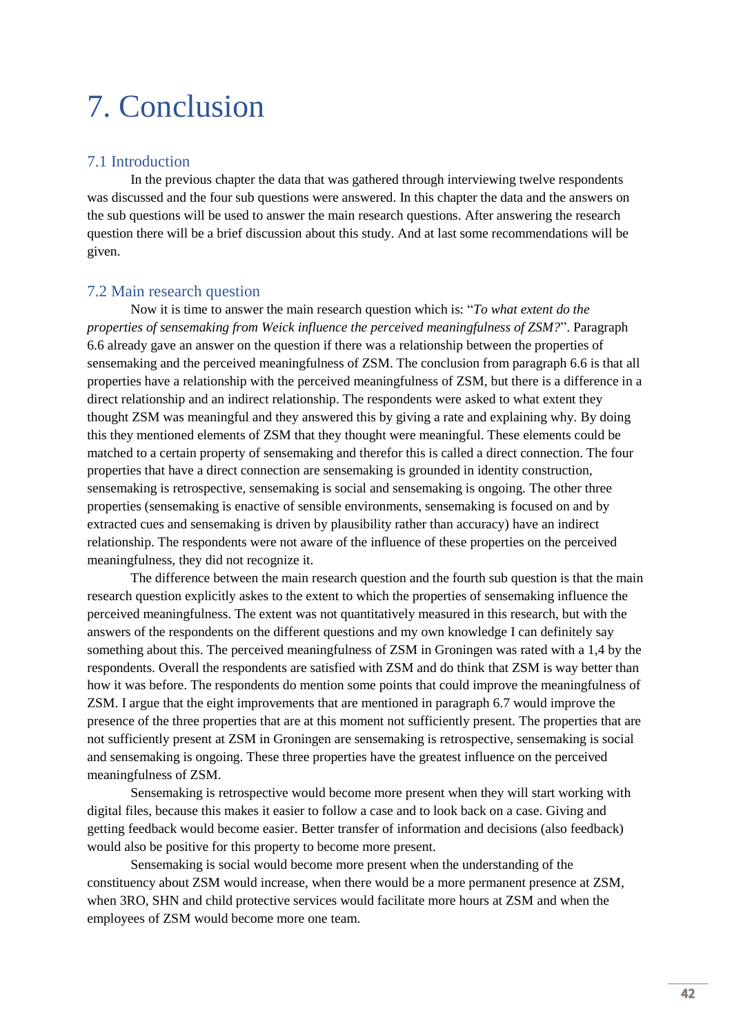# 7. Conclusion

## 7.1 Introduction

In the previous chapter the data that was gathered through interviewing twelve respondents was discussed and the four sub questions were answered. In this chapter the data and the answers on the sub questions will be used to answer the main research questions. After answering the research question there will be a brief discussion about this study. And at last some recommendations will be given.

## 7.2 Main research question

Now it is time to answer the main research question which is: "*To what extent do the properties of sensemaking from Weick influence the perceived meaningfulness of ZSM?*". Paragraph 6.6 already gave an answer on the question if there was a relationship between the properties of sensemaking and the perceived meaningfulness of ZSM. The conclusion from paragraph 6.6 is that all properties have a relationship with the perceived meaningfulness of ZSM, but there is a difference in a direct relationship and an indirect relationship. The respondents were asked to what extent they thought ZSM was meaningful and they answered this by giving a rate and explaining why. By doing this they mentioned elements of ZSM that they thought were meaningful. These elements could be matched to a certain property of sensemaking and therefor this is called a direct connection. The four properties that have a direct connection are sensemaking is grounded in identity construction, sensemaking is retrospective, sensemaking is social and sensemaking is ongoing. The other three properties (sensemaking is enactive of sensible environments, sensemaking is focused on and by extracted cues and sensemaking is driven by plausibility rather than accuracy) have an indirect relationship. The respondents were not aware of the influence of these properties on the perceived meaningfulness, they did not recognize it.

The difference between the main research question and the fourth sub question is that the main research question explicitly askes to the extent to which the properties of sensemaking influence the perceived meaningfulness. The extent was not quantitatively measured in this research, but with the answers of the respondents on the different questions and my own knowledge I can definitely say something about this. The perceived meaningfulness of ZSM in Groningen was rated with a 1,4 by the respondents. Overall the respondents are satisfied with ZSM and do think that ZSM is way better than how it was before. The respondents do mention some points that could improve the meaningfulness of ZSM. I argue that the eight improvements that are mentioned in paragraph 6.7 would improve the presence of the three properties that are at this moment not sufficiently present. The properties that are not sufficiently present at ZSM in Groningen are sensemaking is retrospective, sensemaking is social and sensemaking is ongoing. These three properties have the greatest influence on the perceived meaningfulness of ZSM.

Sensemaking is retrospective would become more present when they will start working with digital files, because this makes it easier to follow a case and to look back on a case. Giving and getting feedback would become easier. Better transfer of information and decisions (also feedback) would also be positive for this property to become more present.

Sensemaking is social would become more present when the understanding of the constituency about ZSM would increase, when there would be a more permanent presence at ZSM, when 3RO, SHN and child protective services would facilitate more hours at ZSM and when the employees of ZSM would become more one team.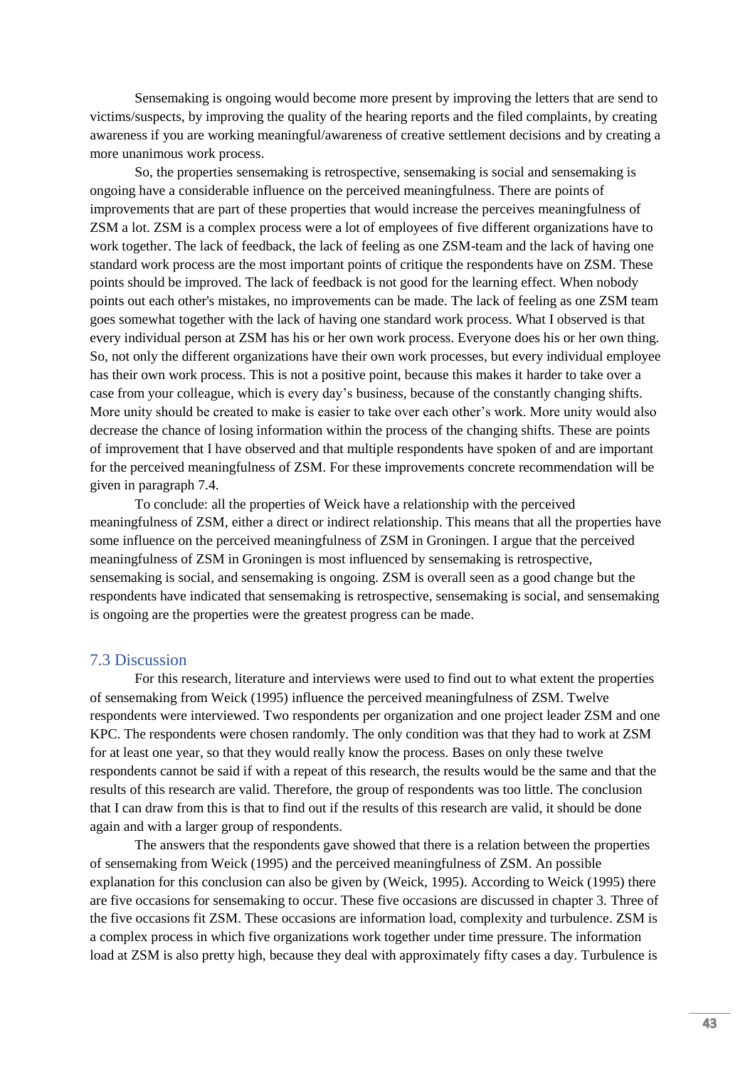Sensemaking is ongoing would become more present by improving the letters that are send to victims/suspects, by improving the quality of the hearing reports and the filed complaints, by creating awareness if you are working meaningful/awareness of creative settlement decisions and by creating a more unanimous work process.

So, the properties sensemaking is retrospective, sensemaking is social and sensemaking is ongoing have a considerable influence on the perceived meaningfulness. There are points of improvements that are part of these properties that would increase the perceives meaningfulness of ZSM a lot. ZSM is a complex process were a lot of employees of five different organizations have to work together. The lack of feedback, the lack of feeling as one ZSM-team and the lack of having one standard work process are the most important points of critique the respondents have on ZSM. These points should be improved. The lack of feedback is not good for the learning effect. When nobody points out each other's mistakes, no improvements can be made. The lack of feeling as one ZSM team goes somewhat together with the lack of having one standard work process. What I observed is that every individual person at ZSM has his or her own work process. Everyone does his or her own thing. So, not only the different organizations have their own work processes, but every individual employee has their own work process. This is not a positive point, because this makes it harder to take over a case from your colleague, which is every day's business, because of the constantly changing shifts. More unity should be created to make is easier to take over each other's work. More unity would also decrease the chance of losing information within the process of the changing shifts. These are points of improvement that I have observed and that multiple respondents have spoken of and are important for the perceived meaningfulness of ZSM. For these improvements concrete recommendation will be given in paragraph 7.4.

To conclude: all the properties of Weick have a relationship with the perceived meaningfulness of ZSM, either a direct or indirect relationship. This means that all the properties have some influence on the perceived meaningfulness of ZSM in Groningen. I argue that the perceived meaningfulness of ZSM in Groningen is most influenced by sensemaking is retrospective, sensemaking is social, and sensemaking is ongoing. ZSM is overall seen as a good change but the respondents have indicated that sensemaking is retrospective, sensemaking is social, and sensemaking is ongoing are the properties were the greatest progress can be made.

## 7.3 Discussion

For this research, literature and interviews were used to find out to what extent the properties of sensemaking from Weick (1995) influence the perceived meaningfulness of ZSM. Twelve respondents were interviewed. Two respondents per organization and one project leader ZSM and one KPC. The respondents were chosen randomly. The only condition was that they had to work at ZSM for at least one year, so that they would really know the process. Bases on only these twelve respondents cannot be said if with a repeat of this research, the results would be the same and that the results of this research are valid. Therefore, the group of respondents was too little. The conclusion that I can draw from this is that to find out if the results of this research are valid, it should be done again and with a larger group of respondents.

The answers that the respondents gave showed that there is a relation between the properties of sensemaking from Weick (1995) and the perceived meaningfulness of ZSM. An possible explanation for this conclusion can also be given by (Weick, 1995). According to Weick (1995) there are five occasions for sensemaking to occur. These five occasions are discussed in chapter 3. Three of the five occasions fit ZSM. These occasions are information load, complexity and turbulence. ZSM is a complex process in which five organizations work together under time pressure. The information load at ZSM is also pretty high, because they deal with approximately fifty cases a day. Turbulence is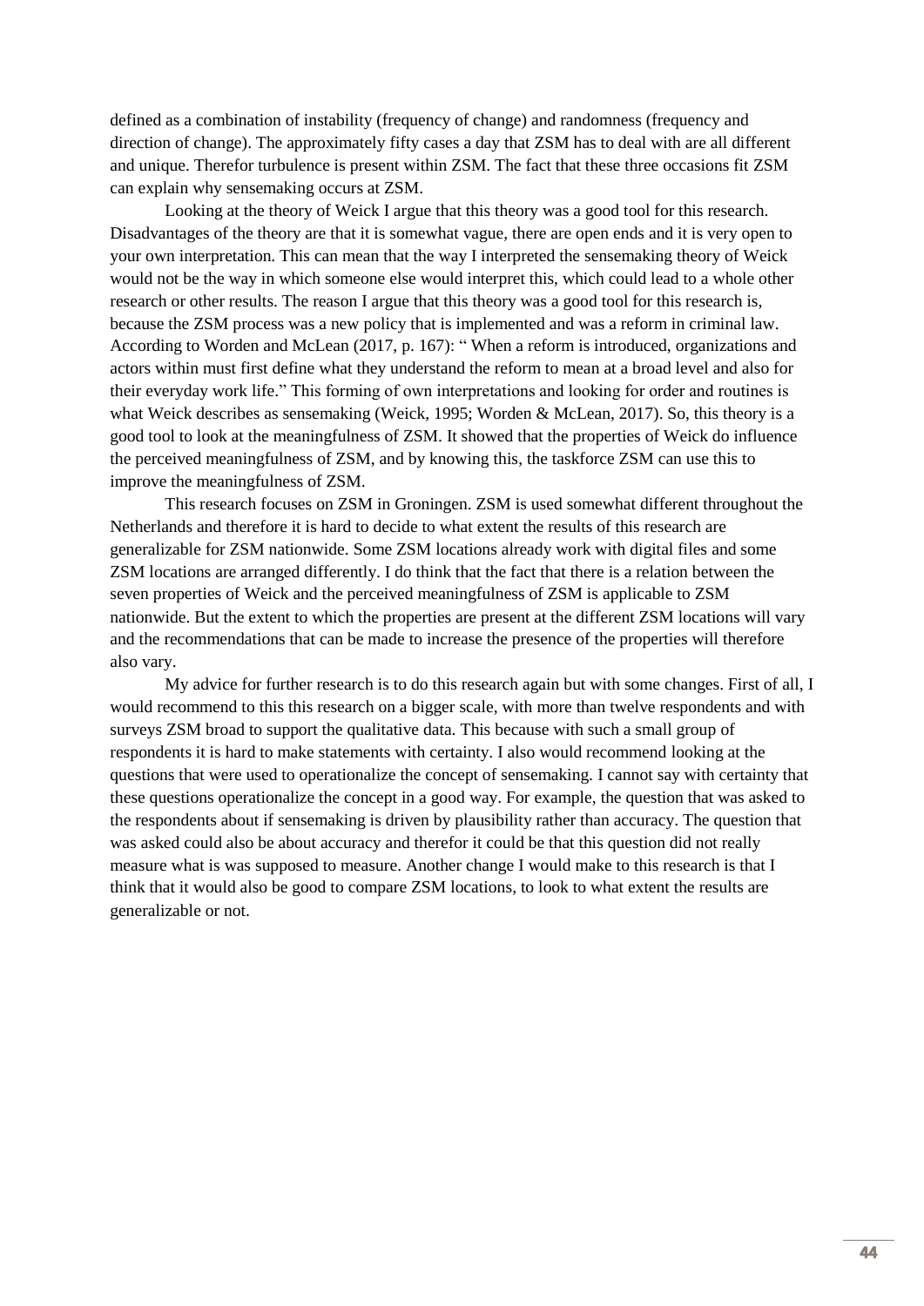defined as a combination of instability (frequency of change) and randomness (frequency and direction of change). The approximately fifty cases a day that ZSM has to deal with are all different and unique. Therefor turbulence is present within ZSM. The fact that these three occasions fit ZSM can explain why sensemaking occurs at ZSM.

Looking at the theory of Weick I argue that this theory was a good tool for this research. Disadvantages of the theory are that it is somewhat vague, there are open ends and it is very open to your own interpretation. This can mean that the way I interpreted the sensemaking theory of Weick would not be the way in which someone else would interpret this, which could lead to a whole other research or other results. The reason I argue that this theory was a good tool for this research is, because the ZSM process was a new policy that is implemented and was a reform in criminal law. According to Worden and McLean (2017, p. 167): " When a reform is introduced, organizations and actors within must first define what they understand the reform to mean at a broad level and also for their everyday work life." This forming of own interpretations and looking for order and routines is what Weick describes as sensemaking (Weick, 1995; Worden & McLean, 2017). So, this theory is a good tool to look at the meaningfulness of ZSM. It showed that the properties of Weick do influence the perceived meaningfulness of ZSM, and by knowing this, the taskforce ZSM can use this to improve the meaningfulness of ZSM.

This research focuses on ZSM in Groningen. ZSM is used somewhat different throughout the Netherlands and therefore it is hard to decide to what extent the results of this research are generalizable for ZSM nationwide. Some ZSM locations already work with digital files and some ZSM locations are arranged differently. I do think that the fact that there is a relation between the seven properties of Weick and the perceived meaningfulness of ZSM is applicable to ZSM nationwide. But the extent to which the properties are present at the different ZSM locations will vary and the recommendations that can be made to increase the presence of the properties will therefore also vary.

My advice for further research is to do this research again but with some changes. First of all, I would recommend to this this research on a bigger scale, with more than twelve respondents and with surveys ZSM broad to support the qualitative data. This because with such a small group of respondents it is hard to make statements with certainty. I also would recommend looking at the questions that were used to operationalize the concept of sensemaking. I cannot say with certainty that these questions operationalize the concept in a good way. For example, the question that was asked to the respondents about if sensemaking is driven by plausibility rather than accuracy. The question that was asked could also be about accuracy and therefor it could be that this question did not really measure what is was supposed to measure. Another change I would make to this research is that I think that it would also be good to compare ZSM locations, to look to what extent the results are generalizable or not.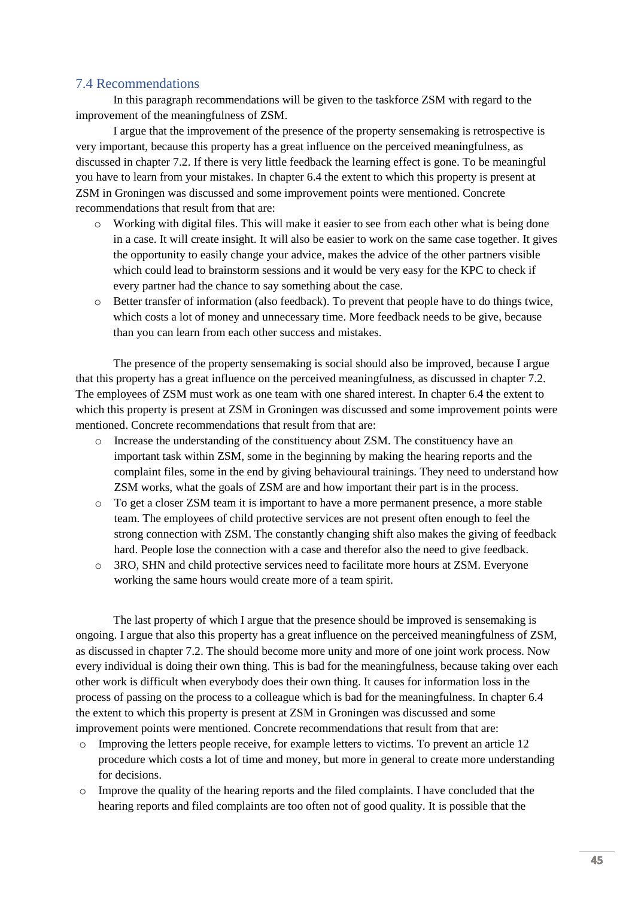## 7.4 Recommendations

In this paragraph recommendations will be given to the taskforce ZSM with regard to the improvement of the meaningfulness of ZSM.

I argue that the improvement of the presence of the property sensemaking is retrospective is very important, because this property has a great influence on the perceived meaningfulness, as discussed in chapter 7.2. If there is very little feedback the learning effect is gone. To be meaningful you have to learn from your mistakes. In chapter 6.4 the extent to which this property is present at ZSM in Groningen was discussed and some improvement points were mentioned. Concrete recommendations that result from that are:

- Working with digital files. This will make it easier to see from each other what is being done in a case. It will create insight. It will also be easier to work on the same case together. It gives the opportunity to easily change your advice, makes the advice of the other partners visible which could lead to brainstorm sessions and it would be very easy for the KPC to check if every partner had the chance to say something about the case.
- Better transfer of information (also feedback). To prevent that people have to do things twice, which costs a lot of money and unnecessary time. More feedback needs to be give, because than you can learn from each other success and mistakes.

The presence of the property sensemaking is social should also be improved, because I argue that this property has a great influence on the perceived meaningfulness, as discussed in chapter 7.2. The employees of ZSM must work as one team with one shared interest. In chapter 6.4 the extent to which this property is present at ZSM in Groningen was discussed and some improvement points were mentioned. Concrete recommendations that result from that are:

- Increase the understanding of the constituency about ZSM. The constituency have an important task within ZSM, some in the beginning by making the hearing reports and the complaint files, some in the end by giving behavioural trainings. They need to understand how ZSM works, what the goals of ZSM are and how important their part is in the process.
- To get a closer ZSM team it is important to have a more permanent presence, a more stable team. The employees of child protective services are not present often enough to feel the strong connection with ZSM. The constantly changing shift also makes the giving of feedback hard. People lose the connection with a case and therefor also the need to give feedback.
- 3RO, SHN and child protective services need to facilitate more hours at ZSM. Everyone working the same hours would create more of a team spirit.

The last property of which I argue that the presence should be improved is sensemaking is ongoing. I argue that also this property has a great influence on the perceived meaningfulness of ZSM, as discussed in chapter 7.2. The should become more unity and more of one joint work process. Now every individual is doing their own thing. This is bad for the meaningfulness, because taking over each other work is difficult when everybody does their own thing. It causes for information loss in the process of passing on the process to a colleague which is bad for the meaningfulness. In chapter 6.4 the extent to which this property is present at ZSM in Groningen was discussed and some improvement points were mentioned. Concrete recommendations that result from that are:

- Improving the letters people receive, for example letters to victims. To prevent an article 12 procedure which costs a lot of time and money, but more in general to create more understanding for decisions.
- Improve the quality of the hearing reports and the filed complaints. I have concluded that the hearing reports and filed complaints are too often not of good quality. It is possible that the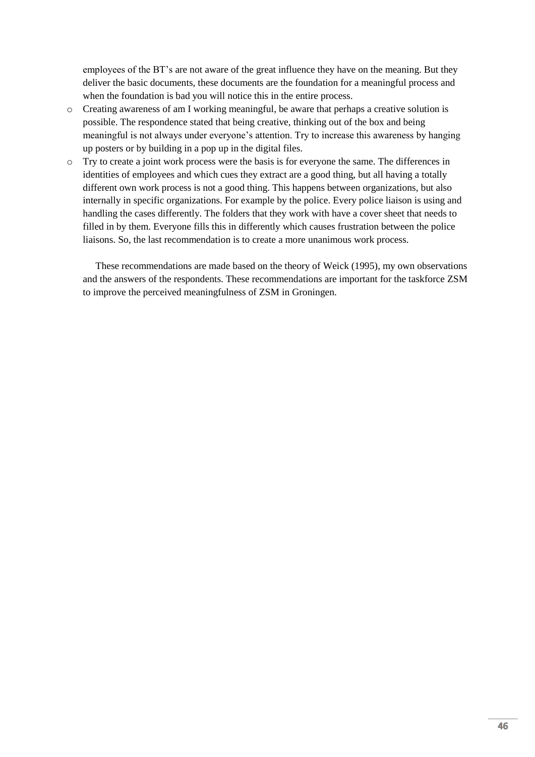employees of the BT's are not aware of the great influence they have on the meaning. But they deliver the basic documents, these documents are the foundation for a meaningful process and when the foundation is bad you will notice this in the entire process.

- Creating awareness of am I working meaningful, be aware that perhaps a creative solution is possible. The respondence stated that being creative, thinking out of the box and being meaningful is not always under everyone's attention. Try to increase this awareness by hanging up posters or by building in a pop up in the digital files.
- Try to create a joint work process were the basis is for everyone the same. The differences in identities of employees and which cues they extract are a good thing, but all having a totally different own work process is not a good thing. This happens between organizations, but also internally in specific organizations. For example by the police. Every police liaison is using and handling the cases differently. The folders that they work with have a cover sheet that needs to filled in by them. Everyone fills this in differently which causes frustration between the police liaisons. So, the last recommendation is to create a more unanimous work process.

These recommendations are made based on the theory of Weick (1995), my own observations and the answers of the respondents. These recommendations are important for the taskforce ZSM to improve the perceived meaningfulness of ZSM in Groningen.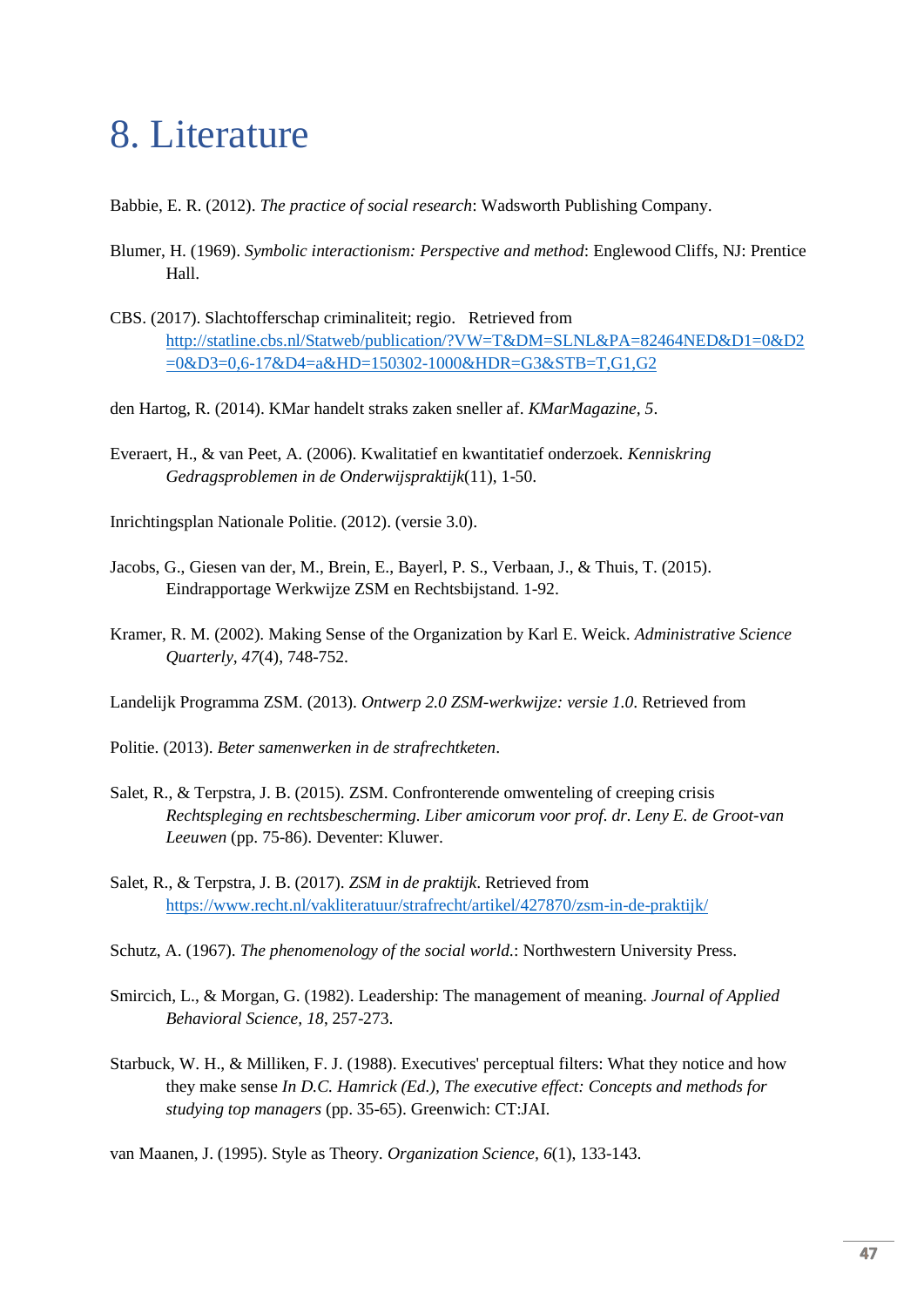# 8. Literature

Babbie, E. R. (2012). *The practice of social research*: Wadsworth Publishing Company.

Blumer, H. (1969). *Symbolic interactionism: Perspective and method*: Englewood Cliffs, NJ: Prentice Hall.

CBS. (2017). Slachtofferschap criminaliteit; regio. Retrieved from http://statline.cbs.nl/Statweb/publication/?VW=T&DM=SLNL&PA=82464NED&D1=0&D2=0&D3=0,6-17&D4=a&HD=150302-1000&HDR=G3&STB=T,G1,G2

den Hartog, R. (2014). KMar handelt straks zaken sneller af. *KMarMagazine, 5*.

Everaert, H., & van Peet, A. (2006). Kwalitatief en kwantitatief onderzoek. *Kenniskring Gedragsproblemen in de Onderwijspraktijk*(11), 1-50.

Inrichtingsplan Nationale Politie. (2012). (versie 3.0).

Jacobs, G., Giesen van der, M., Brein, E., Bayerl, P. S., Verbaan, J., & Thuis, T. (2015). Eindrapportage Werkwijze ZSM en Rechtsbijstand. 1-92.

Kramer, R. M. (2002). Making Sense of the Organization by Karl E. Weick. *Administrative Science Quarterly, 47*(4), 748-752.

Landelijk Programma ZSM. (2013). *Ontwerp 2.0 ZSM-werkwijze: versie 1.0*. Retrieved from

Politie. (2013). *Beter samenwerken in de strafrechtketen*.

Salet, R., & Terpstra, J. B. (2015). ZSM. Confronterende omwenteling of creeping crisis *Rechtspleging en rechtsbescherming. Liber amicorum voor prof. dr. Leny E. de Groot-van Leeuwen* (pp. 75-86). Deventer: Kluwer.

Salet, R., & Terpstra, J. B. (2017). *ZSM in de praktijk*. Retrieved from https://www.recht.nl/vakliteratuur/strafrecht/artikel/427870/zsm-in-de-praktijk/

Schutz, A. (1967). *The phenomenology of the social world.*: Northwestern University Press.

Smircich, L., & Morgan, G. (1982). Leadership: The management of meaning. *Journal of Applied Behavioral Science, 18*, 257-273.

Starbuck, W. H., & Milliken, F. J. (1988). Executives' perceptual filters: What they notice and how they make sense *In D.C. Hamrick (Ed.), The executive effect: Concepts and methods for studying top managers* (pp. 35-65). Greenwich: CT:JAI.

van Maanen, J. (1995). Style as Theory. *Organization Science, 6*(1), 133-143.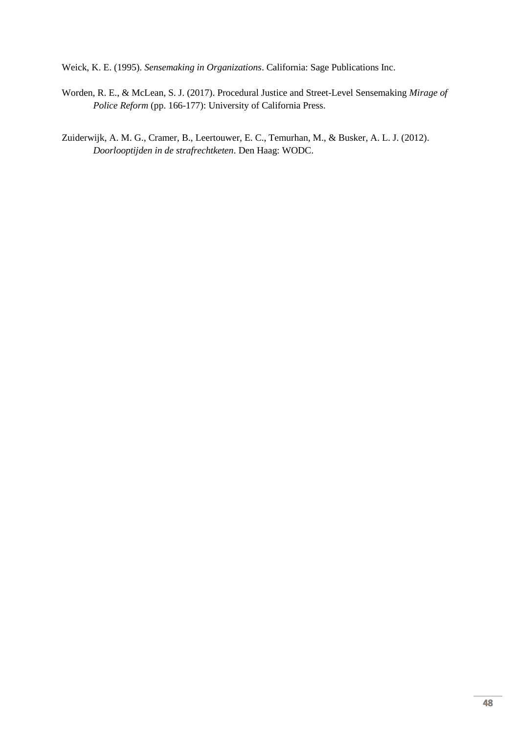Weick, K. E. (1995). *Sensemaking in Organizations*. California: Sage Publications Inc.

Worden, R. E., & McLean, S. J. (2017). Procedural Justice and Street-Level Sensemaking *Mirage of Police Reform* (pp. 166-177): University of California Press.

Zuiderwijk, A. M. G., Cramer, B., Leertouwer, E. C., Temurhan, M., & Busker, A. L. J. (2012). *Doorlooptijden in de strafrechtketen*. Den Haag: WODC.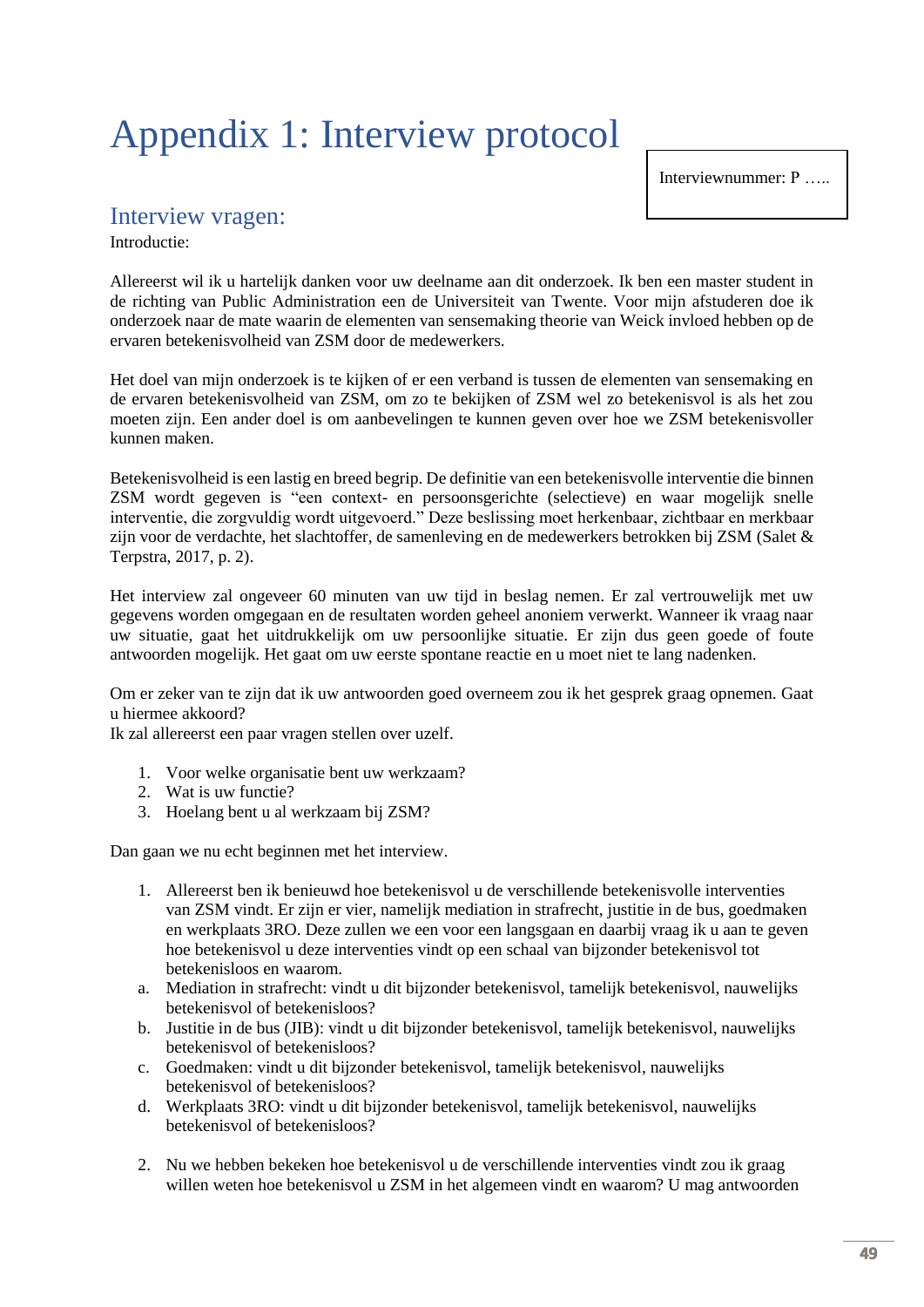# Appendix 1: Interview protocol

Interviewnummer: P …..

## Interview vragen:

Introductie:

Allereerst wil ik u hartelijk danken voor uw deelname aan dit onderzoek. Ik ben een master student in de richting van Public Administration een de Universiteit van Twente. Voor mijn afstuderen doe ik onderzoek naar de mate waarin de elementen van sensemaking theorie van Weick invloed hebben op de ervaren betekenisvolheid van ZSM door de medewerkers.

Het doel van mijn onderzoek is te kijken of er een verband is tussen de elementen van sensemaking en de ervaren betekenisvolheid van ZSM, om zo te bekijken of ZSM wel zo betekenisvol is als het zou moeten zijn. Een ander doel is om aanbevelingen te kunnen geven over hoe we ZSM betekenisvoller kunnen maken.

Betekenisvolheid is een lastig en breed begrip. De definitie van een betekenisvolle interventie die binnen ZSM wordt gegeven is "een context- en persoonsgerichte (selectieve) en waar mogelijk snelle interventie, die zorgvuldig wordt uitgevoerd." Deze beslissing moet herkenbaar, zichtbaar en merkbaar zijn voor de verdachte, het slachtoffer, de samenleving en de medewerkers betrokken bij ZSM (Salet & Terpstra, 2017, p. 2).

Het interview zal ongeveer 60 minuten van uw tijd in beslag nemen. Er zal vertrouwelijk met uw gegevens worden omgegaan en de resultaten worden geheel anoniem verwerkt. Wanneer ik vraag naar uw situatie, gaat het uitdrukkelijk om uw persoonlijke situatie. Er zijn dus geen goede of foute antwoorden mogelijk. Het gaat om uw eerste spontane reactie en u moet niet te lang nadenken.

Om er zeker van te zijn dat ik uw antwoorden goed overneem zou ik het gesprek graag opnemen. Gaat u hiermee akkoord?
Ik zal allereerst een paar vragen stellen over uzelf.

1. Voor welke organisatie bent uw werkzaam?
2. Wat is uw functie?
3. Hoelang bent u al werkzaam bij ZSM?

Dan gaan we nu echt beginnen met het interview.

1. Allereerst ben ik benieuwd hoe betekenisvol u de verschillende betekenisvolle interventies van ZSM vindt. Er zijn er vier, namelijk mediation in strafrecht, justitie in de bus, goedmaken en werkplaats 3RO. Deze zullen we een voor een langsgaan en daarbij vraag ik u aan te geven hoe betekenisvol u deze interventies vindt op een schaal van bijzonder betekenisvol tot betekenisloos en waarom.
   a. Mediation in strafrecht: vindt u dit bijzonder betekenisvol, tamelijk betekenisvol, nauwelijks betekenisvol of betekenisloos?
   b. Justitie in de bus (JIB): vindt u dit bijzonder betekenisvol, tamelijk betekenisvol, nauwelijks betekenisvol of betekenisloos?
   c. Goedmaken: vindt u dit bijzonder betekenisvol, tamelijk betekenisvol, nauwelijks betekenisvol of betekenisloos?
   d. Werkplaats 3RO: vindt u dit bijzonder betekenisvol, tamelijk betekenisvol, nauwelijks betekenisvol of betekenisloos?

2. Nu we hebben bekeken hoe betekenisvol u de verschillende interventies vindt zou ik graag willen weten hoe betekenisvol u ZSM in het algemeen vindt en waarom? U mag antwoorden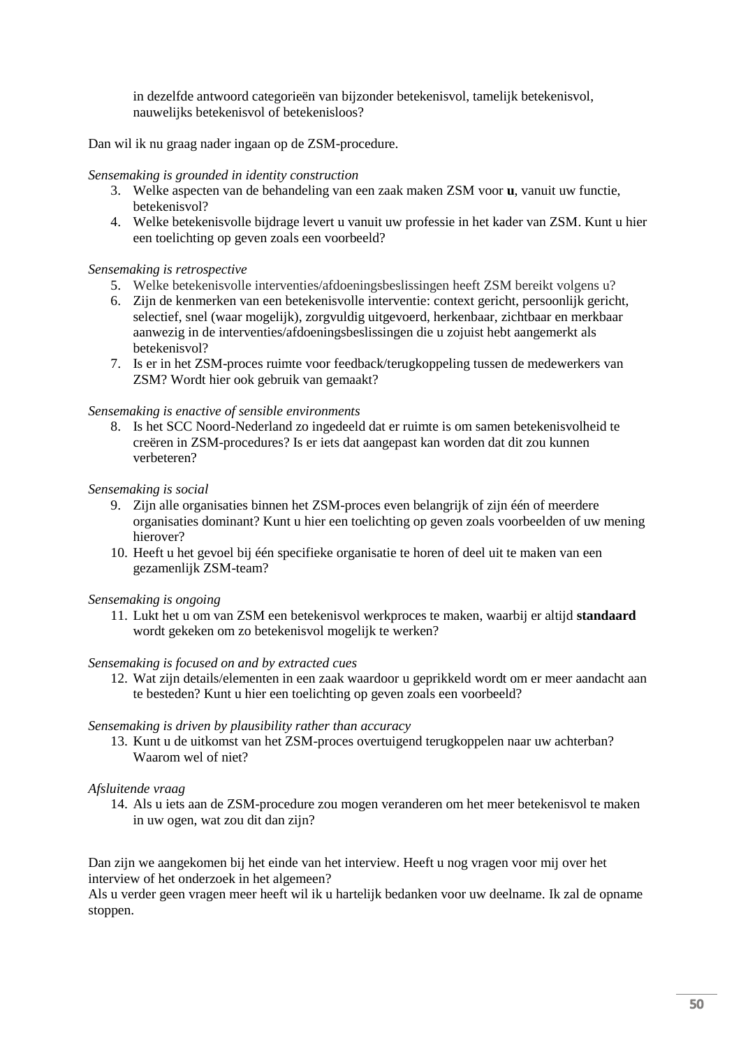in dezelfde antwoord categorieën van bijzonder betekenisvol, tamelijk betekenisvol, nauwelijks betekenisvol of betekenisloos?

Dan wil ik nu graag nader ingaan op de ZSM-procedure.

*Sensemaking is grounded in identity construction*

3. Welke aspecten van de behandeling van een zaak maken ZSM voor **u**, vanuit uw functie, betekenisvol?
4. Welke betekenisvolle bijdrage levert u vanuit uw professie in het kader van ZSM. Kunt u hier een toelichting op geven zoals een voorbeeld?

*Sensemaking is retrospective*

5. Welke betekenisvolle interventies/afdoeningsbeslissingen heeft ZSM bereikt volgens u?
6. Zijn de kenmerken van een betekenisvolle interventie: context gericht, persoonlijk gericht, selectief, snel (waar mogelijk), zorgvuldig uitgevoerd, herkenbaar, zichtbaar en merkbaar aanwezig in de interventies/afdoeningsbeslissingen die u zojuist hebt aangemerkt als betekenisvol?
7. Is er in het ZSM-proces ruimte voor feedback/terugkoppeling tussen de medewerkers van ZSM? Wordt hier ook gebruik van gemaakt?

*Sensemaking is enactive of sensible environments*

8. Is het SCC Noord-Nederland zo ingedeeld dat er ruimte is om samen betekenisvolheid te creëren in ZSM-procedures? Is er iets dat aangepast kan worden dat dit zou kunnen verbeteren?

*Sensemaking is social*

9. Zijn alle organisaties binnen het ZSM-proces even belangrijk of zijn één of meerdere organisaties dominant? Kunt u hier een toelichting op geven zoals voorbeelden of uw mening hierover?
10. Heeft u het gevoel bij één specifieke organisatie te horen of deel uit te maken van een gezamenlijk ZSM-team?

*Sensemaking is ongoing*

11. Lukt het u om van ZSM een betekenisvol werkproces te maken, waarbij er altijd **standaard** wordt gekeken om zo betekenisvol mogelijk te werken?

*Sensemaking is focused on and by extracted cues*

12. Wat zijn details/elementen in een zaak waardoor u geprikkeld wordt om er meer aandacht aan te besteden? Kunt u hier een toelichting op geven zoals een voorbeeld?

*Sensemaking is driven by plausibility rather than accuracy*

13. Kunt u de uitkomst van het ZSM-proces overtuigend terugkoppelen naar uw achterban? Waarom wel of niet?

*Afsluitende vraag*

14. Als u iets aan de ZSM-procedure zou mogen veranderen om het meer betekenisvol te maken in uw ogen, wat zou dit dan zijn?

Dan zijn we aangekomen bij het einde van het interview. Heeft u nog vragen voor mij over het interview of het onderzoek in het algemeen?
Als u verder geen vragen meer heeft wil ik u hartelijk bedanken voor uw deelname. Ik zal de opname stoppen.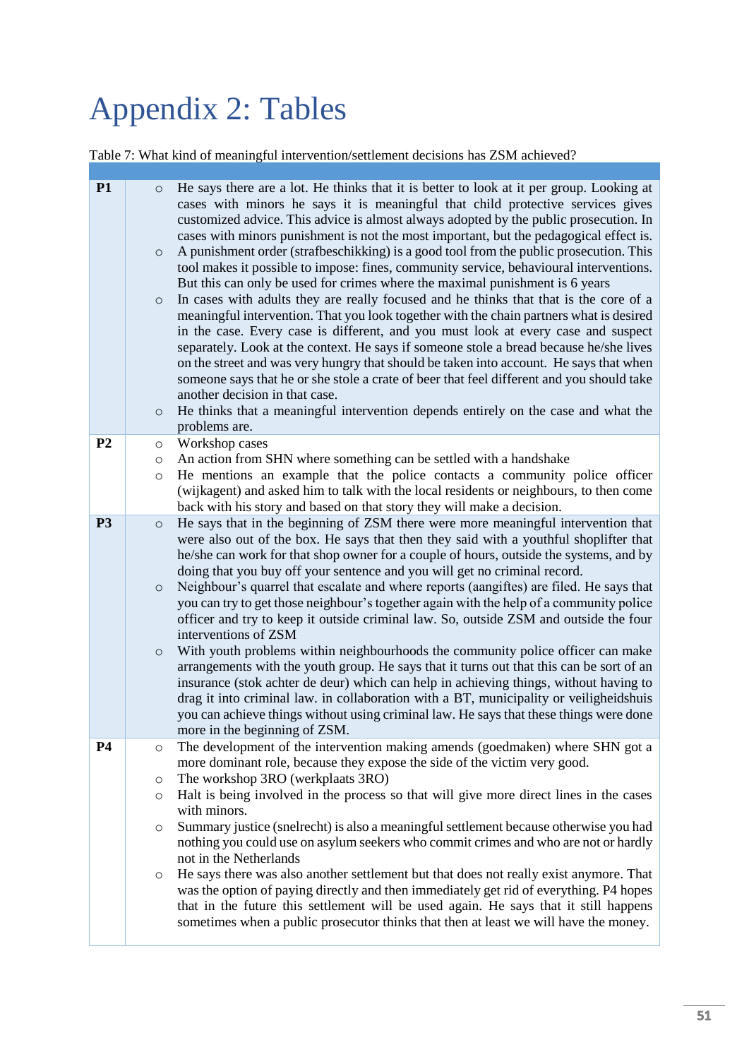# Appendix 2: Tables

Table 7: What kind of meaningful intervention/settlement decisions has ZSM achieved?

| | |
|---|---|
| **P1** | ○ He says there are a lot. He thinks that it is better to look at it per group. Looking at cases with minors he says it is meaningful that child protective services gives customized advice. This advice is almost always adopted by the public prosecution. In cases with minors punishment is not the most important, but the pedagogical effect is.<br>○ A punishment order (strafbeschikking) is a good tool from the public prosecution. This tool makes it possible to impose: fines, community service, behavioural interventions. But this can only be used for crimes where the maximal punishment is 6 years<br>○ In cases with adults they are really focused and he thinks that that is the core of a meaningful intervention. That you look together with the chain partners what is desired in the case. Every case is different, and you must look at every case and suspect separately. Look at the context. He says if someone stole a bread because he/she lives on the street and was very hungry that should be taken into account. He says that when someone says that he or she stole a crate of beer that feel different and you should take another decision in that case.<br>○ He thinks that a meaningful intervention depends entirely on the case and what the problems are. |
| **P2** | ○ Workshop cases<br>○ An action from SHN where something can be settled with a handshake<br>○ He mentions an example that the police contacts a community police officer (wijkagent) and asked him to talk with the local residents or neighbours, to then come back with his story and based on that story they will make a decision. |
| **P3** | ○ He says that in the beginning of ZSM there were more meaningful intervention that were also out of the box. He says that then they said with a youthful shoplifter that he/she can work for that shop owner for a couple of hours, outside the systems, and by doing that you buy off your sentence and you will get no criminal record.<br>○ Neighbour's quarrel that escalate and where reports (aangiftes) are filed. He says that you can try to get those neighbour's together again with the help of a community police officer and try to keep it outside criminal law. So, outside ZSM and outside the four interventions of ZSM<br>○ With youth problems within neighbourhoods the community police officer can make arrangements with the youth group. He says that it turns out that this can be sort of an insurance (stok achter de deur) which can help in achieving things, without having to drag it into criminal law. in collaboration with a BT, municipality or veiligheidshuis you can achieve things without using criminal law. He says that these things were done more in the beginning of ZSM. |
| **P4** | ○ The development of the intervention making amends (goedmaken) where SHN got a more dominant role, because they expose the side of the victim very good.<br>○ The workshop 3RO (werkplaats 3RO)<br>○ Halt is being involved in the process so that will give more direct lines in the cases with minors.<br>○ Summary justice (snelrecht) is also a meaningful settlement because otherwise you had nothing you could use on asylum seekers who commit crimes and who are not or hardly not in the Netherlands<br>○ He says there was also another settlement but that does not really exist anymore. That was the option of paying directly and then immediately get rid of everything. P4 hopes that in the future this settlement will be used again. He says that it still happens sometimes when a public prosecutor thinks that then at least we will have the money. |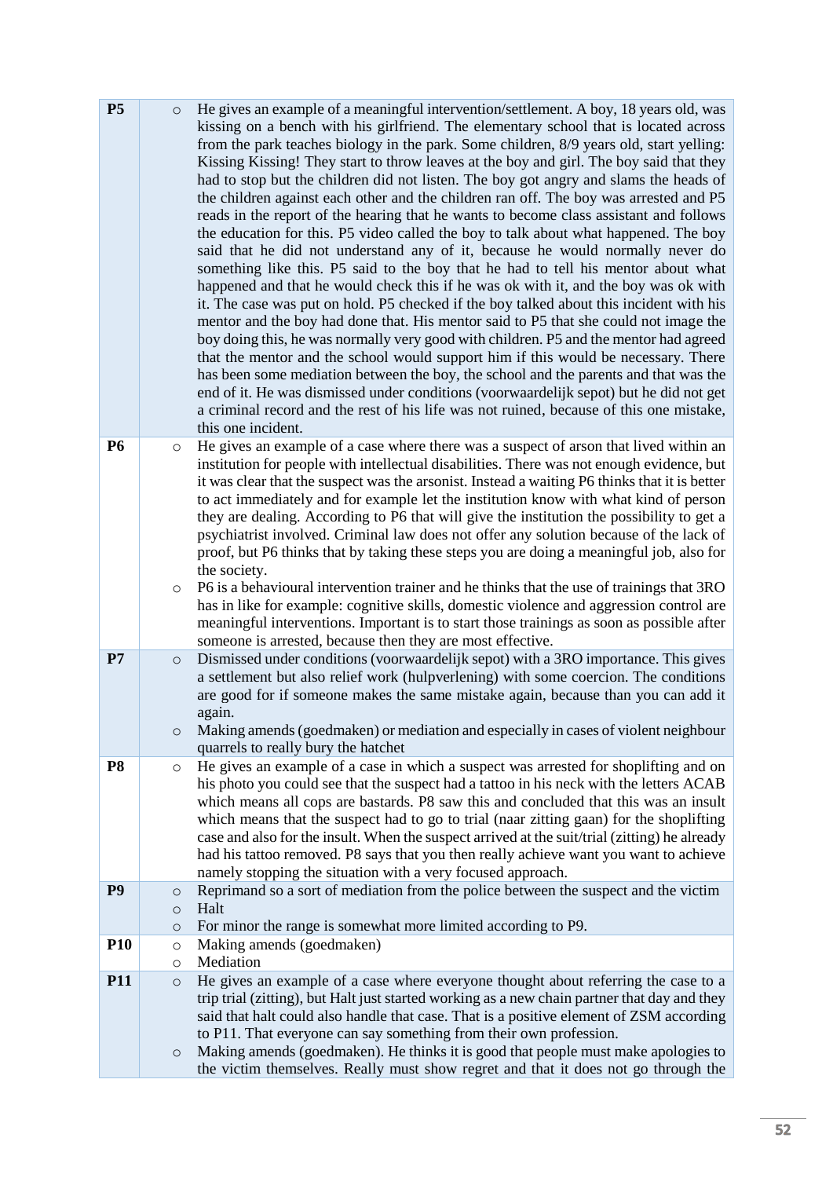| | |
|---|---|
| **P5** | ○ He gives an example of a meaningful intervention/settlement. A boy, 18 years old, was kissing on a bench with his girlfriend. The elementary school that is located across from the park teaches biology in the park. Some children, 8/9 years old, start yelling: Kissing Kissing! They start to throw leaves at the boy and girl. The boy said that they had to stop but the children did not listen. The boy got angry and slams the heads of the children against each other and the children ran off. The boy was arrested and P5 reads in the report of the hearing that he wants to become class assistant and follows the education for this. P5 video called the boy to talk about what happened. The boy said that he did not understand any of it, because he would normally never do something like this. P5 said to the boy that he had to tell his mentor about what happened and that he would check this if he was ok with it, and the boy was ok with it. The case was put on hold. P5 checked if the boy talked about this incident with his mentor and the boy had done that. His mentor said to P5 that she could not image the boy doing this, he was normally very good with children. P5 and the mentor had agreed that the mentor and the school would support him if this would be necessary. There has been some mediation between the boy, the school and the parents and that was the end of it. He was dismissed under conditions (voorwaardelijk sepot) but he did not get a criminal record and the rest of his life was not ruined, because of this one mistake, this one incident. |
| **P6** | ○ He gives an example of a case where there was a suspect of arson that lived within an institution for people with intellectual disabilities. There was not enough evidence, but it was clear that the suspect was the arsonist. Instead a waiting P6 thinks that it is better to act immediately and for example let the institution know with what kind of person they are dealing. According to P6 that will give the institution the possibility to get a psychiatrist involved. Criminal law does not offer any solution because of the lack of proof, but P6 thinks that by taking these steps you are doing a meaningful job, also for the society.<br>○ P6 is a behavioural intervention trainer and he thinks that the use of trainings that 3RO has in like for example: cognitive skills, domestic violence and aggression control are meaningful interventions. Important is to start those trainings as soon as possible after someone is arrested, because then they are most effective. |
| **P7** | ○ Dismissed under conditions (voorwaardelijk sepot) with a 3RO importance. This gives a settlement but also relief work (hulpverlening) with some coercion. The conditions are good for if someone makes the same mistake again, because than you can add it again.<br>○ Making amends (goedmaken) or mediation and especially in cases of violent neighbour quarrels to really bury the hatchet |
| **P8** | ○ He gives an example of a case in which a suspect was arrested for shoplifting and on his photo you could see that the suspect had a tattoo in his neck with the letters ACAB which means all cops are bastards. P8 saw this and concluded that this was an insult which means that the suspect had to go to trial (naar zitting gaan) for the shoplifting case and also for the insult. When the suspect arrived at the suit/trial (zitting) he already had his tattoo removed. P8 says that you then really achieve want you want to achieve namely stopping the situation with a very focused approach. |
| **P9** | ○ Reprimand so a sort of mediation from the police between the suspect and the victim<br>○ Halt<br>○ For minor the range is somewhat more limited according to P9. |
| **P10** | ○ Making amends (goedmaken)<br>○ Mediation |
| **P11** | ○ He gives an example of a case where everyone thought about referring the case to a trip trial (zitting), but Halt just started working as a new chain partner that day and they said that halt could also handle that case. That is a positive element of ZSM according to P11. That everyone can say something from their own profession.<br>○ Making amends (goedmaken). He thinks it is good that people must make apologies to the victim themselves. Really must show regret and that it does not go through the |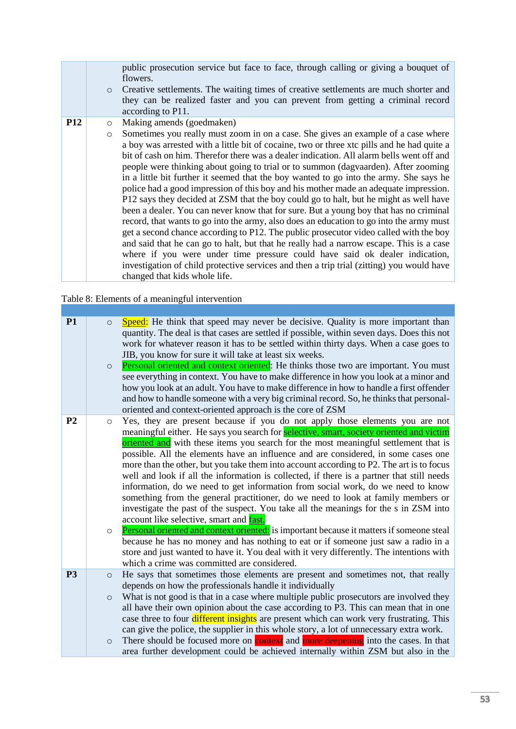|  |  |
|---|---|
|  | public prosecution service but face to face, through calling or giving a bouquet of flowers.<br>○ Creative settlements. The waiting times of creative settlements are much shorter and they can be realized faster and you can prevent from getting a criminal record according to P11. |
| **P12** | ○ Making amends (goedmaken)<br>○ Sometimes you really must zoom in on a case. She gives an example of a case where a boy was arrested with a little bit of cocaine, two or three xtc pills and he had quite a bit of cash on him. Therefor there was a dealer indication. All alarm bells went off and people were thinking about going to trial or to summon (dagvaarden). After zooming in a little bit further it seemed that the boy wanted to go into the army. She says he police had a good impression of this boy and his mother made an adequate impression. P12 says they decided at ZSM that the boy could go to halt, but he might as well have been a dealer. You can never know that for sure. But a young boy that has no criminal record, that wants to go into the army, also does an education to go into the army must get a second chance according to P12. The public prosecutor video called with the boy and said that he can go to halt, but that he really had a narrow escape. This is a case where if you were under time pressure could have said ok dealer indication, investigation of child protective services and then a trip trial (zitting) you would have changed that kids whole life. |

Table 8: Elements of a meaningful intervention

|  |  |
|---|---|
| **P1** | ○ Speed: He think that speed may never be decisive. Quality is more important than quantity. The deal is that cases are settled if possible, within seven days. Does this not work for whatever reason it has to be settled within thirty days. When a case goes to JIB, you know for sure it will take at least six weeks.<br>○ Personal oriented and context oriented: He thinks those two are important. You must see everything in context. You have to make difference in how you look at a minor and how you look at an adult. You have to make difference in how to handle a first offender and how to handle someone with a very big criminal record. So, he thinks that personal-oriented and context-oriented approach is the core of ZSM |
| **P2** | ○ Yes, they are present because if you do not apply those elements you are not meaningful either. He says you search for selective, smart, society oriented and victim oriented and with these items you search for the most meaningful settlement that is possible. All the elements have an influence and are considered, in some cases one more than the other, but you take them into account according to P2. The art is to focus well and look if all the information is collected, if there is a partner that still needs information, do we need to get information from social work, do we need to know something from the general practitioner, do we need to look at family members or investigate the past of the suspect. You take all the meanings for the s in ZSM into account like selective, smart and fast.<br>○ Personal oriented and context oriented: is important because it matters if someone steal because he has no money and has nothing to eat or if someone just saw a radio in a store and just wanted to have it. You deal with it very differently. The intentions with which a crime was committed are considered. |
| **P3** | ○ He says that sometimes those elements are present and sometimes not, that really depends on how the professionals handle it individually<br>○ What is not good is that in a case where multiple public prosecutors are involved they all have their own opinion about the case according to P3. This can mean that in one case three to four different insights are present which can work very frustrating. This can give the police, the supplier in this whole story, a lot of unnecessary extra work.<br>○ There should be focused more on context and more deepening into the cases. In that area further development could be achieved internally within ZSM but also in the |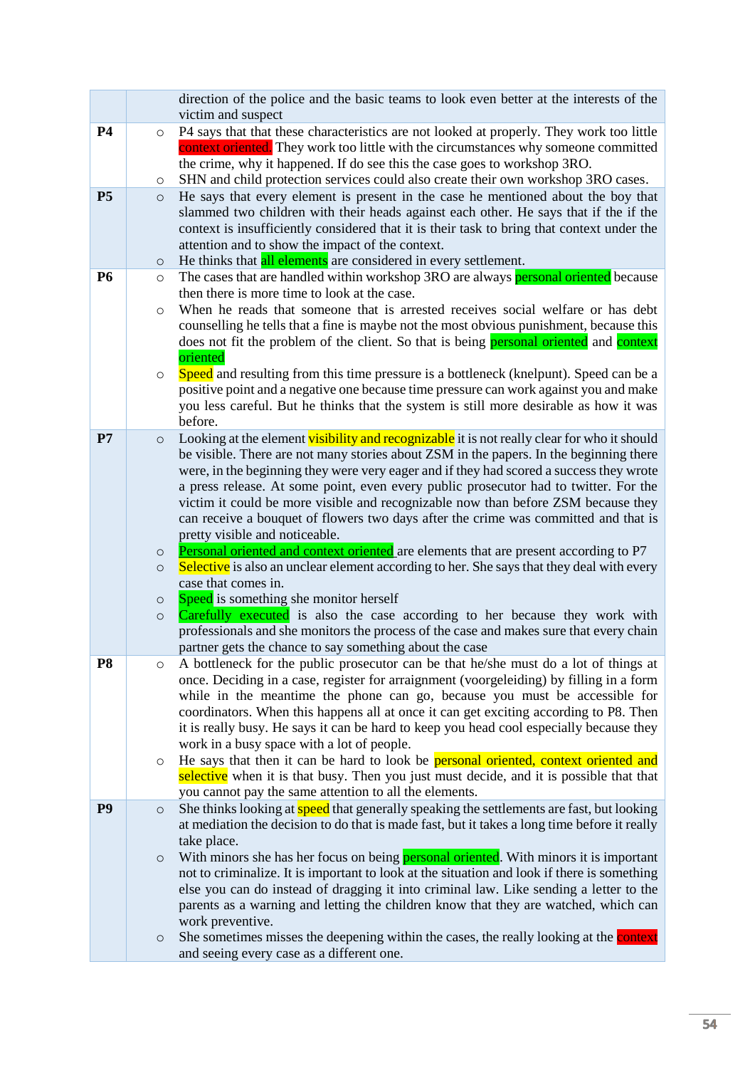| | |
|---|---|
| | direction of the police and the basic teams to look even better at the interests of the victim and suspect |
| **P4** | ○ P4 says that that these characteristics are not looked at properly. They work too little context oriented. They work too little with the circumstances why someone committed the crime, why it happened. If do see this the case goes to workshop 3RO.<br>○ SHN and child protection services could also create their own workshop 3RO cases. |
| **P5** | ○ He says that every element is present in the case he mentioned about the boy that slammed two children with their heads against each other. He says that if the if the context is insufficiently considered that it is their task to bring that context under the attention and to show the impact of the context.<br>○ He thinks that all elements are considered in every settlement. |
| **P6** | ○ The cases that are handled within workshop 3RO are always personal oriented because then there is more time to look at the case.<br>○ When he reads that someone that is arrested receives social welfare or has debt counselling he tells that a fine is maybe not the most obvious punishment, because this does not fit the problem of the client. So that is being personal oriented and context oriented<br>○ Speed and resulting from this time pressure is a bottleneck (knelpunt). Speed can be a positive point and a negative one because time pressure can work against you and make you less careful. But he thinks that the system is still more desirable as how it was before. |
| **P7** | ○ Looking at the element visibility and recognizable it is not really clear for who it should be visible. There are not many stories about ZSM in the papers. In the beginning there were, in the beginning they were very eager and if they had scored a success they wrote a press release. At some point, even every public prosecutor had to twitter. For the victim it could be more visible and recognizable now than before ZSM because they can receive a bouquet of flowers two days after the crime was committed and that is pretty visible and noticeable.<br>○ Personal oriented and context oriented are elements that are present according to P7<br>○ Selective is also an unclear element according to her. She says that they deal with every case that comes in.<br>○ Speed is something she monitor herself<br>○ Carefully executed is also the case according to her because they work with professionals and she monitors the process of the case and makes sure that every chain partner gets the chance to say something about the case |
| **P8** | ○ A bottleneck for the public prosecutor can be that he/she must do a lot of things at once. Deciding in a case, register for arraignment (voorgeleiding) by filling in a form while in the meantime the phone can go, because you must be accessible for coordinators. When this happens all at once it can get exciting according to P8. Then it is really busy. He says it can be hard to keep you head cool especially because they work in a busy space with a lot of people.<br>○ He says that then it can be hard to look be personal oriented, context oriented and selective when it is that busy. Then you just must decide, and it is possible that that you cannot pay the same attention to all the elements. |
| **P9** | ○ She thinks looking at speed that generally speaking the settlements are fast, but looking at mediation the decision to do that is made fast, but it takes a long time before it really take place.<br>○ With minors she has her focus on being personal oriented. With minors it is important not to criminalize. It is important to look at the situation and look if there is something else you can do instead of dragging it into criminal law. Like sending a letter to the parents as a warning and letting the children know that they are watched, which can work preventive.<br>○ She sometimes misses the deepening within the cases, the really looking at the context and seeing every case as a different one. |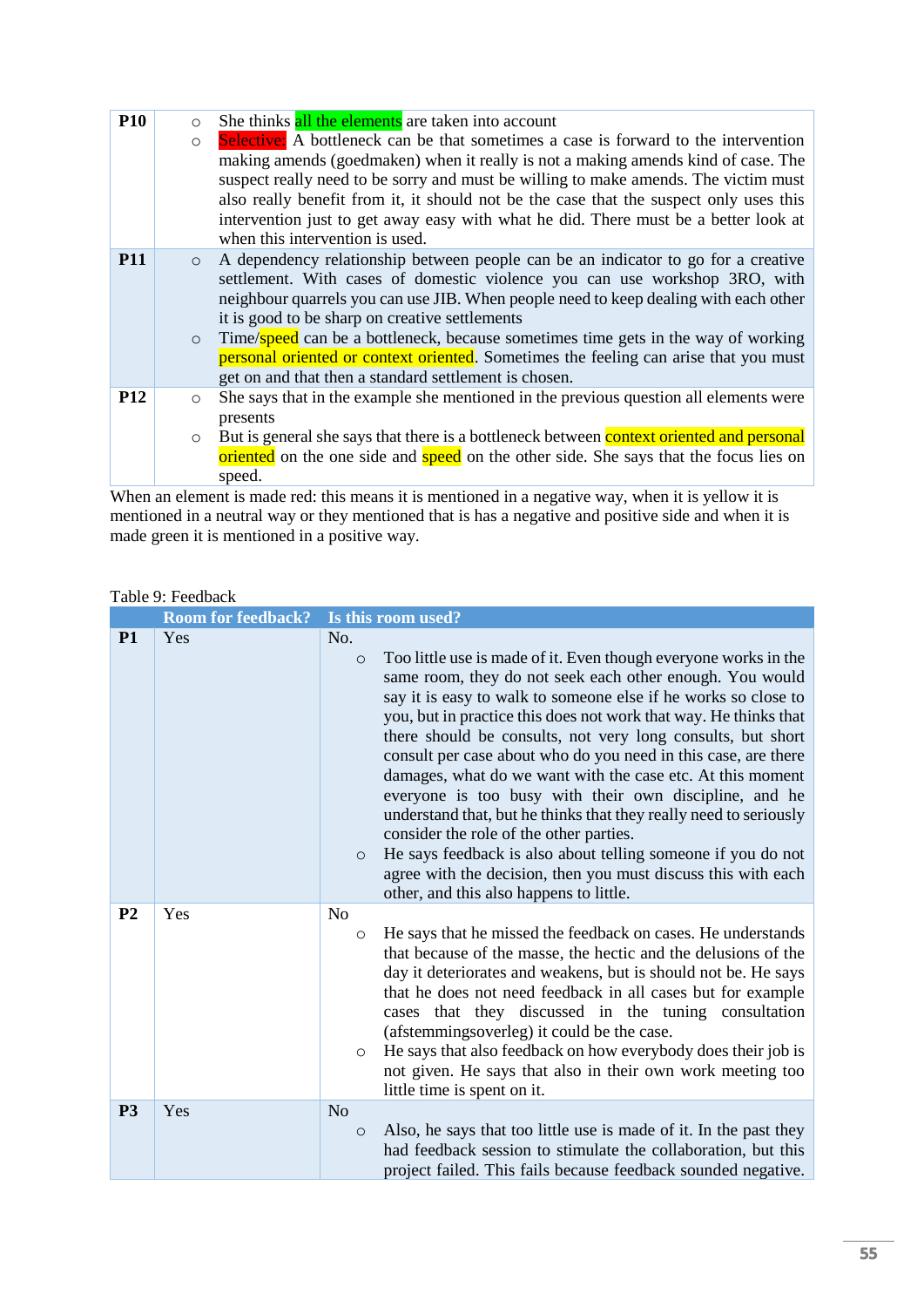| | |
|---|---|
| **P10** | ○ She thinks all the elements are taken into account<br>○ Selective: A bottleneck can be that sometimes a case is forward to the intervention making amends (goedmaken) when it really is not a making amends kind of case. The suspect really need to be sorry and must be willing to make amends. The victim must also really benefit from it, it should not be the case that the suspect only uses this intervention just to get away easy with what he did. There must be a better look at when this intervention is used. |
| **P11** | ○ A dependency relationship between people can be an indicator to go for a creative settlement. With cases of domestic violence you can use workshop 3RO, with neighbour quarrels you can use JIB. When people need to keep dealing with each other it is good to be sharp on creative settlements<br>○ Time/speed can be a bottleneck, because sometimes time gets in the way of working personal oriented or context oriented. Sometimes the feeling can arise that you must get on and that then a standard settlement is chosen. |
| **P12** | ○ She says that in the example she mentioned in the previous question all elements were presents<br>○ But is general she says that there is a bottleneck between context oriented and personal oriented on the one side and speed on the other side. She says that the focus lies on speed. |

When an element is made red: this means it is mentioned in a negative way, when it is yellow it is mentioned in a neutral way or they mentioned that is has a negative and positive side and when it is made green it is mentioned in a positive way.

Table 9: Feedback

| | Room for feedback? | Is this room used? |
|---|---|---|
| **P1** | Yes | No.<br>○ Too little use is made of it. Even though everyone works in the same room, they do not seek each other enough. You would say it is easy to walk to someone else if he works so close to you, but in practice this does not work that way. He thinks that there should be consults, not very long consults, but short consult per case about who do you need in this case, are there damages, what do we want with the case etc. At this moment everyone is too busy with their own discipline, and he understand that, but he thinks that they really need to seriously consider the role of the other parties.<br>○ He says feedback is also about telling someone if you do not agree with the decision, then you must discuss this with each other, and this also happens to little. |
| **P2** | Yes | No<br>○ He says that he missed the feedback on cases. He understands that because of the masse, the hectic and the delusions of the day it deteriorates and weakens, but is should not be. He says that he does not need feedback in all cases but for example cases that they discussed in the tuning consultation (afstemmingsoverleg) it could be the case.<br>○ He says that also feedback on how everybody does their job is not given. He says that also in their own work meeting too little time is spent on it. |
| **P3** | Yes | No<br>○ Also, he says that too little use is made of it. In the past they had feedback session to stimulate the collaboration, but this project failed. This fails because feedback sounded negative. |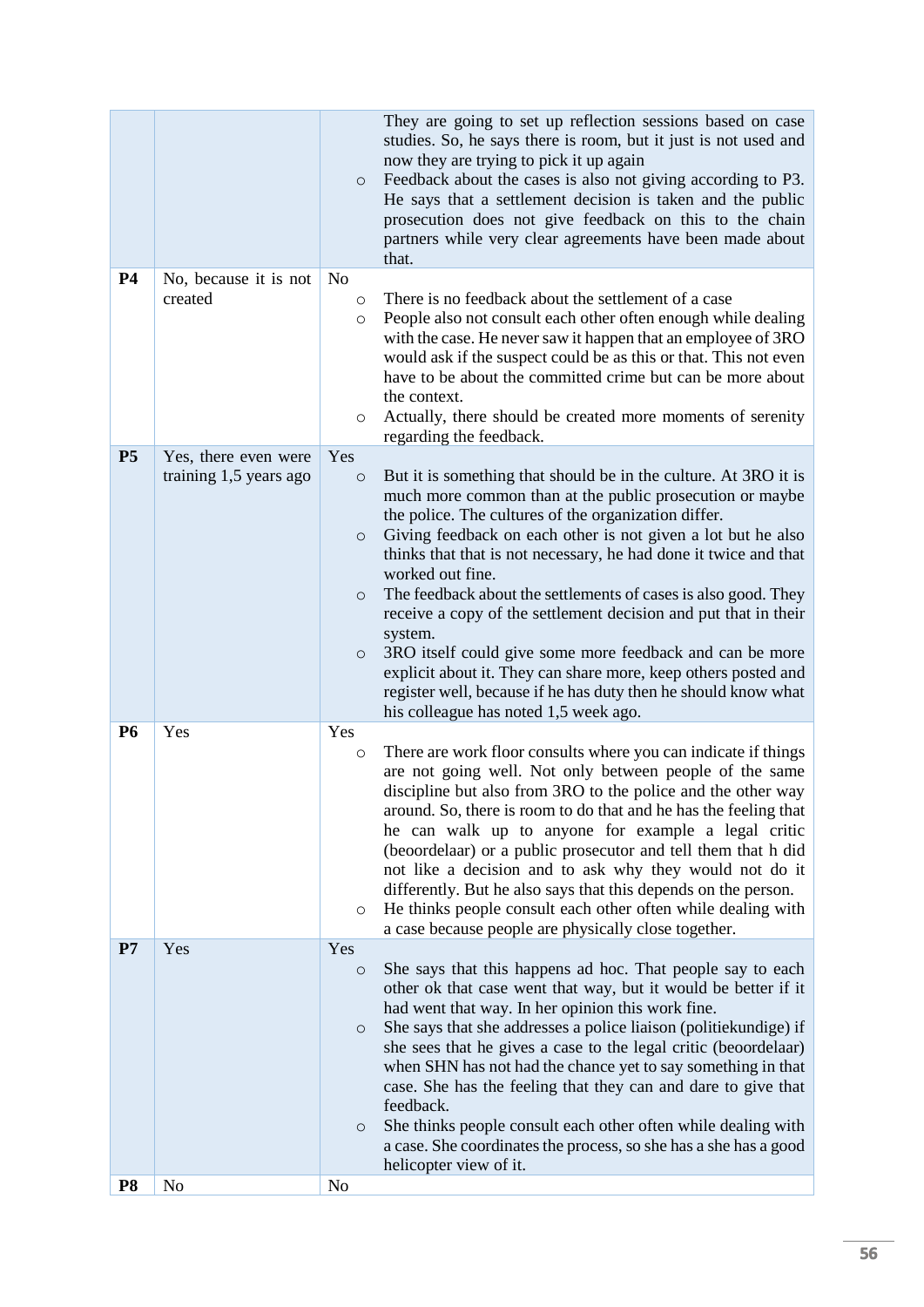|  |  |  |
|---|---|---|
|  |  | They are going to set up reflection sessions based on case studies. So, he says there is room, but it just is not used and now they are trying to pick it up again<br>○ Feedback about the cases is also not giving according to P3. He says that a settlement decision is taken and the public prosecution does not give feedback on this to the chain partners while very clear agreements have been made about that. |
| **P4** | No, because it is not created | No<br>○ There is no feedback about the settlement of a case<br>○ People also not consult each other often enough while dealing with the case. He never saw it happen that an employee of 3RO would ask if the suspect could be as this or that. This not even have to be about the committed crime but can be more about the context.<br>○ Actually, there should be created more moments of serenity regarding the feedback. |
| **P5** | Yes, there even were training 1,5 years ago | Yes<br>○ But it is something that should be in the culture. At 3RO it is much more common than at the public prosecution or maybe the police. The cultures of the organization differ.<br>○ Giving feedback on each other is not given a lot but he also thinks that that is not necessary, he had done it twice and that worked out fine.<br>○ The feedback about the settlements of cases is also good. They receive a copy of the settlement decision and put that in their system.<br>○ 3RO itself could give some more feedback and can be more explicit about it. They can share more, keep others posted and register well, because if he has duty then he should know what his colleague has noted 1,5 week ago. |
| **P6** | Yes | Yes<br>○ There are work floor consults where you can indicate if things are not going well. Not only between people of the same discipline but also from 3RO to the police and the other way around. So, there is room to do that and he has the feeling that he can walk up to anyone for example a legal critic (beoordelaar) or a public prosecutor and tell them that h did not like a decision and to ask why they would not do it differently. But he also says that this depends on the person.<br>○ He thinks people consult each other often while dealing with a case because people are physically close together. |
| **P7** | Yes | Yes<br>○ She says that this happens ad hoc. That people say to each other ok that case went that way, but it would be better if it had went that way. In her opinion this work fine.<br>○ She says that she addresses a police liaison (politiekundige) if she sees that he gives a case to the legal critic (beoordelaar) when SHN has not had the chance yet to say something in that case. She has the feeling that they can and dare to give that feedback.<br>○ She thinks people consult each other often while dealing with a case. She coordinates the process, so she has a she has a good helicopter view of it. |
| **P8** | No | No |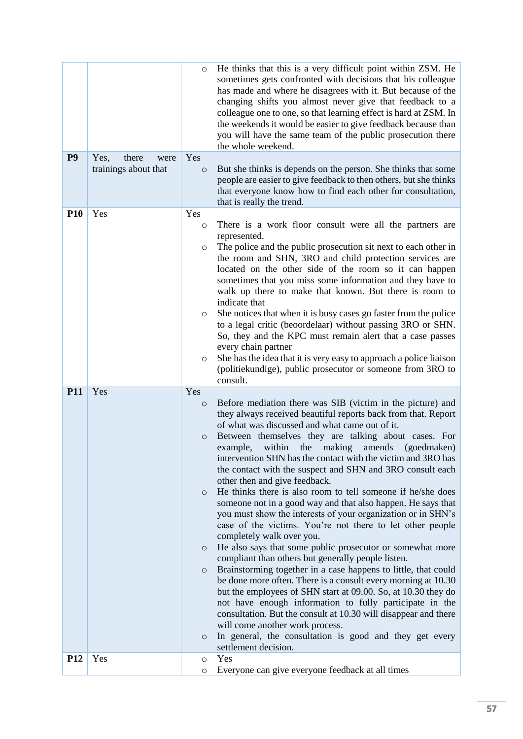| | | |
|---|---|---|
| | | ○ He thinks that this is a very difficult point within ZSM. He sometimes gets confronted with decisions that his colleague has made and where he disagrees with it. But because of the changing shifts you almost never give that feedback to a colleague one to one, so that learning effect is hard at ZSM. In the weekends it would be easier to give feedback because than you will have the same team of the public prosecution there the whole weekend. |
| **P9** | Yes, there were trainings about that | Yes<br>○ But she thinks is depends on the person. She thinks that some people are easier to give feedback to then others, but she thinks that everyone know how to find each other for consultation, that is really the trend. |
| **P10** | Yes | Yes<br>○ There is a work floor consult were all the partners are represented.<br>○ The police and the public prosecution sit next to each other in the room and SHN, 3RO and child protection services are located on the other side of the room so it can happen sometimes that you miss some information and they have to walk up there to make that known. But there is room to indicate that<br>○ She notices that when it is busy cases go faster from the police to a legal critic (beoordelaar) without passing 3RO or SHN. So, they and the KPC must remain alert that a case passes every chain partner<br>○ She has the idea that it is very easy to approach a police liaison (politiekundige), public prosecutor or someone from 3RO to consult. |
| **P11** | Yes | Yes<br>○ Before mediation there was SIB (victim in the picture) and they always received beautiful reports back from that. Report of what was discussed and what came out of it.<br>○ Between themselves they are talking about cases. For example, within the making amends (goedmaken) intervention SHN has the contact with the victim and 3RO has the contact with the suspect and SHN and 3RO consult each other then and give feedback.<br>○ He thinks there is also room to tell someone if he/she does someone not in a good way and that also happen. He says that you must show the interests of your organization or in SHN's case of the victims. You're not there to let other people completely walk over you.<br>○ He also says that some public prosecutor or somewhat more compliant than others but generally people listen.<br>○ Brainstorming together in a case happens to little, that could be done more often. There is a consult every morning at 10.30 but the employees of SHN start at 09.00. So, at 10.30 they do not have enough information to fully participate in the consultation. But the consult at 10.30 will disappear and there will come another work process.<br>○ In general, the consultation is good and they get every settlement decision. |
| **P12** | Yes | ○ Yes<br>○ Everyone can give everyone feedback at all times |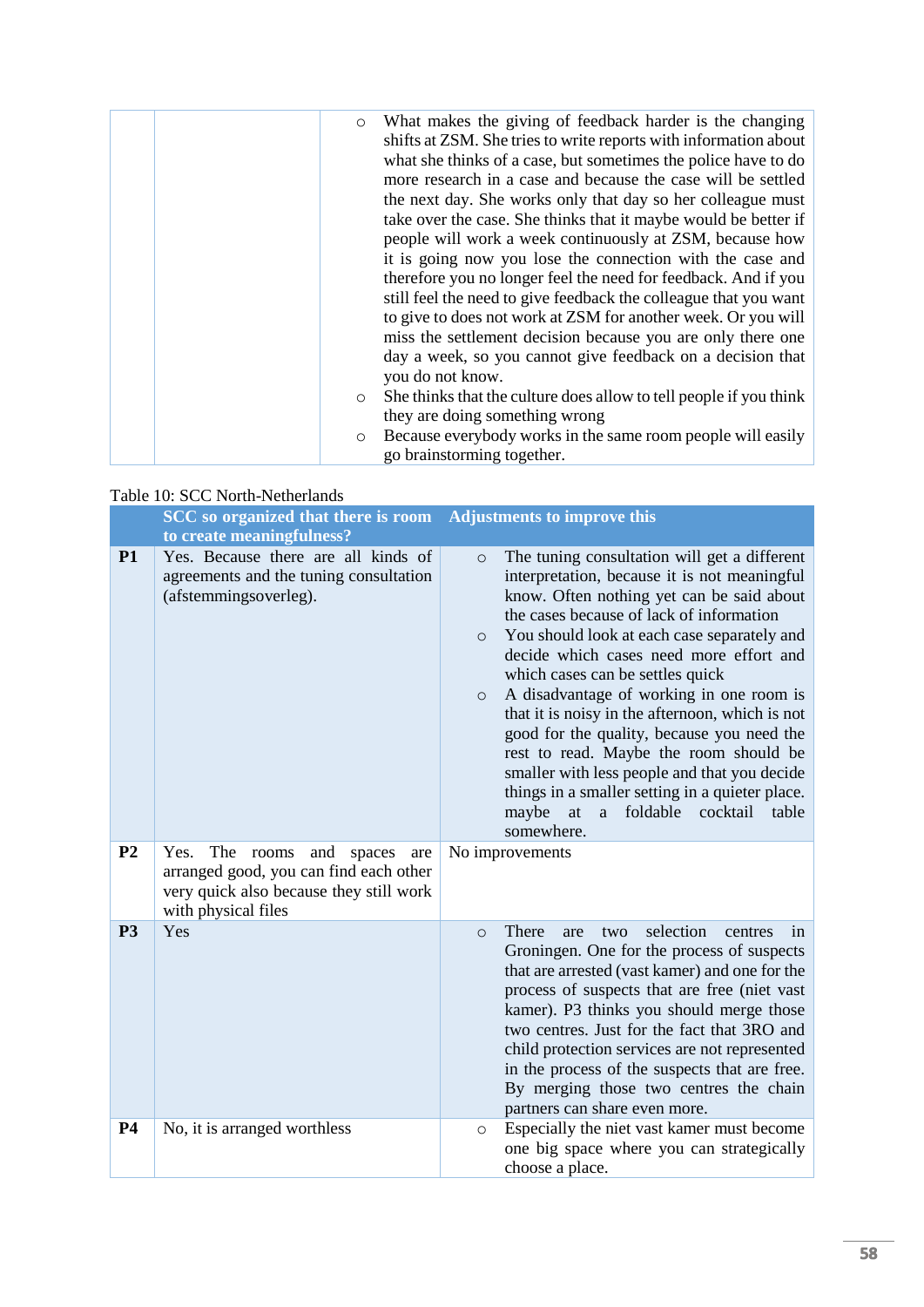| | | |
|---|---|---|
| | | ○ What makes the giving of feedback harder is the changing shifts at ZSM. She tries to write reports with information about what she thinks of a case, but sometimes the police have to do more research in a case and because the case will be settled the next day. She works only that day so her colleague must take over the case. She thinks that it maybe would be better if people will work a week continuously at ZSM, because how it is going now you lose the connection with the case and therefore you no longer feel the need for feedback. And if you still feel the need to give feedback the colleague that you want to give to does not work at ZSM for another week. Or you will miss the settlement decision because you are only there one day a week, so you cannot give feedback on a decision that you do not know.<br>○ She thinks that the culture does allow to tell people if you think they are doing something wrong<br>○ Because everybody works in the same room people will easily go brainstorming together. |

Table 10: SCC North-Netherlands

| | SCC so organized that there is room to create meaningfulness? | Adjustments to improve this |
|---|---|---|
| **P1** | Yes. Because there are all kinds of agreements and the tuning consultation (afstemmingsoverleg). | ○ The tuning consultation will get a different interpretation, because it is not meaningful know. Often nothing yet can be said about the cases because of lack of information<br>○ You should look at each case separately and decide which cases need more effort and which cases can be settles quick<br>○ A disadvantage of working in one room is that it is noisy in the afternoon, which is not good for the quality, because you need the rest to read. Maybe the room should be smaller with less people and that you decide things in a smaller setting in a quieter place. maybe at a foldable cocktail table somewhere. |
| **P2** | Yes. The rooms and spaces are arranged good, you can find each other very quick also because they still work with physical files | No improvements |
| **P3** | Yes | ○ There are two selection centres in Groningen. One for the process of suspects that are arrested (vast kamer) and one for the process of suspects that are free (niet vast kamer). P3 thinks you should merge those two centres. Just for the fact that 3RO and child protection services are not represented in the process of the suspects that are free. By merging those two centres the chain partners can share even more. |
| **P4** | No, it is arranged worthless | ○ Especially the niet vast kamer must become one big space where you can strategically choose a place. |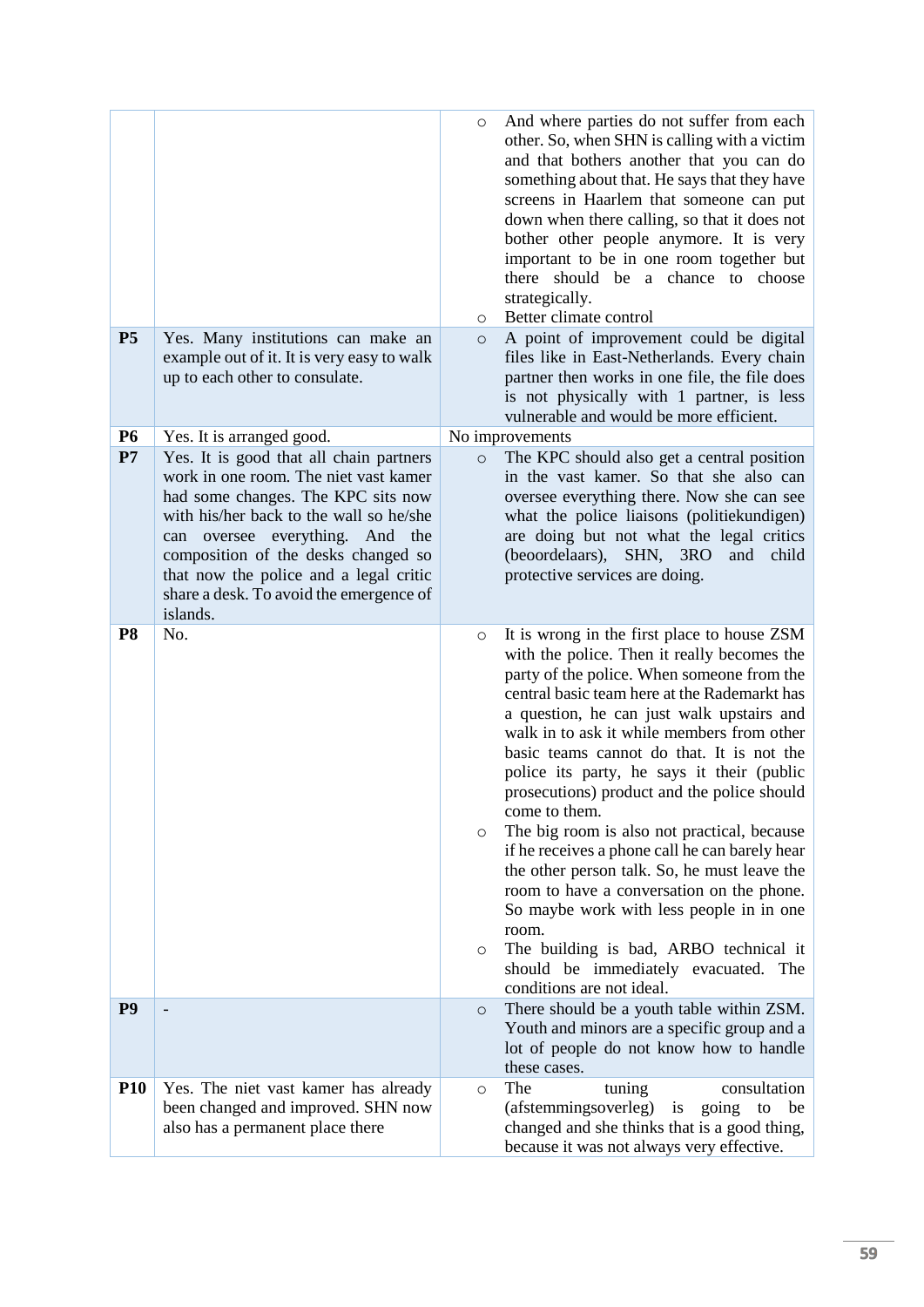| | | |
|---|---|---|
| | | ○ And where parties do not suffer from each other. So, when SHN is calling with a victim and that bothers another that you can do something about that. He says that they have screens in Haarlem that someone can put down when there calling, so that it does not bother other people anymore. It is very important to be in one room together but there should be a chance to choose strategically.<br>○ Better climate control |
| **P5** | Yes. Many institutions can make an example out of it. It is very easy to walk up to each other to consulate. | ○ A point of improvement could be digital files like in East-Netherlands. Every chain partner then works in one file, the file does is not physically with 1 partner, is less vulnerable and would be more efficient. |
| **P6** | Yes. It is arranged good. | No improvements |
| **P7** | Yes. It is good that all chain partners work in one room. The niet vast kamer had some changes. The KPC sits now with his/her back to the wall so he/she can oversee everything. And the composition of the desks changed so that now the police and a legal critic share a desk. To avoid the emergence of islands. | ○ The KPC should also get a central position in the vast kamer. So that she also can oversee everything there. Now she can see what the police liaisons (politiekundigen) are doing but not what the legal critics (beoordelaars), SHN, 3RO and child protective services are doing. |
| **P8** | No. | ○ It is wrong in the first place to house ZSM with the police. Then it really becomes the party of the police. When someone from the central basic team here at the Rademarkt has a question, he can just walk upstairs and walk in to ask it while members from other basic teams cannot do that. It is not the police its party, he says it their (public prosecutions) product and the police should come to them.<br>○ The big room is also not practical, because if he receives a phone call he can barely hear the other person talk. So, he must leave the room to have a conversation on the phone. So maybe work with less people in in one room.<br>○ The building is bad, ARBO technical it should be immediately evacuated. The conditions are not ideal. |
| **P9** | - | ○ There should be a youth table within ZSM. Youth and minors are a specific group and a lot of people do not know how to handle these cases. |
| **P10** | Yes. The niet vast kamer has already been changed and improved. SHN now also has a permanent place there | ○ The tuning consultation (afstemmingsoverleg) is going to be changed and she thinks that is a good thing, because it was not always very effective. |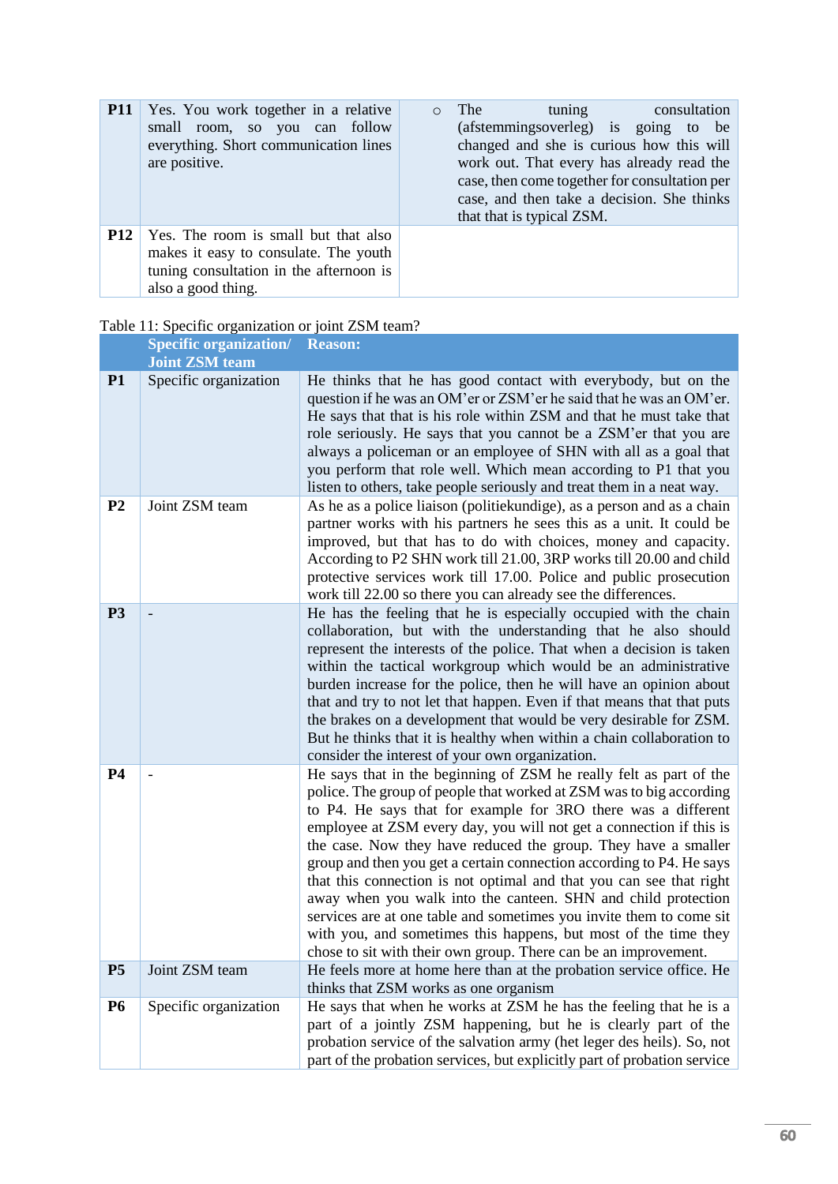| | | |
|---|---|---|
| **P11** | Yes. You work together in a relative small room, so you can follow everything. Short communication lines are positive. | ○ The tuning consultation (afstemmingsoverleg) is going to be changed and she is curious how this will work out. That every has already read the case, then come together for consultation per case, and then take a decision. She thinks that that is typical ZSM. |
| **P12** | Yes. The room is small but that also makes it easy to consulate. The youth tuning consultation in the afternoon is also a good thing. | |

Table 11: Specific organization or joint ZSM team?

| | Specific organization/ Joint ZSM team | Reason: |
|---|---|---|
| **P1** | Specific organization | He thinks that he has good contact with everybody, but on the question if he was an OM'er or ZSM'er he said that he was an OM'er. He says that that is his role within ZSM and that he must take that role seriously. He says that you cannot be a ZSM'er that you are always a policeman or an employee of SHN with all as a goal that you perform that role well. Which mean according to P1 that you listen to others, take people seriously and treat them in a neat way. |
| **P2** | Joint ZSM team | As he as a police liaison (politiekundige), as a person and as a chain partner works with his partners he sees this as a unit. It could be improved, but that has to do with choices, money and capacity. According to P2 SHN work till 21.00, 3RP works till 20.00 and child protective services work till 17.00. Police and public prosecution work till 22.00 so there you can already see the differences. |
| **P3** | - | He has the feeling that he is especially occupied with the chain collaboration, but with the understanding that he also should represent the interests of the police. That when a decision is taken within the tactical workgroup which would be an administrative burden increase for the police, then he will have an opinion about that and try to not let that happen. Even if that means that that puts the brakes on a development that would be very desirable for ZSM. But he thinks that it is healthy when within a chain collaboration to consider the interest of your own organization. |
| **P4** | - | He says that in the beginning of ZSM he really felt as part of the police. The group of people that worked at ZSM was to big according to P4. He says that for example for 3RO there was a different employee at ZSM every day, you will not get a connection if this is the case. Now they have reduced the group. They have a smaller group and then you get a certain connection according to P4. He says that this connection is not optimal and that you can see that right away when you walk into the canteen. SHN and child protection services are at one table and sometimes you invite them to come sit with you, and sometimes this happens, but most of the time they chose to sit with their own group. There can be an improvement. |
| **P5** | Joint ZSM team | He feels more at home here than at the probation service office. He thinks that ZSM works as one organism |
| **P6** | Specific organization | He says that when he works at ZSM he has the feeling that he is a part of a jointly ZSM happening, but he is clearly part of the probation service of the salvation army (het leger des heils). So, not part of the probation services, but explicitly part of probation service |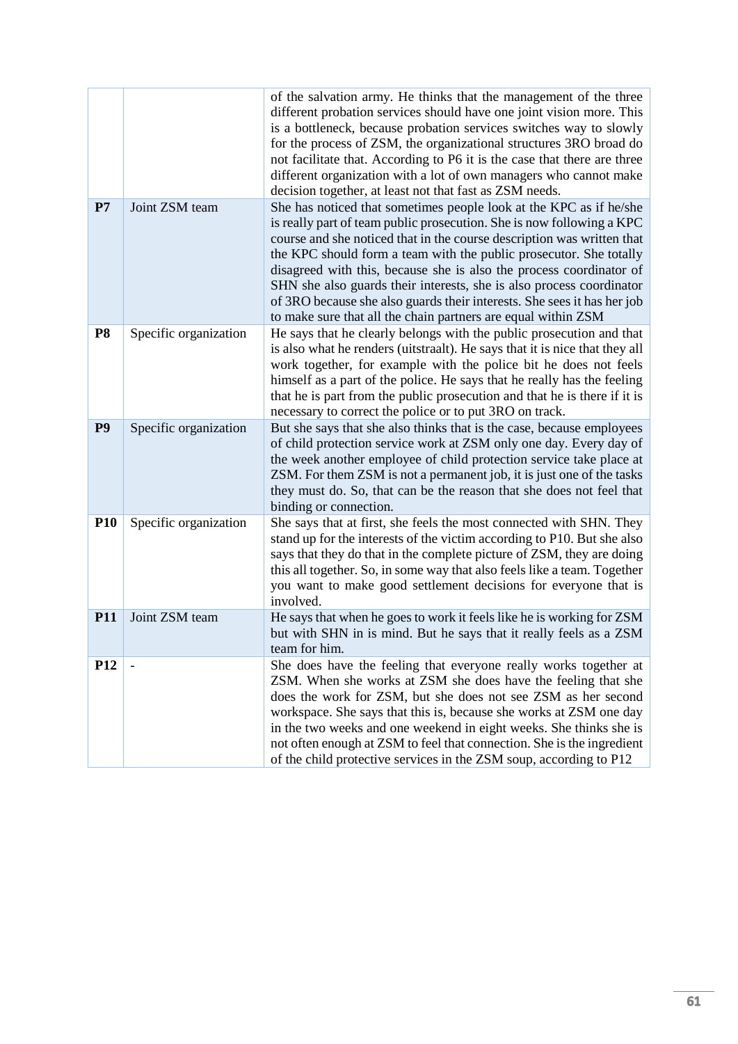| | | |
|---|---|---|
| | | of the salvation army. He thinks that the management of the three different probation services should have one joint vision more. This is a bottleneck, because probation services switches way to slowly for the process of ZSM, the organizational structures 3RO broad do not facilitate that. According to P6 it is the case that there are three different organization with a lot of own managers who cannot make decision together, at least not that fast as ZSM needs. |
| **P7** | Joint ZSM team | She has noticed that sometimes people look at the KPC as if he/she is really part of team public prosecution. She is now following a KPC course and she noticed that in the course description was written that the KPC should form a team with the public prosecutor. She totally disagreed with this, because she is also the process coordinator of SHN she also guards their interests, she is also process coordinator of 3RO because she also guards their interests. She sees it has her job to make sure that all the chain partners are equal within ZSM |
| **P8** | Specific organization | He says that he clearly belongs with the public prosecution and that is also what he renders (uitstraalt). He says that it is nice that they all work together, for example with the police bit he does not feels himself as a part of the police. He says that he really has the feeling that he is part from the public prosecution and that he is there if it is necessary to correct the police or to put 3RO on track. |
| **P9** | Specific organization | But she says that she also thinks that is the case, because employees of child protection service work at ZSM only one day. Every day of the week another employee of child protection service take place at ZSM. For them ZSM is not a permanent job, it is just one of the tasks they must do. So, that can be the reason that she does not feel that binding or connection. |
| **P10** | Specific organization | She says that at first, she feels the most connected with SHN. They stand up for the interests of the victim according to P10. But she also says that they do that in the complete picture of ZSM, they are doing this all together. So, in some way that also feels like a team. Together you want to make good settlement decisions for everyone that is involved. |
| **P11** | Joint ZSM team | He says that when he goes to work it feels like he is working for ZSM but with SHN in is mind. But he says that it really feels as a ZSM team for him. |
| **P12** | - | She does have the feeling that everyone really works together at ZSM. When she works at ZSM she does have the feeling that she does the work for ZSM, but she does not see ZSM as her second workspace. She says that this is, because she works at ZSM one day in the two weeks and one weekend in eight weeks. She thinks she is not often enough at ZSM to feel that connection. She is the ingredient of the child protective services in the ZSM soup, according to P12 |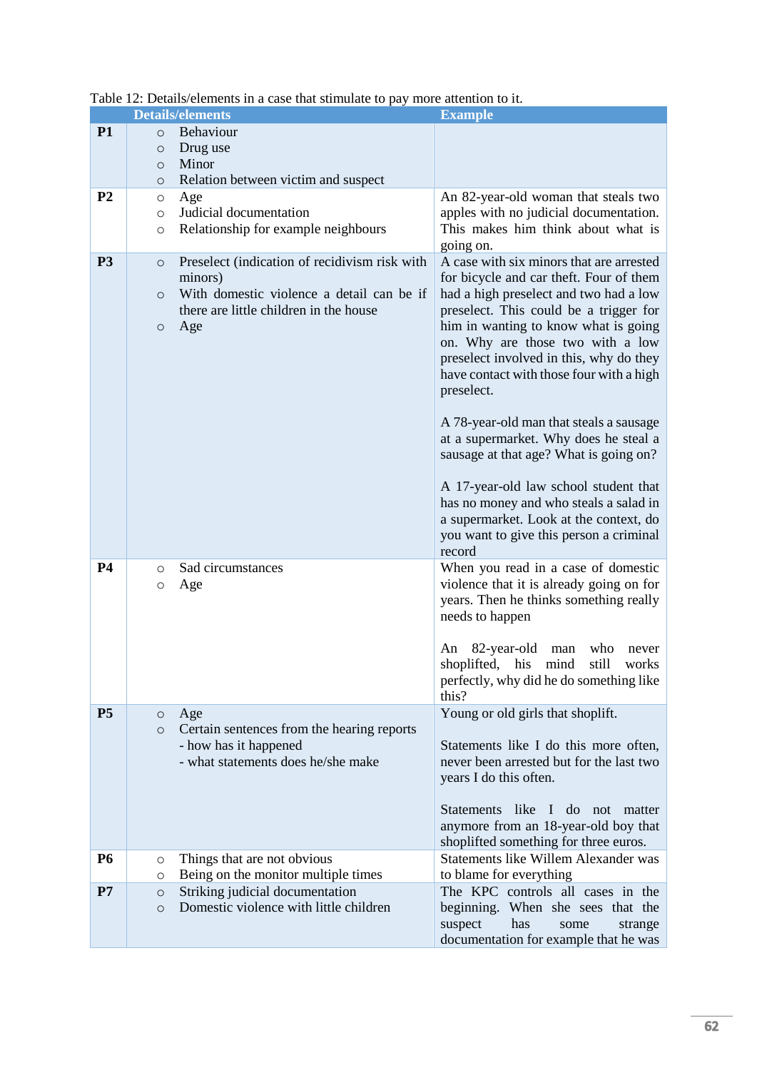Table 12: Details/elements in a case that stimulate to pay more attention to it.

| | Details/elements | Example |
|---|---|---|
| **P1** | ○ Behaviour<br>○ Drug use<br>○ Minor<br>○ Relation between victim and suspect | |
| **P2** | ○ Age<br>○ Judicial documentation<br>○ Relationship for example neighbours | An 82-year-old woman that steals two apples with no judicial documentation. This makes him think about what is going on. |
| **P3** | ○ Preselect (indication of recidivism risk with minors)<br>○ With domestic violence a detail can be if there are little children in the house<br>○ Age | A case with six minors that are arrested for bicycle and car theft. Four of them had a high preselect and two had a low preselect. This could be a trigger for him in wanting to know what is going on. Why are those two with a low preselect involved in this, why do they have contact with those four with a high preselect.<br><br>A 78-year-old man that steals a sausage at a supermarket. Why does he steal a sausage at that age? What is going on?<br><br>A 17-year-old law school student that has no money and who steals a salad in a supermarket. Look at the context, do you want to give this person a criminal record |
| **P4** | ○ Sad circumstances<br>○ Age | When you read in a case of domestic violence that it is already going on for years. Then he thinks something really needs to happen<br><br>An 82-year-old man who never shoplifted, his mind still works perfectly, why did he do something like this? |
| **P5** | ○ Age<br>○ Certain sentences from the hearing reports<br>- how has it happened<br>- what statements does he/she make | Young or old girls that shoplift.<br><br>Statements like I do this more often, never been arrested but for the last two years I do this often.<br><br>Statements like I do not matter anymore from an 18-year-old boy that shoplifted something for three euros. |
| **P6** | ○ Things that are not obvious<br>○ Being on the monitor multiple times | Statements like Willem Alexander was to blame for everything |
| **P7** | ○ Striking judicial documentation<br>○ Domestic violence with little children | The KPC controls all cases in the beginning. When she sees that the suspect has some strange documentation for example that he was |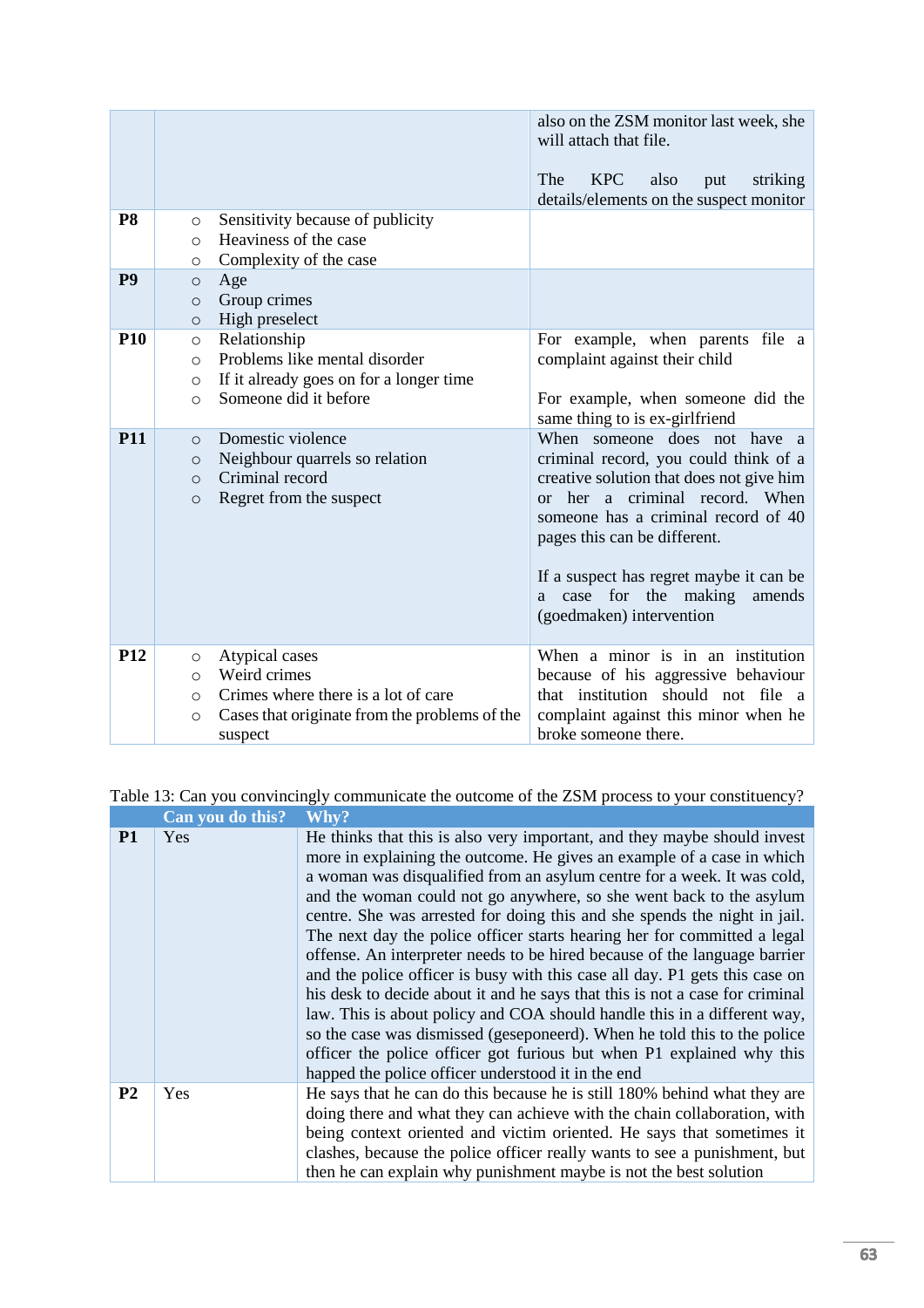| | | |
|---|---|---|
| | | also on the ZSM monitor last week, she will attach that file.<br><br>The KPC also put striking details/elements on the suspect monitor |
| **P8** | ○ Sensitivity because of publicity<br>○ Heaviness of the case<br>○ Complexity of the case | |
| **P9** | ○ Age<br>○ Group crimes<br>○ High preselect | |
| **P10** | ○ Relationship<br>○ Problems like mental disorder<br>○ If it already goes on for a longer time<br>○ Someone did it before | For example, when parents file a complaint against their child<br><br>For example, when someone did the same thing to is ex-girlfriend |
| **P11** | ○ Domestic violence<br>○ Neighbour quarrels so relation<br>○ Criminal record<br>○ Regret from the suspect | When someone does not have a criminal record, you could think of a creative solution that does not give him or her a criminal record. When someone has a criminal record of 40 pages this can be different.<br><br>If a suspect has regret maybe it can be a case for the making amends (goedmaken) intervention |
| **P12** | ○ Atypical cases<br>○ Weird crimes<br>○ Crimes where there is a lot of care<br>○ Cases that originate from the problems of the suspect | When a minor is in an institution because of his aggressive behaviour that institution should not file a complaint against this minor when he broke someone there. |

Table 13: Can you convincingly communicate the outcome of the ZSM process to your constituency?

| | Can you do this? | Why? |
|---|---|---|
| **P1** | Yes | He thinks that this is also very important, and they maybe should invest more in explaining the outcome. He gives an example of a case in which a woman was disqualified from an asylum centre for a week. It was cold, and the woman could not go anywhere, so she went back to the asylum centre. She was arrested for doing this and she spends the night in jail. The next day the police officer starts hearing her for committed a legal offense. An interpreter needs to be hired because of the language barrier and the police officer is busy with this case all day. P1 gets this case on his desk to decide about it and he says that this is not a case for criminal law. This is about policy and COA should handle this in a different way, so the case was dismissed (geseponeerd). When he told this to the police officer the police officer got furious but when P1 explained why this happed the police officer understood it in the end |
| **P2** | Yes | He says that he can do this because he is still 180% behind what they are doing there and what they can achieve with the chain collaboration, with being context oriented and victim oriented. He says that sometimes it clashes, because the police officer really wants to see a punishment, but then he can explain why punishment maybe is not the best solution |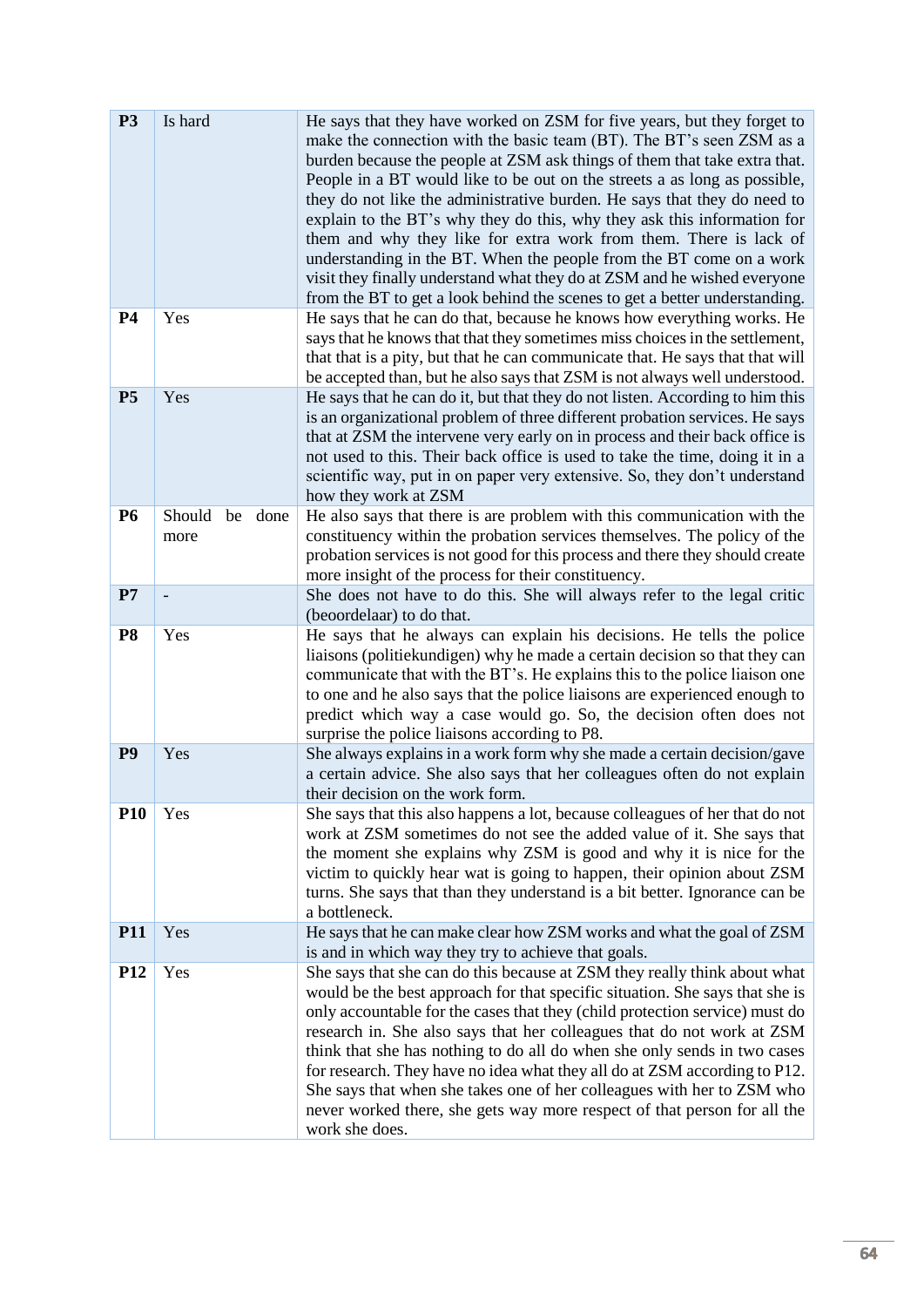| | | |
|---|---|---|
| **P3** | Is hard | He says that they have worked on ZSM for five years, but they forget to make the connection with the basic team (BT). The BT's seen ZSM as a burden because the people at ZSM ask things of them that take extra that. People in a BT would like to be out on the streets a as long as possible, they do not like the administrative burden. He says that they do need to explain to the BT's why they do this, why they ask this information for them and why they like for extra work from them. There is lack of understanding in the BT. When the people from the BT come on a work visit they finally understand what they do at ZSM and he wished everyone from the BT to get a look behind the scenes to get a better understanding. |
| **P4** | Yes | He says that he can do that, because he knows how everything works. He says that he knows that that they sometimes miss choices in the settlement, that that is a pity, but that he can communicate that. He says that that will be accepted than, but he also says that ZSM is not always well understood. |
| **P5** | Yes | He says that he can do it, but that they do not listen. According to him this is an organizational problem of three different probation services. He says that at ZSM the intervene very early on in process and their back office is not used to this. Their back office is used to take the time, doing it in a scientific way, put in on paper very extensive. So, they don't understand how they work at ZSM |
| **P6** | Should be done more | He also says that there is are problem with this communication with the constituency within the probation services themselves. The policy of the probation services is not good for this process and there they should create more insight of the process for their constituency. |
| **P7** | - | She does not have to do this. She will always refer to the legal critic (beoordelaar) to do that. |
| **P8** | Yes | He says that he always can explain his decisions. He tells the police liaisons (politiekundigen) why he made a certain decision so that they can communicate that with the BT's. He explains this to the police liaison one to one and he also says that the police liaisons are experienced enough to predict which way a case would go. So, the decision often does not surprise the police liaisons according to P8. |
| **P9** | Yes | She always explains in a work form why she made a certain decision/gave a certain advice. She also says that her colleagues often do not explain their decision on the work form. |
| **P10** | Yes | She says that this also happens a lot, because colleagues of her that do not work at ZSM sometimes do not see the added value of it. She says that the moment she explains why ZSM is good and why it is nice for the victim to quickly hear wat is going to happen, their opinion about ZSM turns. She says that than they understand is a bit better. Ignorance can be a bottleneck. |
| **P11** | Yes | He says that he can make clear how ZSM works and what the goal of ZSM is and in which way they try to achieve that goals. |
| **P12** | Yes | She says that she can do this because at ZSM they really think about what would be the best approach for that specific situation. She says that she is only accountable for the cases that they (child protection service) must do research in. She also says that her colleagues that do not work at ZSM think that she has nothing to do all do when she only sends in two cases for research. They have no idea what they all do at ZSM according to P12. She says that when she takes one of her colleagues with her to ZSM who never worked there, she gets way more respect of that person for all the work she does. |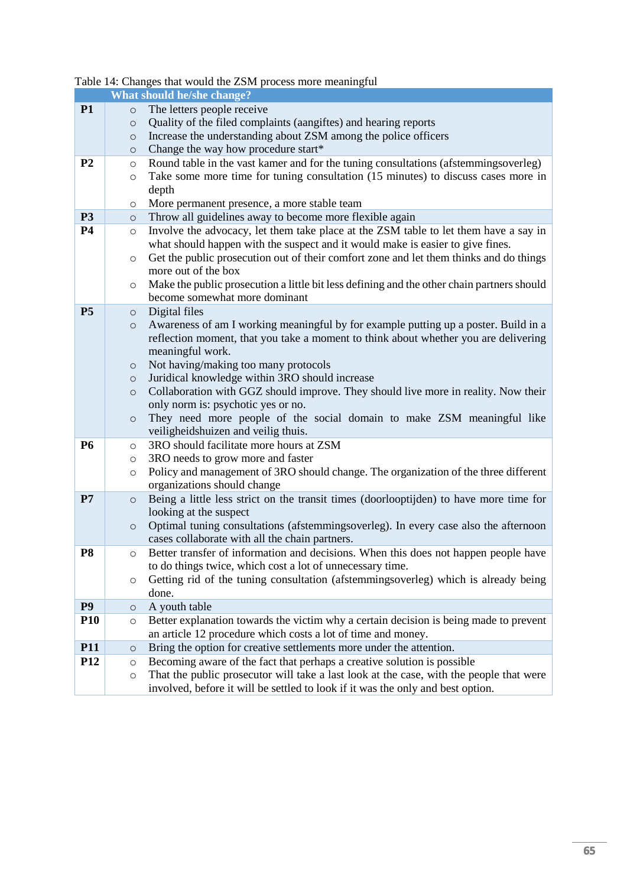Table 14: Changes that would the ZSM process more meaningful

| | What should he/she change? |
|---|---|
| **P1** | ○ The letters people receive<br>○ Quality of the filed complaints (aangiftes) and hearing reports<br>○ Increase the understanding about ZSM among the police officers<br>○ Change the way how procedure start* |
| **P2** | ○ Round table in the vast kamer and for the tuning consultations (afstemmingsoverleg)<br>○ Take some more time for tuning consultation (15 minutes) to discuss cases more in depth<br>○ More permanent presence, a more stable team |
| **P3** | ○ Throw all guidelines away to become more flexible again |
| **P4** | ○ Involve the advocacy, let them take place at the ZSM table to let them have a say in what should happen with the suspect and it would make is easier to give fines.<br>○ Get the public prosecution out of their comfort zone and let them thinks and do things more out of the box<br>○ Make the public prosecution a little bit less defining and the other chain partners should become somewhat more dominant |
| **P5** | ○ Digital files<br>○ Awareness of am I working meaningful by for example putting up a poster. Build in a reflection moment, that you take a moment to think about whether you are delivering meaningful work.<br>○ Not having/making too many protocols<br>○ Juridical knowledge within 3RO should increase<br>○ Collaboration with GGZ should improve. They should live more in reality. Now their only norm is: psychotic yes or no.<br>○ They need more people of the social domain to make ZSM meaningful like veiligheidshuizen and veilig thuis. |
| **P6** | ○ 3RO should facilitate more hours at ZSM<br>○ 3RO needs to grow more and faster<br>○ Policy and management of 3RO should change. The organization of the three different organizations should change |
| **P7** | ○ Being a little less strict on the transit times (doorlooptijden) to have more time for looking at the suspect<br>○ Optimal tuning consultations (afstemmingsoverleg). In every case also the afternoon cases collaborate with all the chain partners. |
| **P8** | ○ Better transfer of information and decisions. When this does not happen people have to do things twice, which cost a lot of unnecessary time.<br>○ Getting rid of the tuning consultation (afstemmingsoverleg) which is already being done. |
| **P9** | ○ A youth table |
| **P10** | ○ Better explanation towards the victim why a certain decision is being made to prevent an article 12 procedure which costs a lot of time and money. |
| **P11** | ○ Bring the option for creative settlements more under the attention. |
| **P12** | ○ Becoming aware of the fact that perhaps a creative solution is possible<br>○ That the public prosecutor will take a last look at the case, with the people that were involved, before it will be settled to look if it was the only and best option. |